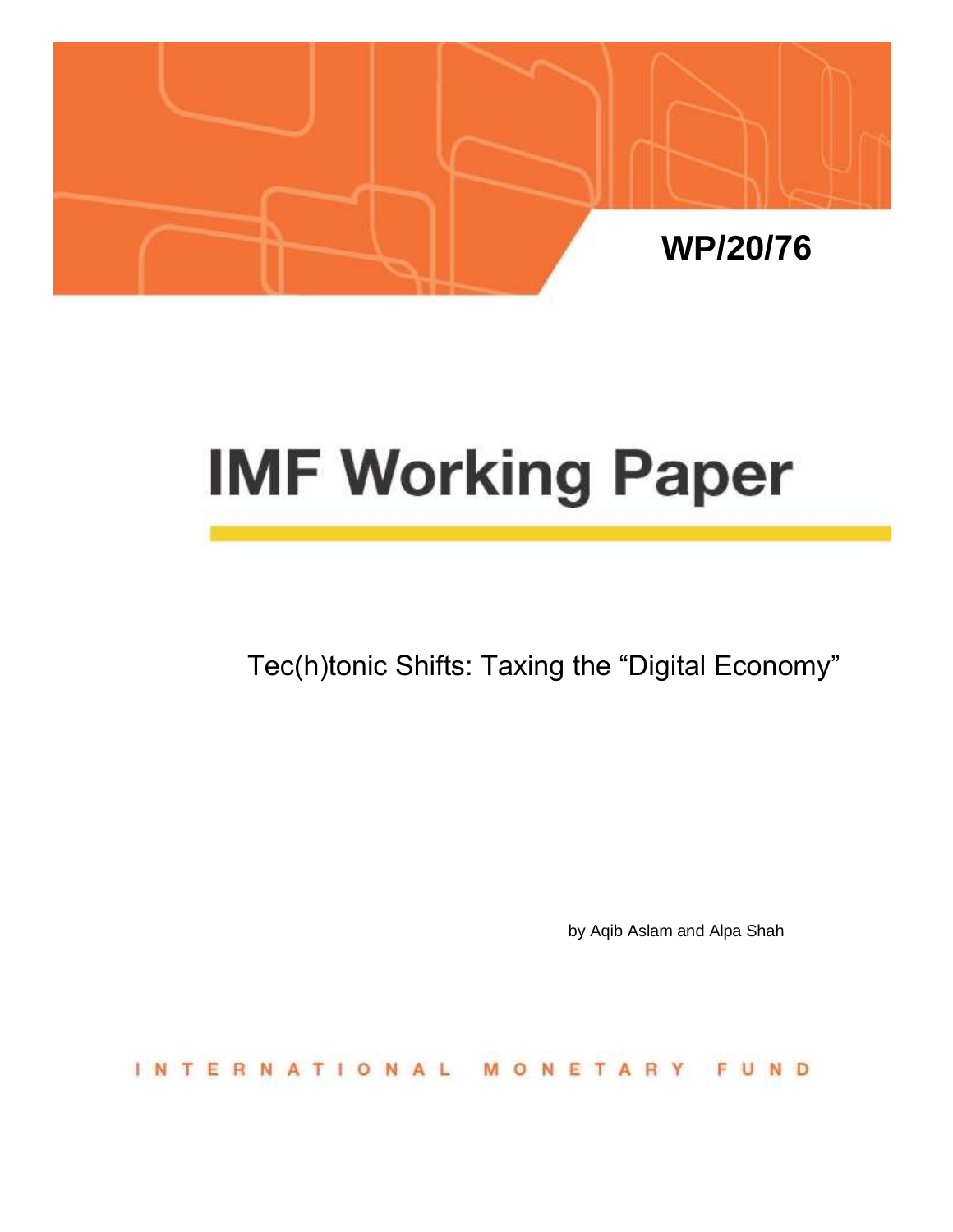WP/20/76

# IMF Working Paper

Tec(h)tonic Shifts: Taxing the "Digital Economy"

by Aqib Aslam and Alpa Shah

INTERNATIONAL MONETARY FUND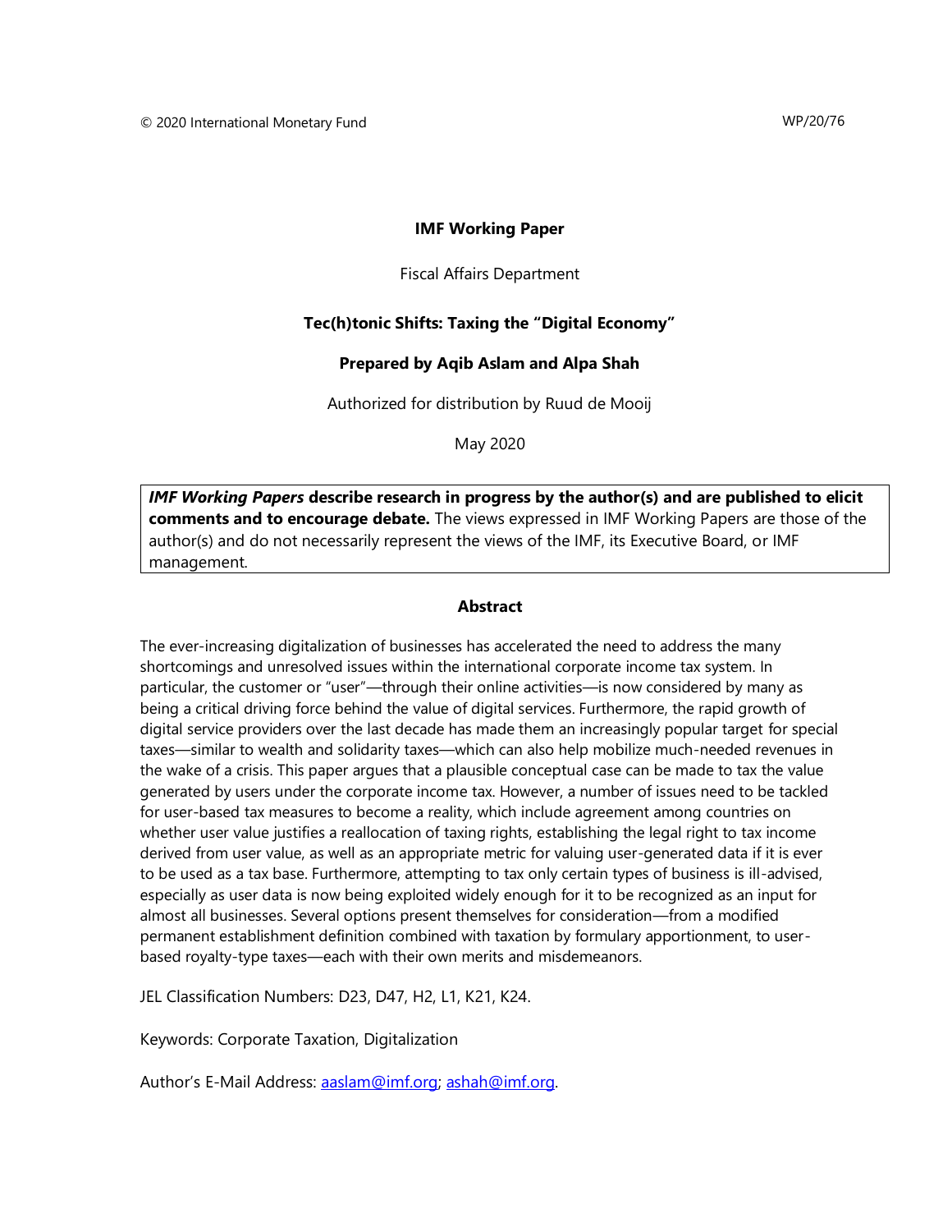© 2020 International Monetary Fund WP/20/76

**IMF Working Paper**

Fiscal Affairs Department

**Tec(h)tonic Shifts: Taxing the "Digital Economy"**

**Prepared by Aqib Aslam and Alpa Shah**

Authorized for distribution by Ruud de Mooij

May 2020

***IMF Working Papers*** **describe research in progress by the author(s) and are published to elicit comments and to encourage debate.** The views expressed in IMF Working Papers are those of the author(s) and do not necessarily represent the views of the IMF, its Executive Board, or IMF management.

## Abstract

The ever-increasing digitalization of businesses has accelerated the need to address the many shortcomings and unresolved issues within the international corporate income tax system. In particular, the customer or "user"—through their online activities—is now considered by many as being a critical driving force behind the value of digital services. Furthermore, the rapid growth of digital service providers over the last decade has made them an increasingly popular target for special taxes—similar to wealth and solidarity taxes—which can also help mobilize much-needed revenues in the wake of a crisis. This paper argues that a plausible conceptual case can be made to tax the value generated by users under the corporate income tax. However, a number of issues need to be tackled for user-based tax measures to become a reality, which include agreement among countries on whether user value justifies a reallocation of taxing rights, establishing the legal right to tax income derived from user value, as well as an appropriate metric for valuing user-generated data if it is ever to be used as a tax base. Furthermore, attempting to tax only certain types of business is ill-advised, especially as user data is now being exploited widely enough for it to be recognized as an input for almost all businesses. Several options present themselves for consideration—from a modified permanent establishment definition combined with taxation by formulary apportionment, to user-based royalty-type taxes—each with their own merits and misdemeanors.

JEL Classification Numbers: D23, D47, H2, L1, K21, K24.

Keywords: Corporate Taxation, Digitalization

Author's E-Mail Address: aaslam@imf.org; ashah@imf.org.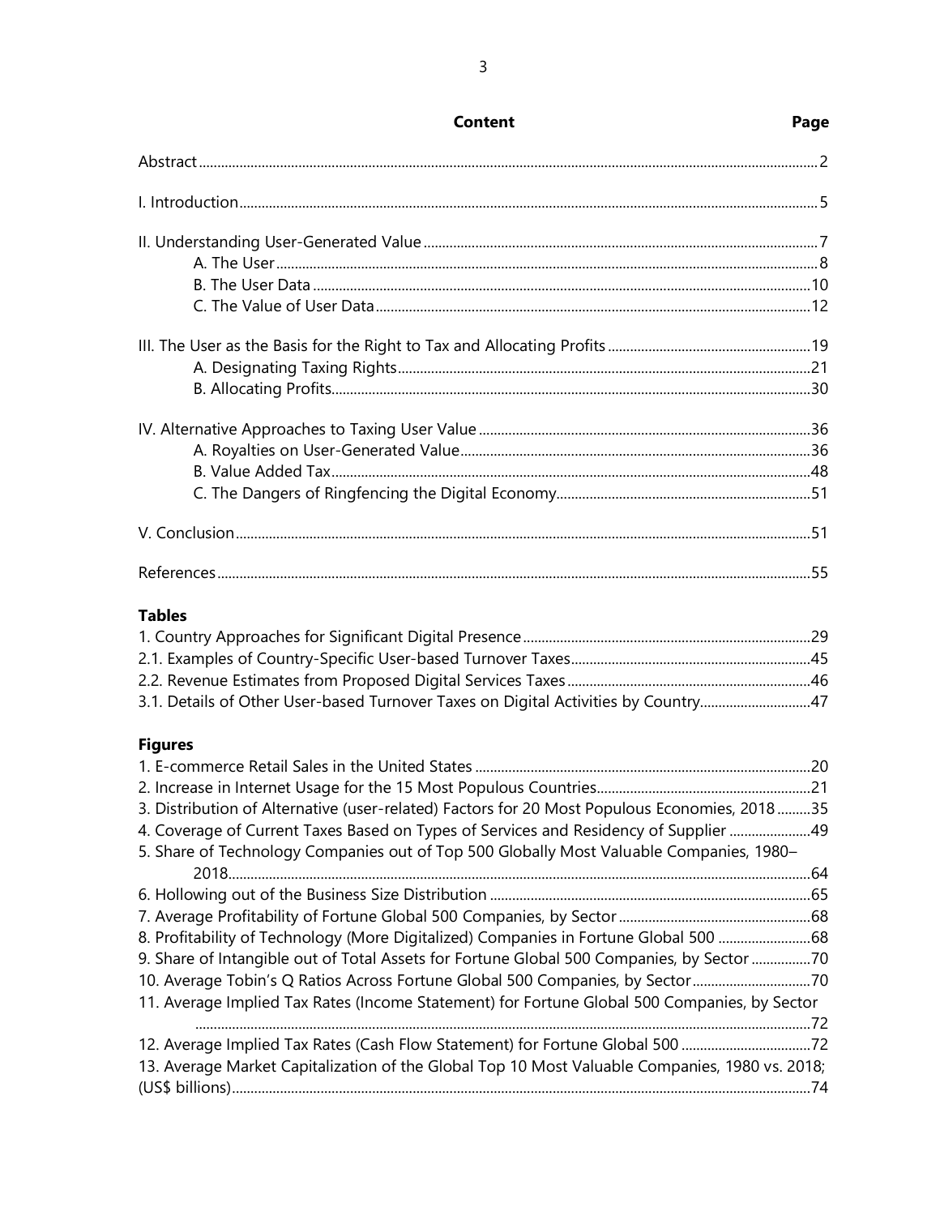| Content | Page |
|---|---|
| Abstract | 2 |
| I. Introduction | 5 |
| II. Understanding User-Generated Value | 7 |
| A. The User | 8 |
| B. The User Data | 10 |
| C. The Value of User Data | 12 |
| III. The User as the Basis for the Right to Tax and Allocating Profits | 19 |
| A. Designating Taxing Rights | 21 |
| B. Allocating Profits | 30 |
| IV. Alternative Approaches to Taxing User Value | 36 |
| A. Royalties on User-Generated Value | 36 |
| B. Value Added Tax | 48 |
| C. The Dangers of Ringfencing the Digital Economy | 51 |
| V. Conclusion | 51 |
| References | 55 |

**Tables**

| | |
|---|---|
| 1. Country Approaches for Significant Digital Presence | 29 |
| 2.1. Examples of Country-Specific User-based Turnover Taxes | 45 |
| 2.2. Revenue Estimates from Proposed Digital Services Taxes | 46 |
| 3.1. Details of Other User-based Turnover Taxes on Digital Activities by Country | 47 |

**Figures**

| | |
|---|---|
| 1. E-commerce Retail Sales in the United States | 20 |
| 2. Increase in Internet Usage for the 15 Most Populous Countries | 21 |
| 3. Distribution of Alternative (user-related) Factors for 20 Most Populous Economies, 2018 | 35 |
| 4. Coverage of Current Taxes Based on Types of Services and Residency of Supplier | 49 |
| 5. Share of Technology Companies out of Top 500 Globally Most Valuable Companies, 1980–2018 | 64 |
| 6. Hollowing out of the Business Size Distribution | 65 |
| 7. Average Profitability of Fortune Global 500 Companies, by Sector | 68 |
| 8. Profitability of Technology (More Digitalized) Companies in Fortune Global 500 | 68 |
| 9. Share of Intangible out of Total Assets for Fortune Global 500 Companies, by Sector | 70 |
| 10. Average Tobin's Q Ratios Across Fortune Global 500 Companies, by Sector | 70 |
| 11. Average Implied Tax Rates (Income Statement) for Fortune Global 500 Companies, by Sector | 72 |
| 12. Average Implied Tax Rates (Cash Flow Statement) for Fortune Global 500 | 72 |
| 13. Average Market Capitalization of the Global Top 10 Most Valuable Companies, 1980 vs. 2018; (US$ billions) | 74 |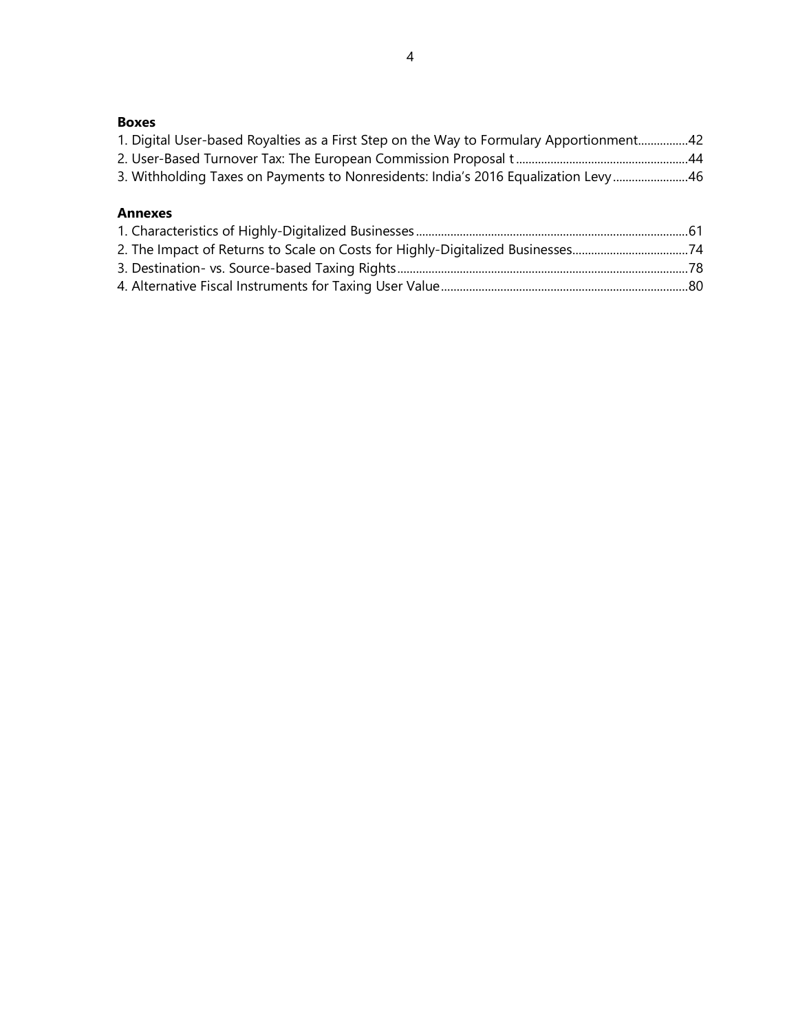**Boxes**

1. Digital User-based Royalties as a First Step on the Way to Formulary Apportionment................42
2. User-Based Turnover Tax: The European Commission Proposal t ......................................................44
3. Withholding Taxes on Payments to Nonresidents: India's 2016 Equalization Levy........................46

**Annexes**

1. Characteristics of Highly-Digitalized Businesses......................................................................................61
2. The Impact of Returns to Scale on Costs for Highly-Digitalized Businesses.....................................74
3. Destination- vs. Source-based Taxing Rights............................................................................................78
4. Alternative Fiscal Instruments for Taxing User Value..............................................................................80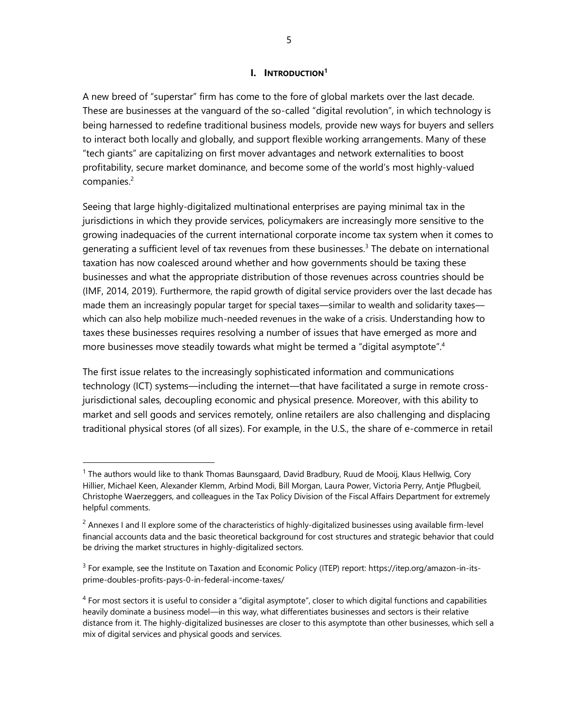## I. INTRODUCTION[1]

A new breed of "superstar" firm has come to the fore of global markets over the last decade. These are businesses at the vanguard of the so-called "digital revolution", in which technology is being harnessed to redefine traditional business models, provide new ways for buyers and sellers to interact both locally and globally, and support flexible working arrangements. Many of these "tech giants" are capitalizing on first mover advantages and network externalities to boost profitability, secure market dominance, and become some of the world's most highly-valued companies.[2]

Seeing that large highly-digitalized multinational enterprises are paying minimal tax in the jurisdictions in which they provide services, policymakers are increasingly more sensitive to the growing inadequacies of the current international corporate income tax system when it comes to generating a sufficient level of tax revenues from these businesses.[3] The debate on international taxation has now coalesced around whether and how governments should be taxing these businesses and what the appropriate distribution of those revenues across countries should be (IMF, 2014, 2019). Furthermore, the rapid growth of digital service providers over the last decade has made them an increasingly popular target for special taxes—similar to wealth and solidarity taxes—which can also help mobilize much-needed revenues in the wake of a crisis. Understanding how to taxes these businesses requires resolving a number of issues that have emerged as more and more businesses move steadily towards what might be termed a "digital asymptote".[4]

The first issue relates to the increasingly sophisticated information and communications technology (ICT) systems—including the internet—that have facilitated a surge in remote cross-jurisdictional sales, decoupling economic and physical presence. Moreover, with this ability to market and sell goods and services remotely, online retailers are also challenging and displacing traditional physical stores (of all sizes). For example, in the U.S., the share of e-commerce in retail

---

[1] The authors would like to thank Thomas Baunsgaard, David Bradbury, Ruud de Mooij, Klaus Hellwig, Cory Hillier, Michael Keen, Alexander Klemm, Arbind Modi, Bill Morgan, Laura Power, Victoria Perry, Antje Pflugbeil, Christophe Waerzeggers, and colleagues in the Tax Policy Division of the Fiscal Affairs Department for extremely helpful comments.

[2] Annexes I and II explore some of the characteristics of highly-digitalized businesses using available firm-level financial accounts data and the basic theoretical background for cost structures and strategic behavior that could be driving the market structures in highly-digitalized sectors.

[3] For example, see the Institute on Taxation and Economic Policy (ITEP) report: https://itep.org/amazon-in-its-prime-doubles-profits-pays-0-in-federal-income-taxes/

[4] For most sectors it is useful to consider a "digital asymptote", closer to which digital functions and capabilities heavily dominate a business model—in this way, what differentiates businesses and sectors is their relative distance from it. The highly-digitalized businesses are closer to this asymptote than other businesses, which sell a mix of digital services and physical goods and services.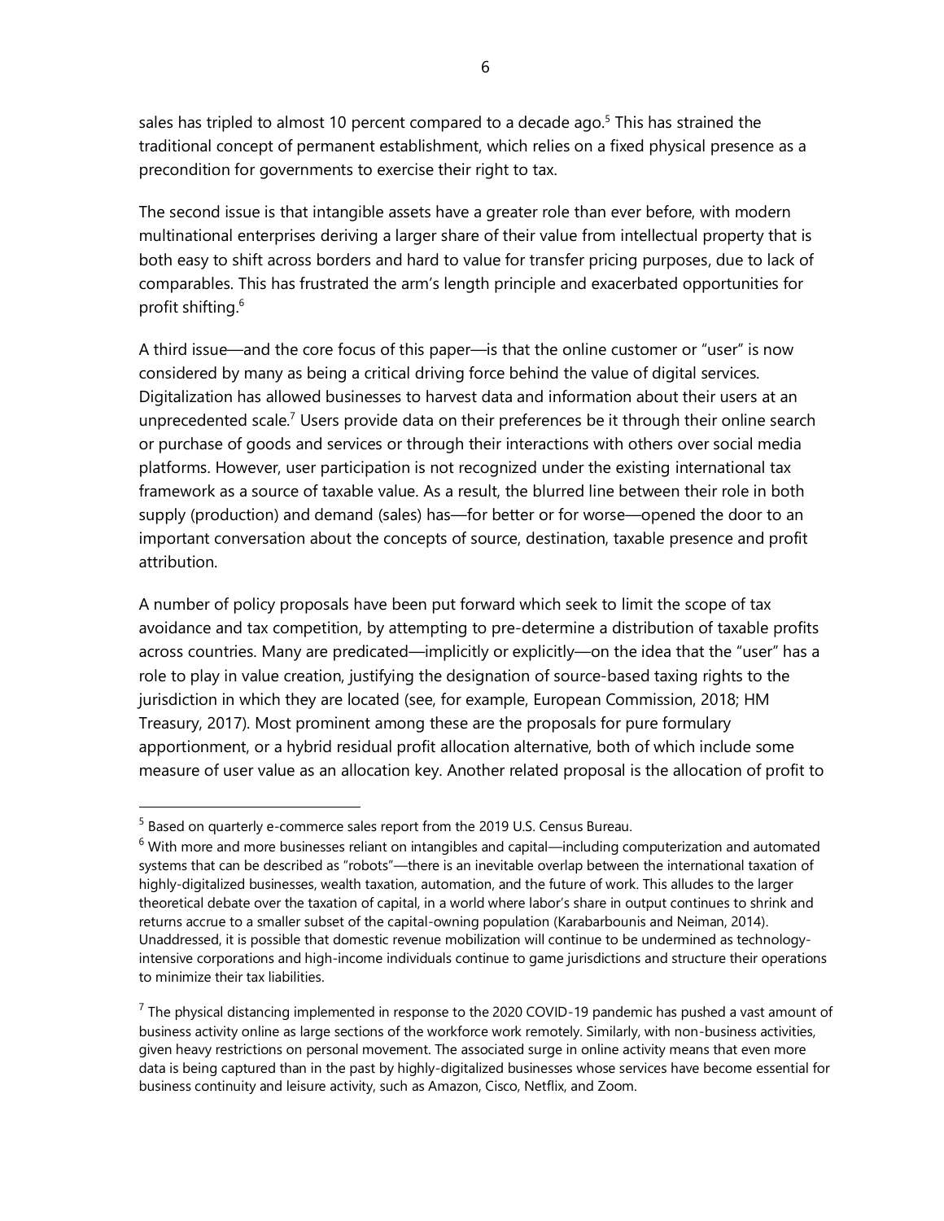sales has tripled to almost 10 percent compared to a decade ago.[5] This has strained the traditional concept of permanent establishment, which relies on a fixed physical presence as a precondition for governments to exercise their right to tax.

The second issue is that intangible assets have a greater role than ever before, with modern multinational enterprises deriving a larger share of their value from intellectual property that is both easy to shift across borders and hard to value for transfer pricing purposes, due to lack of comparables. This has frustrated the arm's length principle and exacerbated opportunities for profit shifting.[6]

A third issue—and the core focus of this paper—is that the online customer or "user" is now considered by many as being a critical driving force behind the value of digital services. Digitalization has allowed businesses to harvest data and information about their users at an unprecedented scale.[7] Users provide data on their preferences be it through their online search or purchase of goods and services or through their interactions with others over social media platforms. However, user participation is not recognized under the existing international tax framework as a source of taxable value. As a result, the blurred line between their role in both supply (production) and demand (sales) has—for better or for worse—opened the door to an important conversation about the concepts of source, destination, taxable presence and profit attribution.

A number of policy proposals have been put forward which seek to limit the scope of tax avoidance and tax competition, by attempting to pre-determine a distribution of taxable profits across countries. Many are predicated—implicitly or explicitly—on the idea that the "user" has a role to play in value creation, justifying the designation of source-based taxing rights to the jurisdiction in which they are located (see, for example, European Commission, 2018; HM Treasury, 2017). Most prominent among these are the proposals for pure formulary apportionment, or a hybrid residual profit allocation alternative, both of which include some measure of user value as an allocation key. Another related proposal is the allocation of profit to

---

[5] Based on quarterly e-commerce sales report from the 2019 U.S. Census Bureau.

[6] With more and more businesses reliant on intangibles and capital—including computerization and automated systems that can be described as "robots"—there is an inevitable overlap between the international taxation of highly-digitalized businesses, wealth taxation, automation, and the future of work. This alludes to the larger theoretical debate over the taxation of capital, in a world where labor's share in output continues to shrink and returns accrue to a smaller subset of the capital-owning population (Karabarbounis and Neiman, 2014). Unaddressed, it is possible that domestic revenue mobilization will continue to be undermined as technology-intensive corporations and high-income individuals continue to game jurisdictions and structure their operations to minimize their tax liabilities.

[7] The physical distancing implemented in response to the 2020 COVID-19 pandemic has pushed a vast amount of business activity online as large sections of the workforce work remotely. Similarly, with non-business activities, given heavy restrictions on personal movement. The associated surge in online activity means that even more data is being captured than in the past by highly-digitalized businesses whose services have become essential for business continuity and leisure activity, such as Amazon, Cisco, Netflix, and Zoom.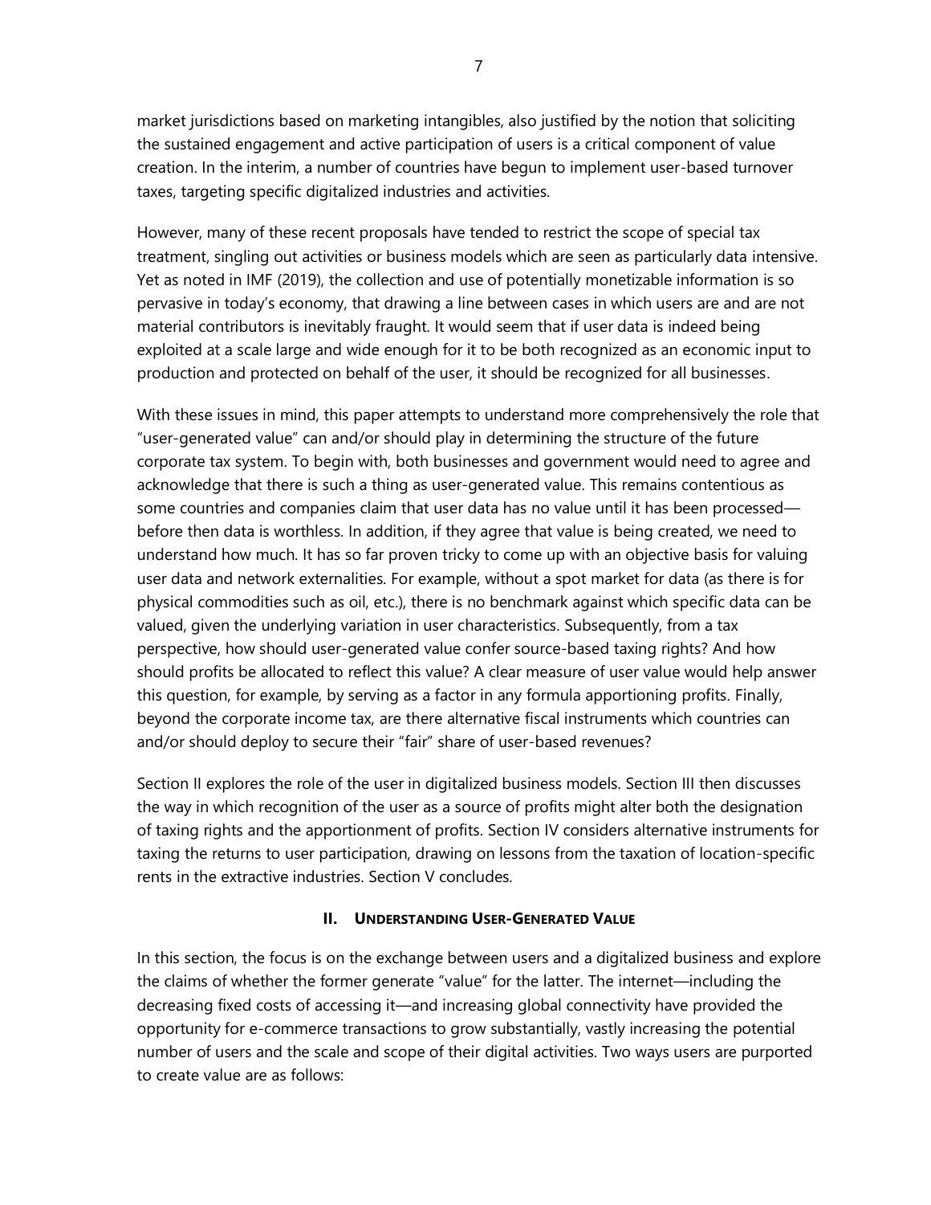market jurisdictions based on marketing intangibles, also justified by the notion that soliciting the sustained engagement and active participation of users is a critical component of value creation. In the interim, a number of countries have begun to implement user-based turnover taxes, targeting specific digitalized industries and activities.

However, many of these recent proposals have tended to restrict the scope of special tax treatment, singling out activities or business models which are seen as particularly data intensive. Yet as noted in IMF (2019), the collection and use of potentially monetizable information is so pervasive in today's economy, that drawing a line between cases in which users are and are not material contributors is inevitably fraught. It would seem that if user data is indeed being exploited at a scale large and wide enough for it to be both recognized as an economic input to production and protected on behalf of the user, it should be recognized for all businesses.

With these issues in mind, this paper attempts to understand more comprehensively the role that "user-generated value" can and/or should play in determining the structure of the future corporate tax system. To begin with, both businesses and government would need to agree and acknowledge that there is such a thing as user-generated value. This remains contentious as some countries and companies claim that user data has no value until it has been processed—before then data is worthless. In addition, if they agree that value is being created, we need to understand how much. It has so far proven tricky to come up with an objective basis for valuing user data and network externalities. For example, without a spot market for data (as there is for physical commodities such as oil, etc.), there is no benchmark against which specific data can be valued, given the underlying variation in user characteristics. Subsequently, from a tax perspective, how should user-generated value confer source-based taxing rights? And how should profits be allocated to reflect this value? A clear measure of user value would help answer this question, for example, by serving as a factor in any formula apportioning profits. Finally, beyond the corporate income tax, are there alternative fiscal instruments which countries can and/or should deploy to secure their "fair" share of user-based revenues?

Section II explores the role of the user in digitalized business models. Section III then discusses the way in which recognition of the user as a source of profits might alter both the designation of taxing rights and the apportionment of profits. Section IV considers alternative instruments for taxing the returns to user participation, drawing on lessons from the taxation of location-specific rents in the extractive industries. Section V concludes.

## II. Understanding User-Generated Value

In this section, the focus is on the exchange between users and a digitalized business and explore the claims of whether the former generate "value" for the latter. The internet—including the decreasing fixed costs of accessing it—and increasing global connectivity have provided the opportunity for e-commerce transactions to grow substantially, vastly increasing the potential number of users and the scale and scope of their digital activities. Two ways users are purported to create value are as follows: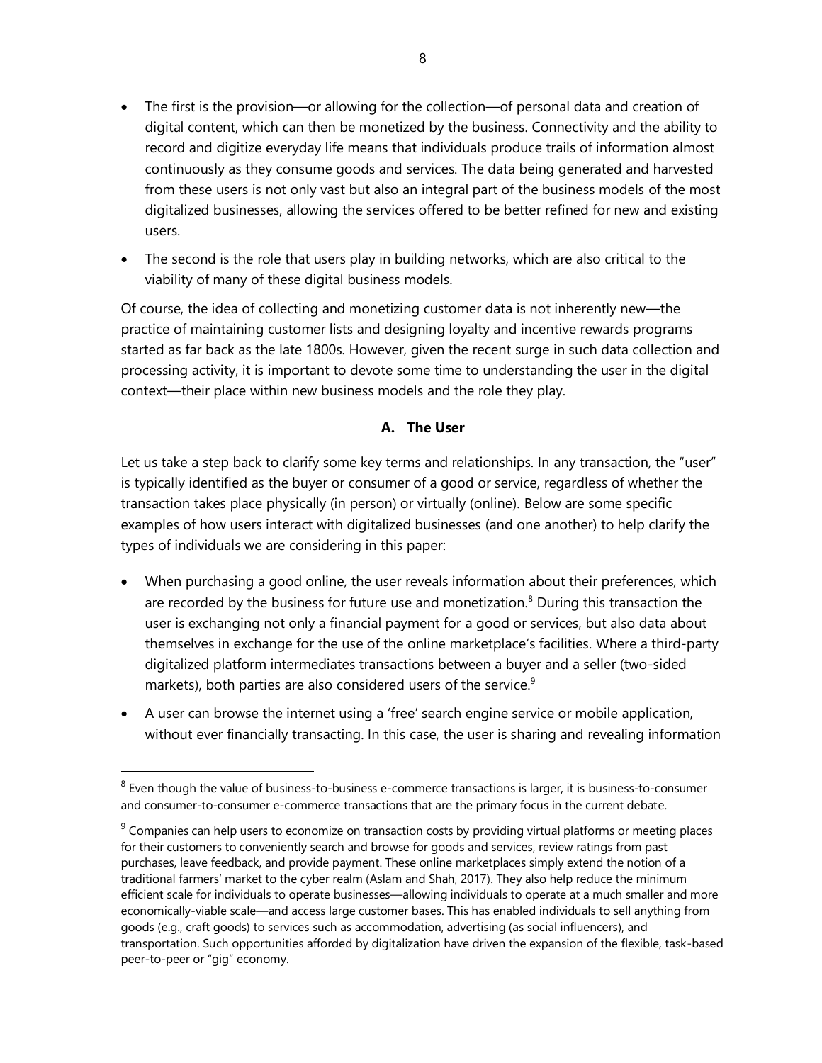- The first is the provision—or allowing for the collection—of personal data and creation of digital content, which can then be monetized by the business. Connectivity and the ability to record and digitize everyday life means that individuals produce trails of information almost continuously as they consume goods and services. The data being generated and harvested from these users is not only vast but also an integral part of the business models of the most digitalized businesses, allowing the services offered to be better refined for new and existing users.
- The second is the role that users play in building networks, which are also critical to the viability of many of these digital business models.

Of course, the idea of collecting and monetizing customer data is not inherently new—the practice of maintaining customer lists and designing loyalty and incentive rewards programs started as far back as the late 1800s. However, given the recent surge in such data collection and processing activity, it is important to devote some time to understanding the user in the digital context—their place within new business models and the role they play.

### A. The User

Let us take a step back to clarify some key terms and relationships. In any transaction, the "user" is typically identified as the buyer or consumer of a good or service, regardless of whether the transaction takes place physically (in person) or virtually (online). Below are some specific examples of how users interact with digitalized businesses (and one another) to help clarify the types of individuals we are considering in this paper:

- When purchasing a good online, the user reveals information about their preferences, which are recorded by the business for future use and monetization.[8] During this transaction the user is exchanging not only a financial payment for a good or services, but also data about themselves in exchange for the use of the online marketplace's facilities. Where a third-party digitalized platform intermediates transactions between a buyer and a seller (two-sided markets), both parties are also considered users of the service.[9]
- A user can browse the internet using a 'free' search engine service or mobile application, without ever financially transacting. In this case, the user is sharing and revealing information

---

[8] Even though the value of business-to-business e-commerce transactions is larger, it is business-to-consumer and consumer-to-consumer e-commerce transactions that are the primary focus in the current debate.

[9] Companies can help users to economize on transaction costs by providing virtual platforms or meeting places for their customers to conveniently search and browse for goods and services, review ratings from past purchases, leave feedback, and provide payment. These online marketplaces simply extend the notion of a traditional farmers' market to the cyber realm (Aslam and Shah, 2017). They also help reduce the minimum efficient scale for individuals to operate businesses—allowing individuals to operate at a much smaller and more economically-viable scale—and access large customer bases. This has enabled individuals to sell anything from goods (e.g., craft goods) to services such as accommodation, advertising (as social influencers), and transportation. Such opportunities afforded by digitalization have driven the expansion of the flexible, task-based peer-to-peer or "gig" economy.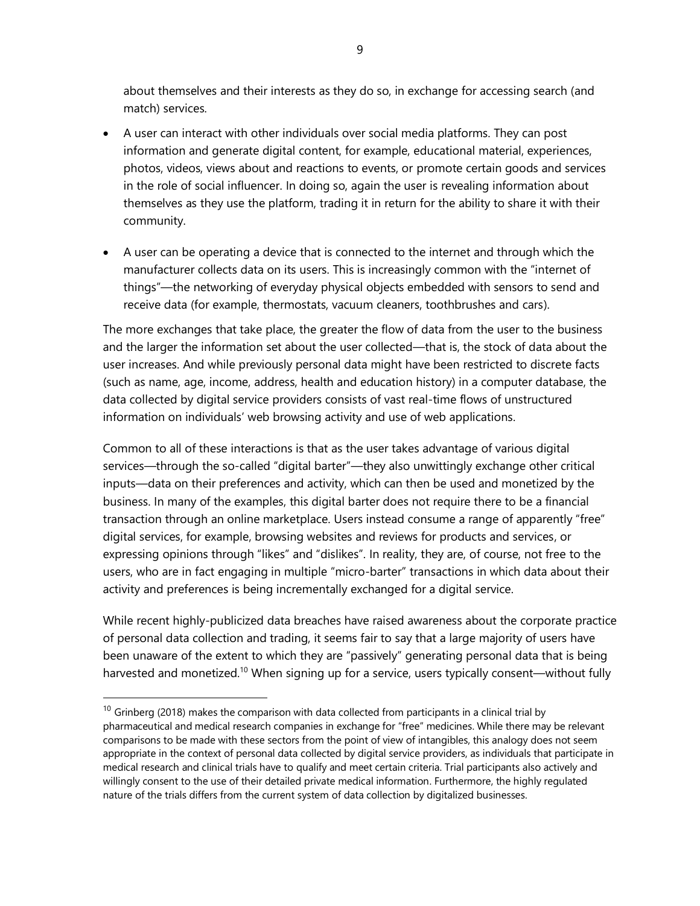about themselves and their interests as they do so, in exchange for accessing search (and match) services.

- A user can interact with other individuals over social media platforms. They can post information and generate digital content, for example, educational material, experiences, photos, videos, views about and reactions to events, or promote certain goods and services in the role of social influencer. In doing so, again the user is revealing information about themselves as they use the platform, trading it in return for the ability to share it with their community.
- A user can be operating a device that is connected to the internet and through which the manufacturer collects data on its users. This is increasingly common with the "internet of things"—the networking of everyday physical objects embedded with sensors to send and receive data (for example, thermostats, vacuum cleaners, toothbrushes and cars).

The more exchanges that take place, the greater the flow of data from the user to the business and the larger the information set about the user collected—that is, the stock of data about the user increases. And while previously personal data might have been restricted to discrete facts (such as name, age, income, address, health and education history) in a computer database, the data collected by digital service providers consists of vast real-time flows of unstructured information on individuals' web browsing activity and use of web applications.

Common to all of these interactions is that as the user takes advantage of various digital services—through the so-called "digital barter"—they also unwittingly exchange other critical inputs—data on their preferences and activity, which can then be used and monetized by the business. In many of the examples, this digital barter does not require there to be a financial transaction through an online marketplace. Users instead consume a range of apparently "free" digital services, for example, browsing websites and reviews for products and services, or expressing opinions through "likes" and "dislikes". In reality, they are, of course, not free to the users, who are in fact engaging in multiple "micro-barter" transactions in which data about their activity and preferences is being incrementally exchanged for a digital service.

While recent highly-publicized data breaches have raised awareness about the corporate practice of personal data collection and trading, it seems fair to say that a large majority of users have been unaware of the extent to which they are "passively" generating personal data that is being harvested and monetized.[10] When signing up for a service, users typically consent—without fully

[10] Grinberg (2018) makes the comparison with data collected from participants in a clinical trial by pharmaceutical and medical research companies in exchange for "free" medicines. While there may be relevant comparisons to be made with these sectors from the point of view of intangibles, this analogy does not seem appropriate in the context of personal data collected by digital service providers, as individuals that participate in medical research and clinical trials have to qualify and meet certain criteria. Trial participants also actively and willingly consent to the use of their detailed private medical information. Furthermore, the highly regulated nature of the trials differs from the current system of data collection by digitalized businesses.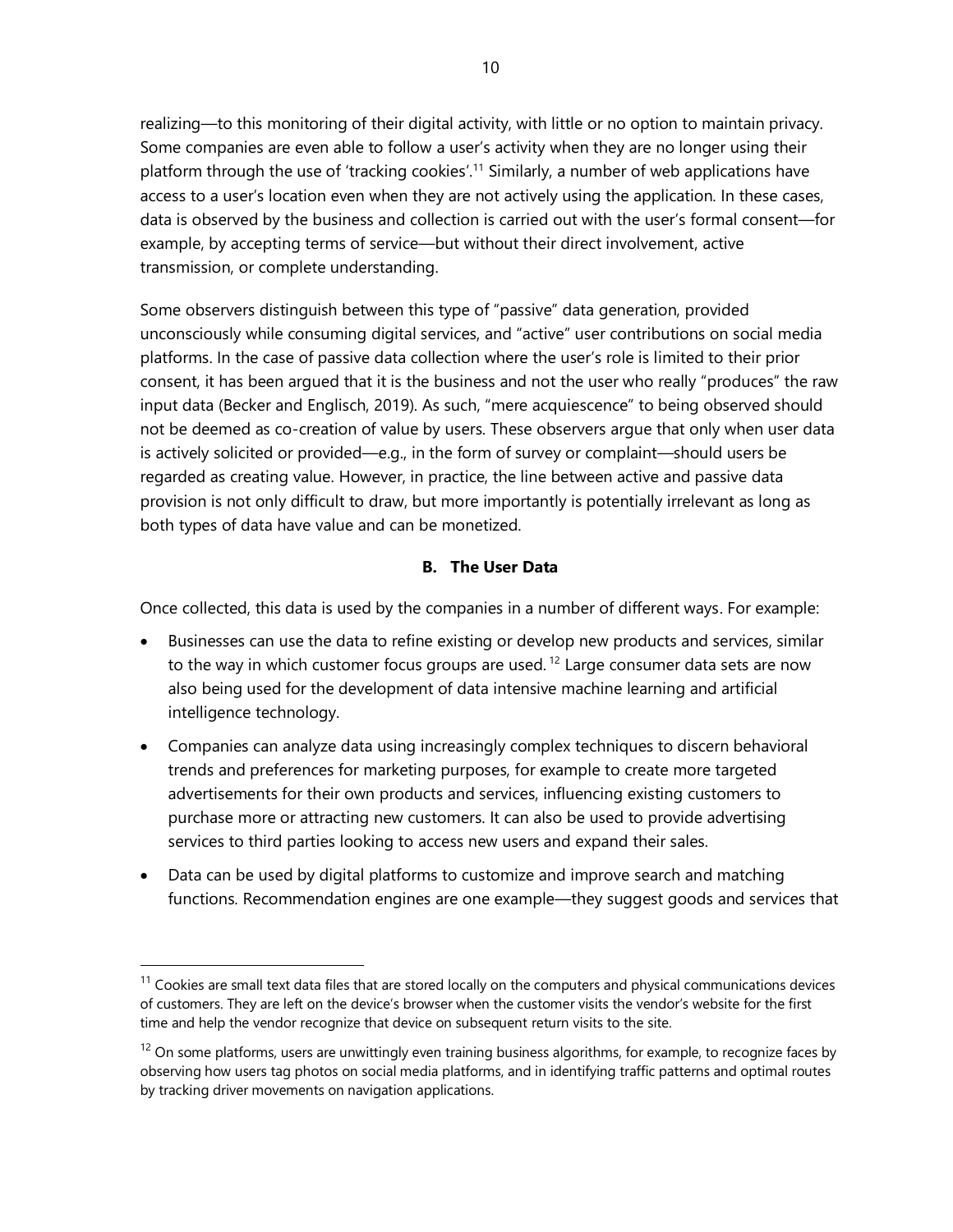realizing—to this monitoring of their digital activity, with little or no option to maintain privacy. Some companies are even able to follow a user's activity when they are no longer using their platform through the use of 'tracking cookies'.[11] Similarly, a number of web applications have access to a user's location even when they are not actively using the application. In these cases, data is observed by the business and collection is carried out with the user's formal consent—for example, by accepting terms of service—but without their direct involvement, active transmission, or complete understanding.

Some observers distinguish between this type of "passive" data generation, provided unconsciously while consuming digital services, and "active" user contributions on social media platforms. In the case of passive data collection where the user's role is limited to their prior consent, it has been argued that it is the business and not the user who really "produces" the raw input data (Becker and Englisch, 2019). As such, "mere acquiescence" to being observed should not be deemed as co-creation of value by users. These observers argue that only when user data is actively solicited or provided—e.g., in the form of survey or complaint—should users be regarded as creating value. However, in practice, the line between active and passive data provision is not only difficult to draw, but more importantly is potentially irrelevant as long as both types of data have value and can be monetized.

### B. The User Data

Once collected, this data is used by the companies in a number of different ways. For example:

- Businesses can use the data to refine existing or develop new products and services, similar to the way in which customer focus groups are used.[12] Large consumer data sets are now also being used for the development of data intensive machine learning and artificial intelligence technology.
- Companies can analyze data using increasingly complex techniques to discern behavioral trends and preferences for marketing purposes, for example to create more targeted advertisements for their own products and services, influencing existing customers to purchase more or attracting new customers. It can also be used to provide advertising services to third parties looking to access new users and expand their sales.
- Data can be used by digital platforms to customize and improve search and matching functions. Recommendation engines are one example—they suggest goods and services that

---

[11] Cookies are small text data files that are stored locally on the computers and physical communications devices of customers. They are left on the device's browser when the customer visits the vendor's website for the first time and help the vendor recognize that device on subsequent return visits to the site.

[12] On some platforms, users are unwittingly even training business algorithms, for example, to recognize faces by observing how users tag photos on social media platforms, and in identifying traffic patterns and optimal routes by tracking driver movements on navigation applications.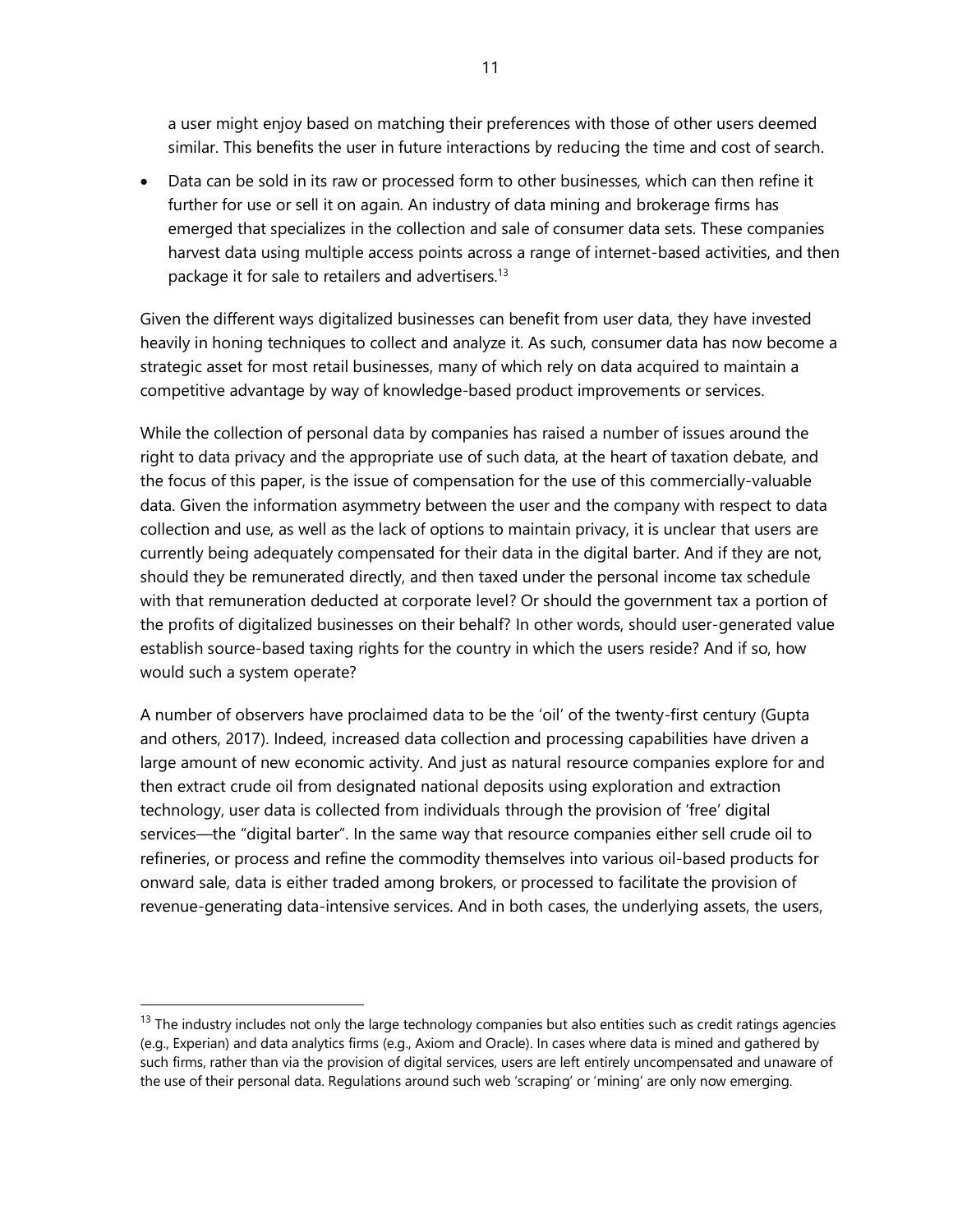a user might enjoy based on matching their preferences with those of other users deemed similar. This benefits the user in future interactions by reducing the time and cost of search.

- Data can be sold in its raw or processed form to other businesses, which can then refine it further for use or sell it on again. An industry of data mining and brokerage firms has emerged that specializes in the collection and sale of consumer data sets. These companies harvest data using multiple access points across a range of internet-based activities, and then package it for sale to retailers and advertisers.[13]

Given the different ways digitalized businesses can benefit from user data, they have invested heavily in honing techniques to collect and analyze it. As such, consumer data has now become a strategic asset for most retail businesses, many of which rely on data acquired to maintain a competitive advantage by way of knowledge-based product improvements or services.

While the collection of personal data by companies has raised a number of issues around the right to data privacy and the appropriate use of such data, at the heart of taxation debate, and the focus of this paper, is the issue of compensation for the use of this commercially-valuable data. Given the information asymmetry between the user and the company with respect to data collection and use, as well as the lack of options to maintain privacy, it is unclear that users are currently being adequately compensated for their data in the digital barter. And if they are not, should they be remunerated directly, and then taxed under the personal income tax schedule with that remuneration deducted at corporate level? Or should the government tax a portion of the profits of digitalized businesses on their behalf? In other words, should user-generated value establish source-based taxing rights for the country in which the users reside? And if so, how would such a system operate?

A number of observers have proclaimed data to be the 'oil' of the twenty-first century (Gupta and others, 2017). Indeed, increased data collection and processing capabilities have driven a large amount of new economic activity. And just as natural resource companies explore for and then extract crude oil from designated national deposits using exploration and extraction technology, user data is collected from individuals through the provision of 'free' digital services—the "digital barter". In the same way that resource companies either sell crude oil to refineries, or process and refine the commodity themselves into various oil-based products for onward sale, data is either traded among brokers, or processed to facilitate the provision of revenue-generating data-intensive services. And in both cases, the underlying assets, the users,

---

[13] The industry includes not only the large technology companies but also entities such as credit ratings agencies (e.g., Experian) and data analytics firms (e.g., Axiom and Oracle). In cases where data is mined and gathered by such firms, rather than via the provision of digital services, users are left entirely uncompensated and unaware of the use of their personal data. Regulations around such web 'scraping' or 'mining' are only now emerging.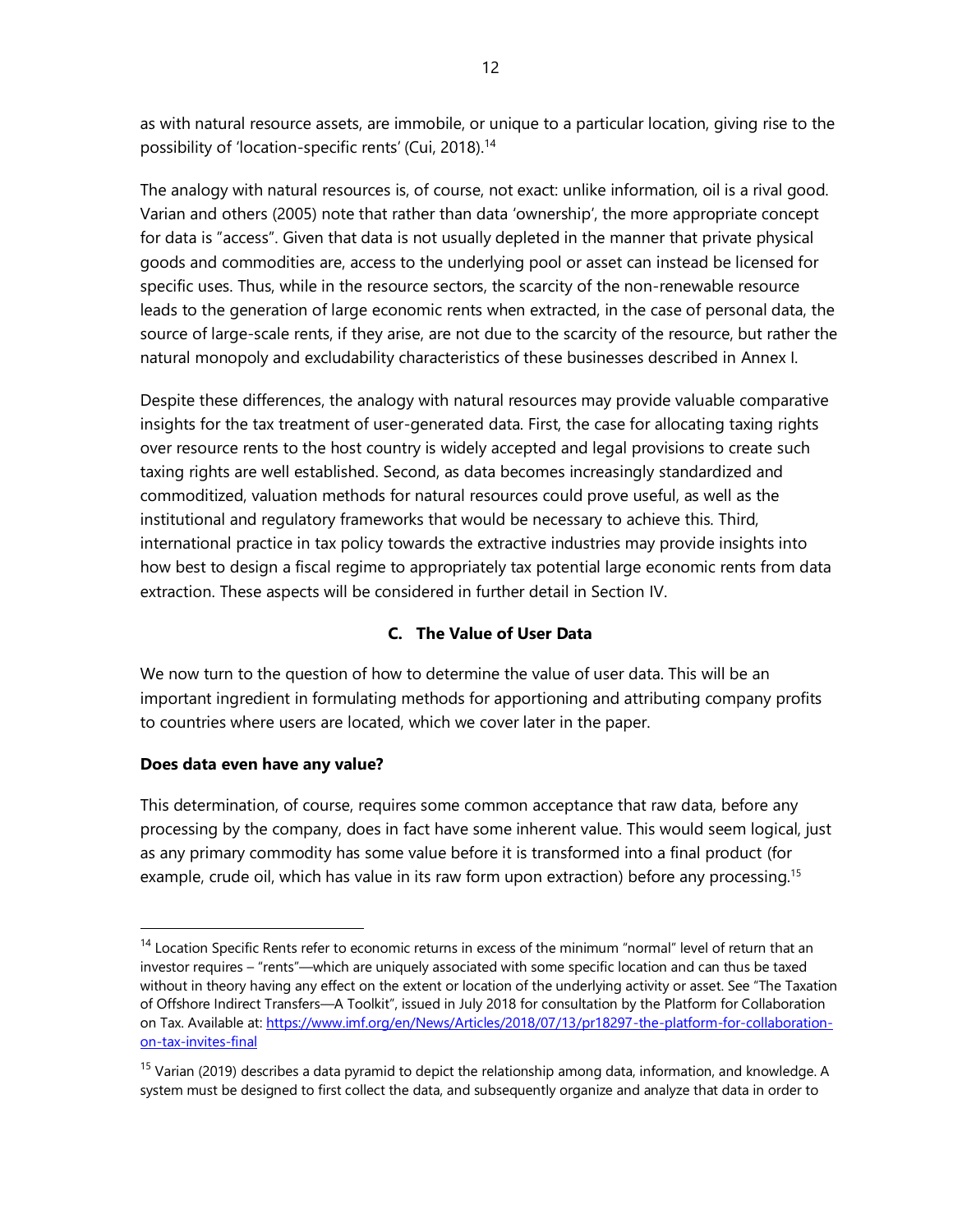as with natural resource assets, are immobile, or unique to a particular location, giving rise to the possibility of 'location-specific rents' (Cui, 2018).[14]

The analogy with natural resources is, of course, not exact: unlike information, oil is a rival good. Varian and others (2005) note that rather than data 'ownership', the more appropriate concept for data is "access". Given that data is not usually depleted in the manner that private physical goods and commodities are, access to the underlying pool or asset can instead be licensed for specific uses. Thus, while in the resource sectors, the scarcity of the non-renewable resource leads to the generation of large economic rents when extracted, in the case of personal data, the source of large-scale rents, if they arise, are not due to the scarcity of the resource, but rather the natural monopoly and excludability characteristics of these businesses described in Annex I.

Despite these differences, the analogy with natural resources may provide valuable comparative insights for the tax treatment of user-generated data. First, the case for allocating taxing rights over resource rents to the host country is widely accepted and legal provisions to create such taxing rights are well established. Second, as data becomes increasingly standardized and commoditized, valuation methods for natural resources could prove useful, as well as the institutional and regulatory frameworks that would be necessary to achieve this. Third, international practice in tax policy towards the extractive industries may provide insights into how best to design a fiscal regime to appropriately tax potential large economic rents from data extraction. These aspects will be considered in further detail in Section IV.

### C. The Value of User Data

We now turn to the question of how to determine the value of user data. This will be an important ingredient in formulating methods for apportioning and attributing company profits to countries where users are located, which we cover later in the paper.

**Does data even have any value?**

This determination, of course, requires some common acceptance that raw data, before any processing by the company, does in fact have some inherent value. This would seem logical, just as any primary commodity has some value before it is transformed into a final product (for example, crude oil, which has value in its raw form upon extraction) before any processing.[15]

---

[14] Location Specific Rents refer to economic returns in excess of the minimum "normal" level of return that an investor requires – "rents"—which are uniquely associated with some specific location and can thus be taxed without in theory having any effect on the extent or location of the underlying activity or asset. See "The Taxation of Offshore Indirect Transfers—A Toolkit", issued in July 2018 for consultation by the Platform for Collaboration on Tax. Available at: https://www.imf.org/en/News/Articles/2018/07/13/pr18297-the-platform-for-collaboration-on-tax-invites-final

[15] Varian (2019) describes a data pyramid to depict the relationship among data, information, and knowledge. A system must be designed to first collect the data, and subsequently organize and analyze that data in order to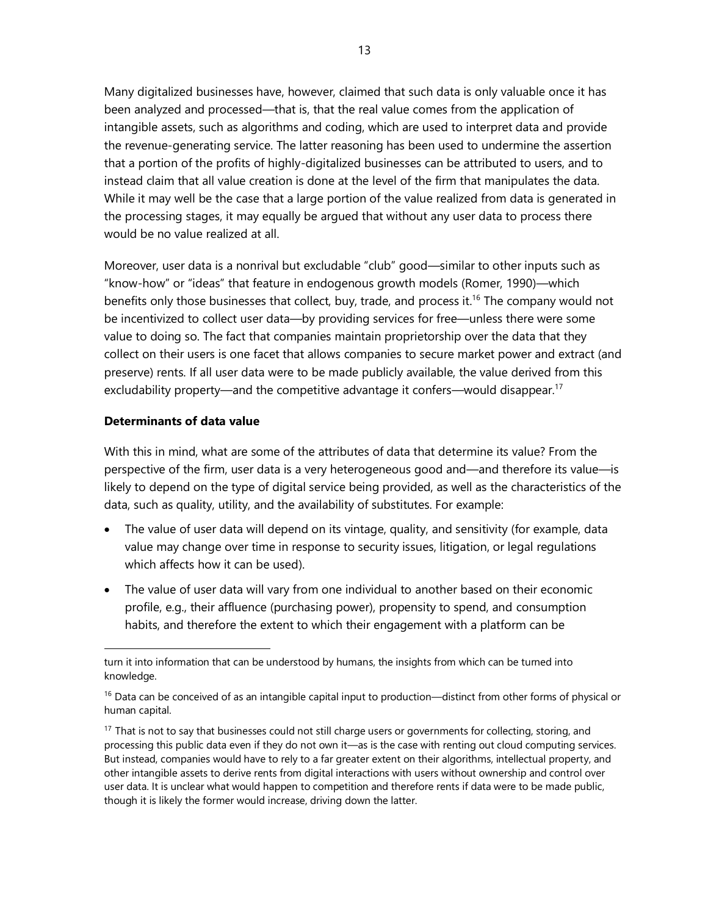Many digitalized businesses have, however, claimed that such data is only valuable once it has been analyzed and processed—that is, that the real value comes from the application of intangible assets, such as algorithms and coding, which are used to interpret data and provide the revenue-generating service. The latter reasoning has been used to undermine the assertion that a portion of the profits of highly-digitalized businesses can be attributed to users, and to instead claim that all value creation is done at the level of the firm that manipulates the data. While it may well be the case that a large portion of the value realized from data is generated in the processing stages, it may equally be argued that without any user data to process there would be no value realized at all.

Moreover, user data is a nonrival but excludable "club" good—similar to other inputs such as "know-how" or "ideas" that feature in endogenous growth models (Romer, 1990)—which benefits only those businesses that collect, buy, trade, and process it.[16] The company would not be incentivized to collect user data—by providing services for free—unless there were some value to doing so. The fact that companies maintain proprietorship over the data that they collect on their users is one facet that allows companies to secure market power and extract (and preserve) rents. If all user data were to be made publicly available, the value derived from this excludability property—and the competitive advantage it confers—would disappear.[17]

**Determinants of data value**

With this in mind, what are some of the attributes of data that determine its value? From the perspective of the firm, user data is a very heterogeneous good and—and therefore its value—is likely to depend on the type of digital service being provided, as well as the characteristics of the data, such as quality, utility, and the availability of substitutes. For example:

- The value of user data will depend on its vintage, quality, and sensitivity (for example, data value may change over time in response to security issues, litigation, or legal regulations which affects how it can be used).
- The value of user data will vary from one individual to another based on their economic profile, e.g., their affluence (purchasing power), propensity to spend, and consumption habits, and therefore the extent to which their engagement with a platform can be

---

turn it into information that can be understood by humans, the insights from which can be turned into knowledge.

[16] Data can be conceived of as an intangible capital input to production—distinct from other forms of physical or human capital.

[17] That is not to say that businesses could not still charge users or governments for collecting, storing, and processing this public data even if they do not own it—as is the case with renting out cloud computing services. But instead, companies would have to rely to a far greater extent on their algorithms, intellectual property, and other intangible assets to derive rents from digital interactions with users without ownership and control over user data. It is unclear what would happen to competition and therefore rents if data were to be made public, though it is likely the former would increase, driving down the latter.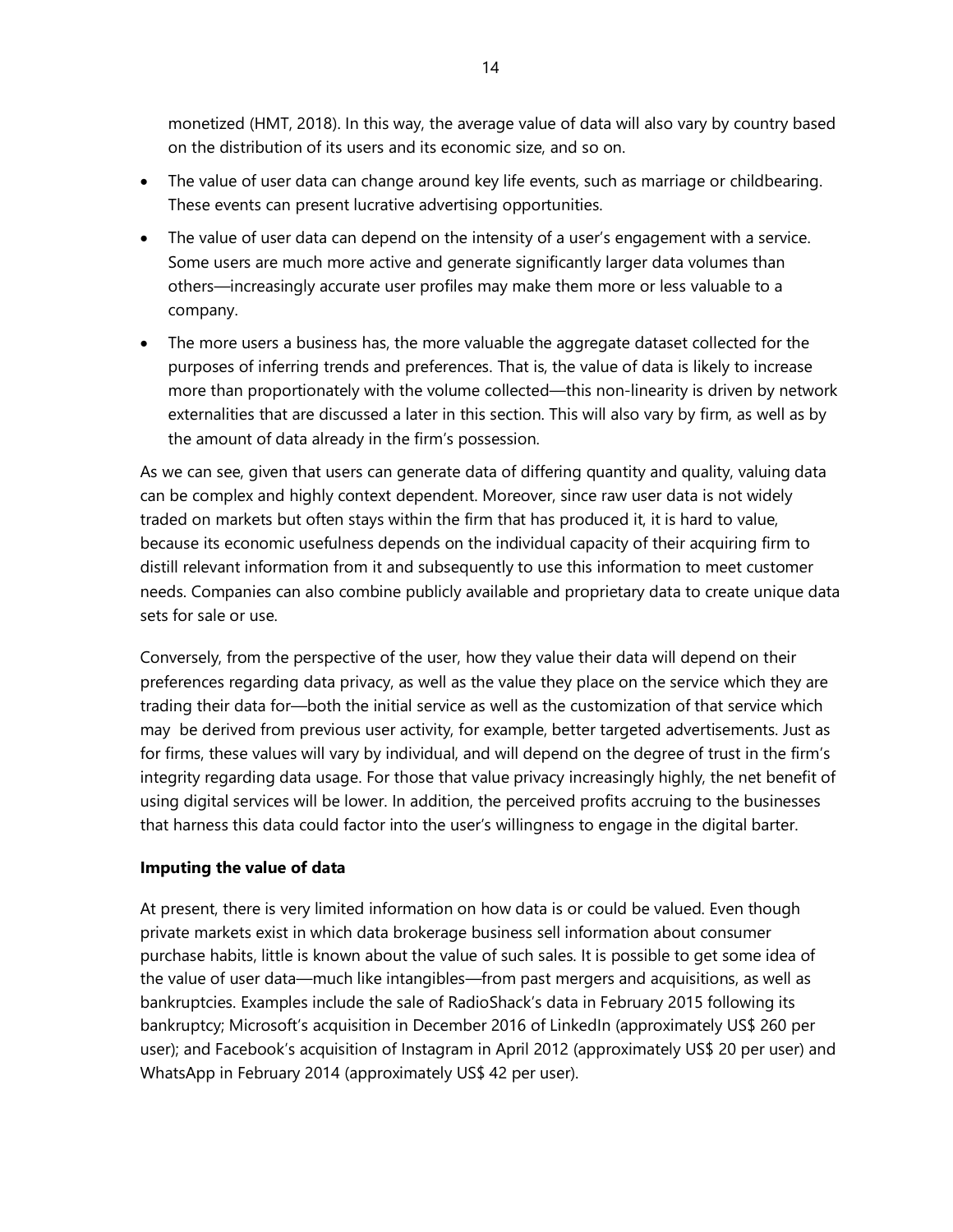monetized (HMT, 2018). In this way, the average value of data will also vary by country based on the distribution of its users and its economic size, and so on.

- The value of user data can change around key life events, such as marriage or childbearing. These events can present lucrative advertising opportunities.
- The value of user data can depend on the intensity of a user's engagement with a service. Some users are much more active and generate significantly larger data volumes than others—increasingly accurate user profiles may make them more or less valuable to a company.
- The more users a business has, the more valuable the aggregate dataset collected for the purposes of inferring trends and preferences. That is, the value of data is likely to increase more than proportionately with the volume collected—this non-linearity is driven by network externalities that are discussed a later in this section. This will also vary by firm, as well as by the amount of data already in the firm's possession.

As we can see, given that users can generate data of differing quantity and quality, valuing data can be complex and highly context dependent. Moreover, since raw user data is not widely traded on markets but often stays within the firm that has produced it, it is hard to value, because its economic usefulness depends on the individual capacity of their acquiring firm to distill relevant information from it and subsequently to use this information to meet customer needs. Companies can also combine publicly available and proprietary data to create unique data sets for sale or use.

Conversely, from the perspective of the user, how they value their data will depend on their preferences regarding data privacy, as well as the value they place on the service which they are trading their data for—both the initial service as well as the customization of that service which may be derived from previous user activity, for example, better targeted advertisements. Just as for firms, these values will vary by individual, and will depend on the degree of trust in the firm's integrity regarding data usage. For those that value privacy increasingly highly, the net benefit of using digital services will be lower. In addition, the perceived profits accruing to the businesses that harness this data could factor into the user's willingness to engage in the digital barter.

**Imputing the value of data**

At present, there is very limited information on how data is or could be valued. Even though private markets exist in which data brokerage business sell information about consumer purchase habits, little is known about the value of such sales. It is possible to get some idea of the value of user data—much like intangibles—from past mergers and acquisitions, as well as bankruptcies. Examples include the sale of RadioShack's data in February 2015 following its bankruptcy; Microsoft's acquisition in December 2016 of LinkedIn (approximately US$ 260 per user); and Facebook's acquisition of Instagram in April 2012 (approximately US$ 20 per user) and WhatsApp in February 2014 (approximately US$ 42 per user).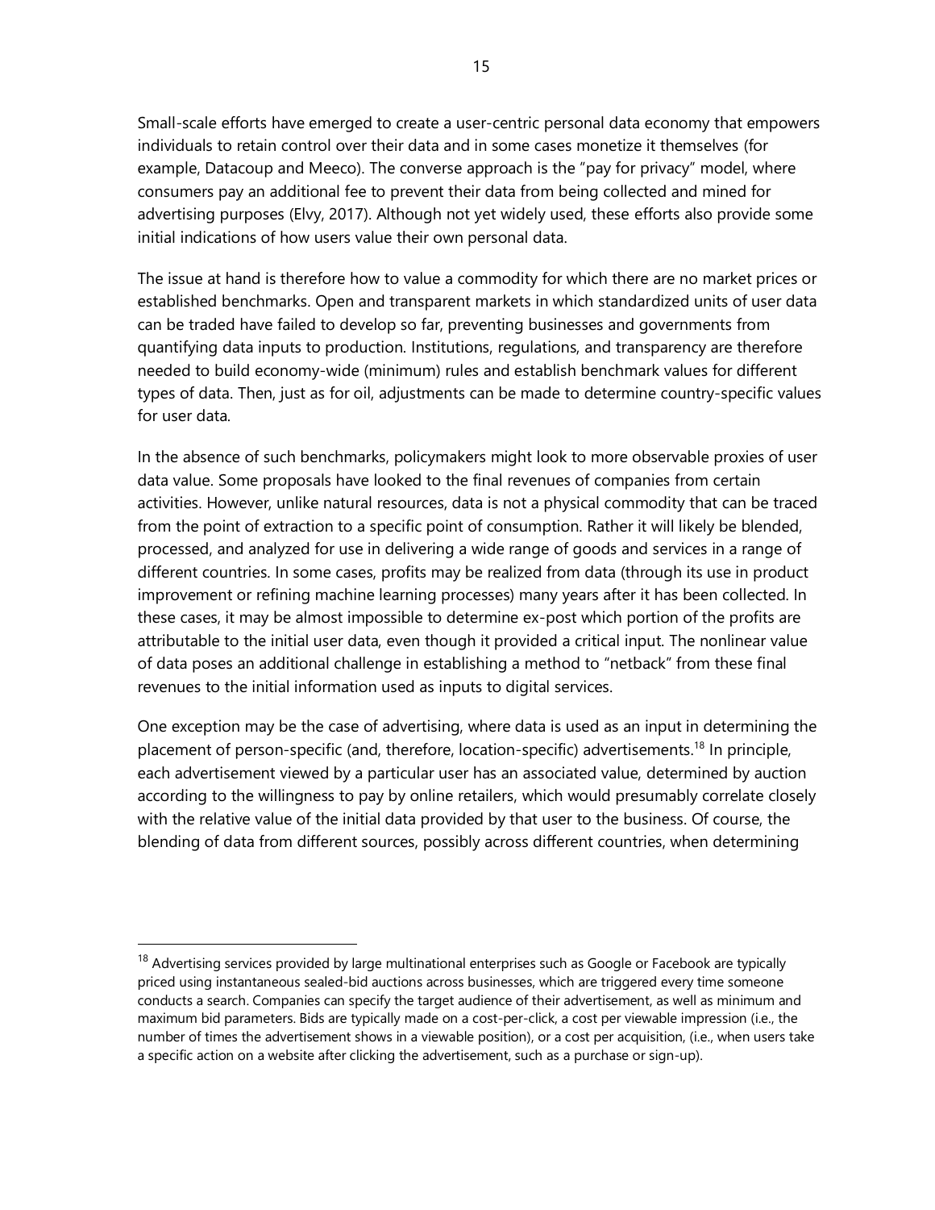Small-scale efforts have emerged to create a user-centric personal data economy that empowers individuals to retain control over their data and in some cases monetize it themselves (for example, Datacoup and Meeco). The converse approach is the "pay for privacy" model, where consumers pay an additional fee to prevent their data from being collected and mined for advertising purposes (Elvy, 2017). Although not yet widely used, these efforts also provide some initial indications of how users value their own personal data.

The issue at hand is therefore how to value a commodity for which there are no market prices or established benchmarks. Open and transparent markets in which standardized units of user data can be traded have failed to develop so far, preventing businesses and governments from quantifying data inputs to production. Institutions, regulations, and transparency are therefore needed to build economy-wide (minimum) rules and establish benchmark values for different types of data. Then, just as for oil, adjustments can be made to determine country-specific values for user data.

In the absence of such benchmarks, policymakers might look to more observable proxies of user data value. Some proposals have looked to the final revenues of companies from certain activities. However, unlike natural resources, data is not a physical commodity that can be traced from the point of extraction to a specific point of consumption. Rather it will likely be blended, processed, and analyzed for use in delivering a wide range of goods and services in a range of different countries. In some cases, profits may be realized from data (through its use in product improvement or refining machine learning processes) many years after it has been collected. In these cases, it may be almost impossible to determine ex-post which portion of the profits are attributable to the initial user data, even though it provided a critical input. The nonlinear value of data poses an additional challenge in establishing a method to "netback" from these final revenues to the initial information used as inputs to digital services.

One exception may be the case of advertising, where data is used as an input in determining the placement of person-specific (and, therefore, location-specific) advertisements.[18] In principle, each advertisement viewed by a particular user has an associated value, determined by auction according to the willingness to pay by online retailers, which would presumably correlate closely with the relative value of the initial data provided by that user to the business. Of course, the blending of data from different sources, possibly across different countries, when determining

---

[18] Advertising services provided by large multinational enterprises such as Google or Facebook are typically priced using instantaneous sealed-bid auctions across businesses, which are triggered every time someone conducts a search. Companies can specify the target audience of their advertisement, as well as minimum and maximum bid parameters. Bids are typically made on a cost-per-click, a cost per viewable impression (i.e., the number of times the advertisement shows in a viewable position), or a cost per acquisition, (i.e., when users take a specific action on a website after clicking the advertisement, such as a purchase or sign-up).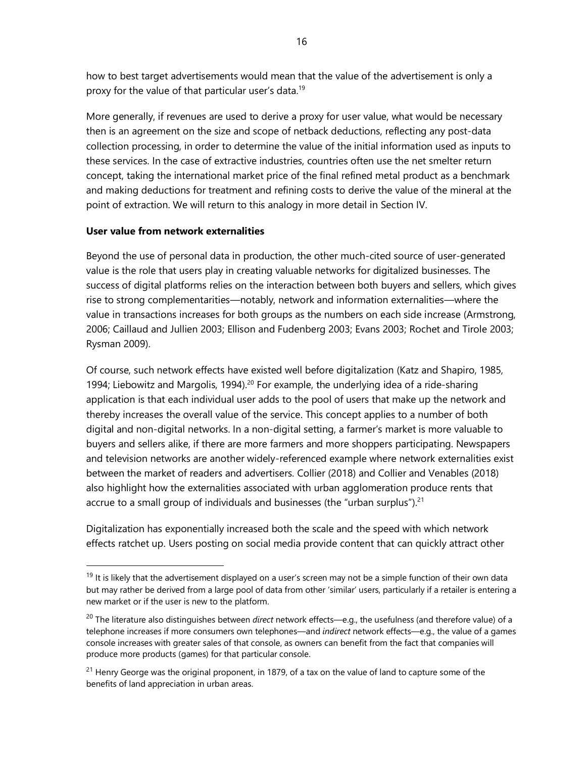how to best target advertisements would mean that the value of the advertisement is only a proxy for the value of that particular user's data.[19]

More generally, if revenues are used to derive a proxy for user value, what would be necessary then is an agreement on the size and scope of netback deductions, reflecting any post-data collection processing, in order to determine the value of the initial information used as inputs to these services. In the case of extractive industries, countries often use the net smelter return concept, taking the international market price of the final refined metal product as a benchmark and making deductions for treatment and refining costs to derive the value of the mineral at the point of extraction. We will return to this analogy in more detail in Section IV.

**User value from network externalities**

Beyond the use of personal data in production, the other much-cited source of user-generated value is the role that users play in creating valuable networks for digitalized businesses. The success of digital platforms relies on the interaction between both buyers and sellers, which gives rise to strong complementarities—notably, network and information externalities—where the value in transactions increases for both groups as the numbers on each side increase (Armstrong, 2006; Caillaud and Jullien 2003; Ellison and Fudenberg 2003; Evans 2003; Rochet and Tirole 2003; Rysman 2009).

Of course, such network effects have existed well before digitalization (Katz and Shapiro, 1985, 1994; Liebowitz and Margolis, 1994).[20] For example, the underlying idea of a ride-sharing application is that each individual user adds to the pool of users that make up the network and thereby increases the overall value of the service. This concept applies to a number of both digital and non-digital networks. In a non-digital setting, a farmer's market is more valuable to buyers and sellers alike, if there are more farmers and more shoppers participating. Newspapers and television networks are another widely-referenced example where network externalities exist between the market of readers and advertisers. Collier (2018) and Collier and Venables (2018) also highlight how the externalities associated with urban agglomeration produce rents that accrue to a small group of individuals and businesses (the "urban surplus").[21]

Digitalization has exponentially increased both the scale and the speed with which network effects ratchet up. Users posting on social media provide content that can quickly attract other

---

[19] It is likely that the advertisement displayed on a user's screen may not be a simple function of their own data but may rather be derived from a large pool of data from other 'similar' users, particularly if a retailer is entering a new market or if the user is new to the platform.

[20] The literature also distinguishes between *direct* network effects—e.g., the usefulness (and therefore value) of a telephone increases if more consumers own telephones—and *indirect* network effects—e.g., the value of a games console increases with greater sales of that console, as owners can benefit from the fact that companies will produce more products (games) for that particular console.

[21] Henry George was the original proponent, in 1879, of a tax on the value of land to capture some of the benefits of land appreciation in urban areas.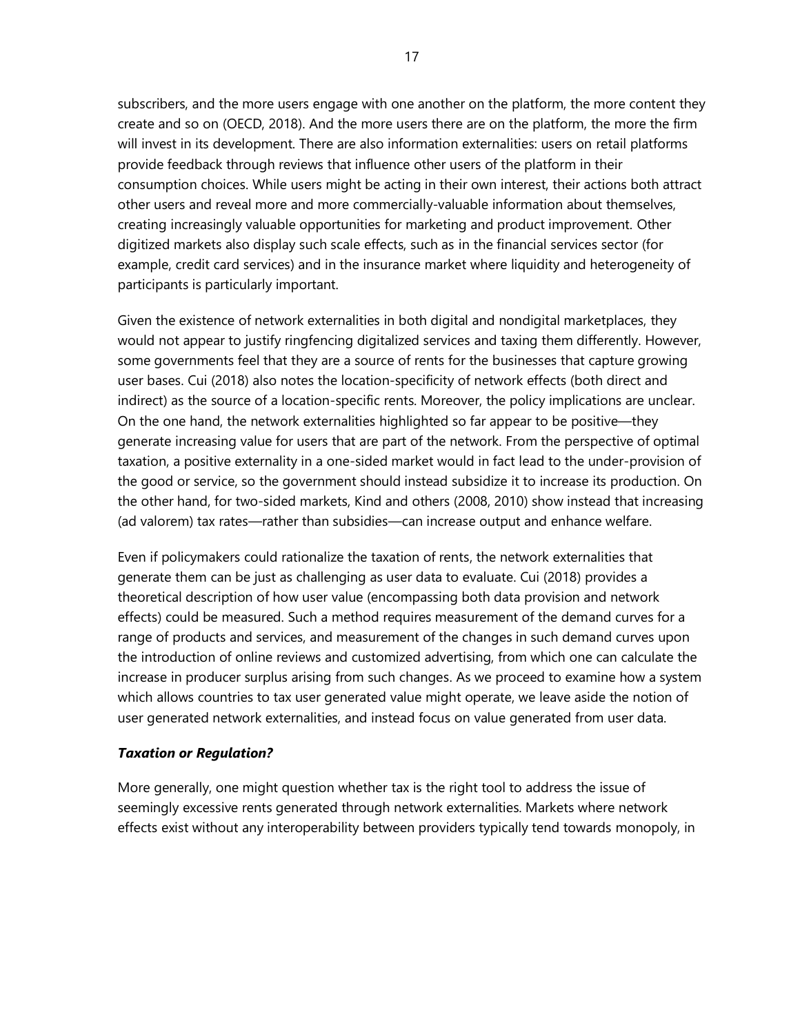subscribers, and the more users engage with one another on the platform, the more content they create and so on (OECD, 2018). And the more users there are on the platform, the more the firm will invest in its development. There are also information externalities: users on retail platforms provide feedback through reviews that influence other users of the platform in their consumption choices. While users might be acting in their own interest, their actions both attract other users and reveal more and more commercially-valuable information about themselves, creating increasingly valuable opportunities for marketing and product improvement. Other digitized markets also display such scale effects, such as in the financial services sector (for example, credit card services) and in the insurance market where liquidity and heterogeneity of participants is particularly important.

Given the existence of network externalities in both digital and nondigital marketplaces, they would not appear to justify ringfencing digitalized services and taxing them differently. However, some governments feel that they are a source of rents for the businesses that capture growing user bases. Cui (2018) also notes the location-specificity of network effects (both direct and indirect) as the source of a location-specific rents. Moreover, the policy implications are unclear. On the one hand, the network externalities highlighted so far appear to be positive—they generate increasing value for users that are part of the network. From the perspective of optimal taxation, a positive externality in a one-sided market would in fact lead to the under-provision of the good or service, so the government should instead subsidize it to increase its production. On the other hand, for two-sided markets, Kind and others (2008, 2010) show instead that increasing (ad valorem) tax rates—rather than subsidies—can increase output and enhance welfare.

Even if policymakers could rationalize the taxation of rents, the network externalities that generate them can be just as challenging as user data to evaluate. Cui (2018) provides a theoretical description of how user value (encompassing both data provision and network effects) could be measured. Such a method requires measurement of the demand curves for a range of products and services, and measurement of the changes in such demand curves upon the introduction of online reviews and customized advertising, from which one can calculate the increase in producer surplus arising from such changes. As we proceed to examine how a system which allows countries to tax user generated value might operate, we leave aside the notion of user generated network externalities, and instead focus on value generated from user data.

### ***Taxation or Regulation?***

More generally, one might question whether tax is the right tool to address the issue of seemingly excessive rents generated through network externalities. Markets where network effects exist without any interoperability between providers typically tend towards monopoly, in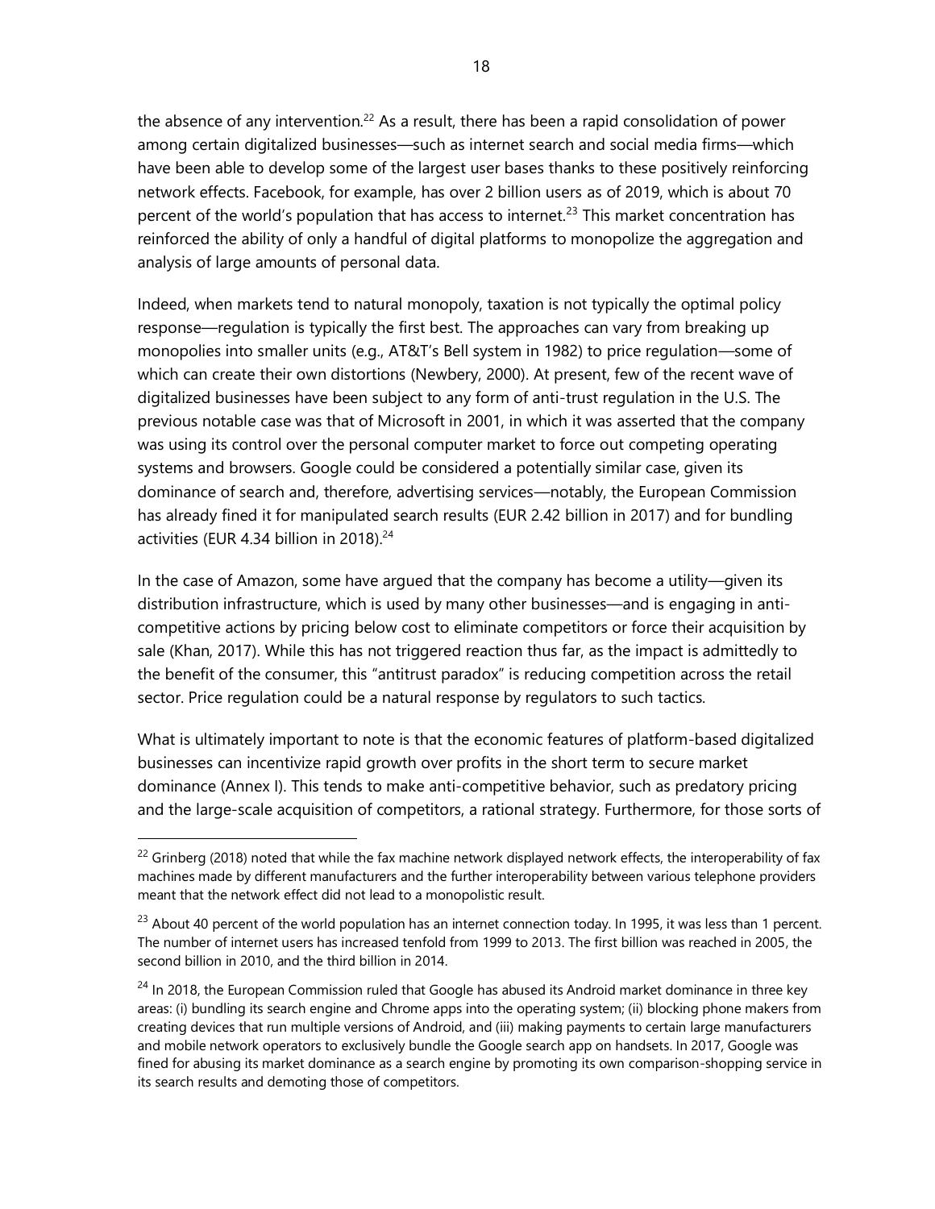the absence of any intervention.[22] As a result, there has been a rapid consolidation of power among certain digitalized businesses—such as internet search and social media firms—which have been able to develop some of the largest user bases thanks to these positively reinforcing network effects. Facebook, for example, has over 2 billion users as of 2019, which is about 70 percent of the world's population that has access to internet.[23] This market concentration has reinforced the ability of only a handful of digital platforms to monopolize the aggregation and analysis of large amounts of personal data.

Indeed, when markets tend to natural monopoly, taxation is not typically the optimal policy response—regulation is typically the first best. The approaches can vary from breaking up monopolies into smaller units (e.g., AT&T's Bell system in 1982) to price regulation—some of which can create their own distortions (Newbery, 2000). At present, few of the recent wave of digitalized businesses have been subject to any form of anti-trust regulation in the U.S. The previous notable case was that of Microsoft in 2001, in which it was asserted that the company was using its control over the personal computer market to force out competing operating systems and browsers. Google could be considered a potentially similar case, given its dominance of search and, therefore, advertising services—notably, the European Commission has already fined it for manipulated search results (EUR 2.42 billion in 2017) and for bundling activities (EUR 4.34 billion in 2018).[24]

In the case of Amazon, some have argued that the company has become a utility—given its distribution infrastructure, which is used by many other businesses—and is engaging in anti-competitive actions by pricing below cost to eliminate competitors or force their acquisition by sale (Khan, 2017). While this has not triggered reaction thus far, as the impact is admittedly to the benefit of the consumer, this "antitrust paradox" is reducing competition across the retail sector. Price regulation could be a natural response by regulators to such tactics.

What is ultimately important to note is that the economic features of platform-based digitalized businesses can incentivize rapid growth over profits in the short term to secure market dominance (Annex I). This tends to make anti-competitive behavior, such as predatory pricing and the large-scale acquisition of competitors, a rational strategy. Furthermore, for those sorts of

---

[22] Grinberg (2018) noted that while the fax machine network displayed network effects, the interoperability of fax machines made by different manufacturers and the further interoperability between various telephone providers meant that the network effect did not lead to a monopolistic result.

[23] About 40 percent of the world population has an internet connection today. In 1995, it was less than 1 percent. The number of internet users has increased tenfold from 1999 to 2013. The first billion was reached in 2005, the second billion in 2010, and the third billion in 2014.

[24] In 2018, the European Commission ruled that Google has abused its Android market dominance in three key areas: (i) bundling its search engine and Chrome apps into the operating system; (ii) blocking phone makers from creating devices that run multiple versions of Android, and (iii) making payments to certain large manufacturers and mobile network operators to exclusively bundle the Google search app on handsets. In 2017, Google was fined for abusing its market dominance as a search engine by promoting its own comparison-shopping service in its search results and demoting those of competitors.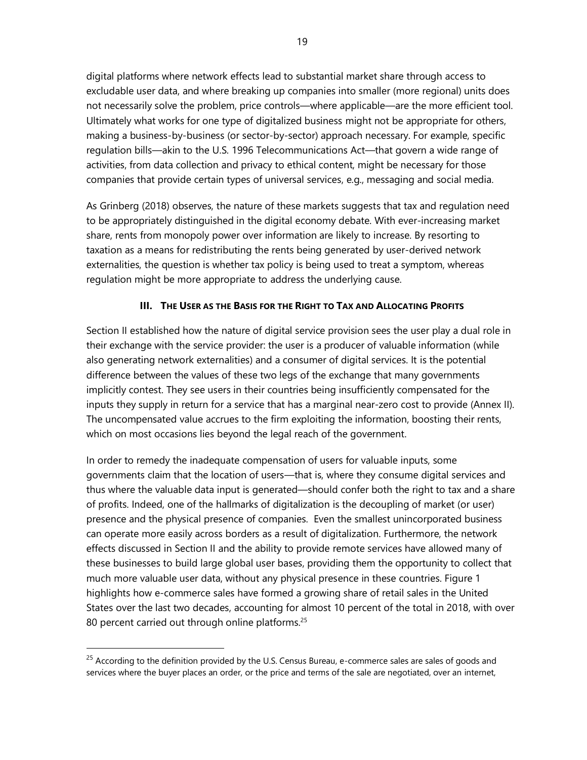digital platforms where network effects lead to substantial market share through access to excludable user data, and where breaking up companies into smaller (more regional) units does not necessarily solve the problem, price controls—where applicable—are the more efficient tool. Ultimately what works for one type of digitalized business might not be appropriate for others, making a business-by-business (or sector-by-sector) approach necessary. For example, specific regulation bills—akin to the U.S. 1996 Telecommunications Act—that govern a wide range of activities, from data collection and privacy to ethical content, might be necessary for those companies that provide certain types of universal services, e.g., messaging and social media.

As Grinberg (2018) observes, the nature of these markets suggests that tax and regulation need to be appropriately distinguished in the digital economy debate. With ever-increasing market share, rents from monopoly power over information are likely to increase. By resorting to taxation as a means for redistributing the rents being generated by user-derived network externalities, the question is whether tax policy is being used to treat a symptom, whereas regulation might be more appropriate to address the underlying cause.

## III. The User as the Basis for the Right to Tax and Allocating Profits

Section II established how the nature of digital service provision sees the user play a dual role in their exchange with the service provider: the user is a producer of valuable information (while also generating network externalities) and a consumer of digital services. It is the potential difference between the values of these two legs of the exchange that many governments implicitly contest. They see users in their countries being insufficiently compensated for the inputs they supply in return for a service that has a marginal near-zero cost to provide (Annex II). The uncompensated value accrues to the firm exploiting the information, boosting their rents, which on most occasions lies beyond the legal reach of the government.

In order to remedy the inadequate compensation of users for valuable inputs, some governments claim that the location of users—that is, where they consume digital services and thus where the valuable data input is generated—should confer both the right to tax and a share of profits. Indeed, one of the hallmarks of digitalization is the decoupling of market (or user) presence and the physical presence of companies. Even the smallest unincorporated business can operate more easily across borders as a result of digitalization. Furthermore, the network effects discussed in Section II and the ability to provide remote services have allowed many of these businesses to build large global user bases, providing them the opportunity to collect that much more valuable user data, without any physical presence in these countries. Figure 1 highlights how e-commerce sales have formed a growing share of retail sales in the United States over the last two decades, accounting for almost 10 percent of the total in 2018, with over 80 percent carried out through online platforms.[25]

[25] According to the definition provided by the U.S. Census Bureau, e-commerce sales are sales of goods and services where the buyer places an order, or the price and terms of the sale are negotiated, over an internet,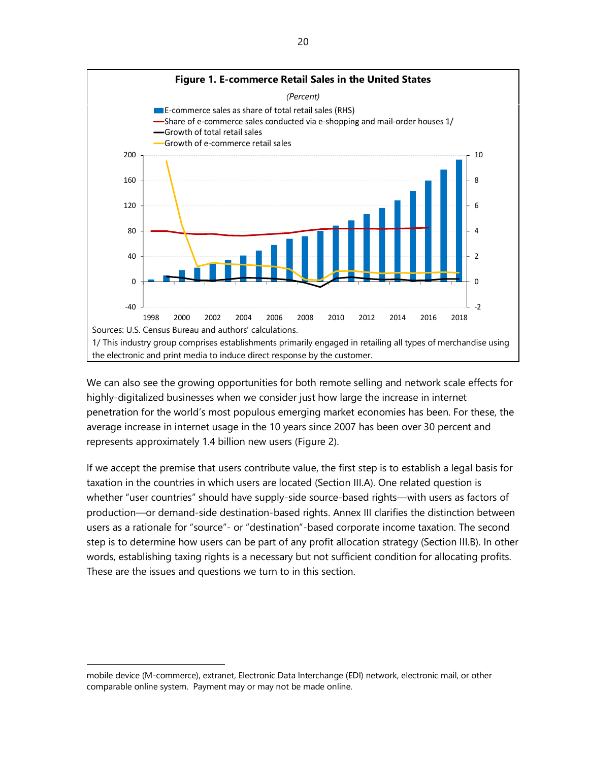**Figure 1. E-commerce Retail Sales in the United States**

*(Percent)*

Sources: U.S. Census Bureau and authors' calculations.

1/ This industry group comprises establishments primarily engaged in retailing all types of merchandise using the electronic and print media to induce direct response by the customer.

We can also see the growing opportunities for both remote selling and network scale effects for highly-digitalized businesses when we consider just how large the increase in internet penetration for the world's most populous emerging market economies has been. For these, the average increase in internet usage in the 10 years since 2007 has been over 30 percent and represents approximately 1.4 billion new users (Figure 2).

If we accept the premise that users contribute value, the first step is to establish a legal basis for taxation in the countries in which users are located (Section III.A). One related question is whether "user countries" should have supply-side source-based rights—with users as factors of production—or demand-side destination-based rights. Annex III clarifies the distinction between users as a rationale for "source"- or "destination"-based corporate income taxation. The second step is to determine how users can be part of any profit allocation strategy (Section III.B). In other words, establishing taxing rights is a necessary but not sufficient condition for allocating profits. These are the issues and questions we turn to in this section.

mobile device (M-commerce), extranet, Electronic Data Interchange (EDI) network, electronic mail, or other comparable online system. Payment may or may not be made online.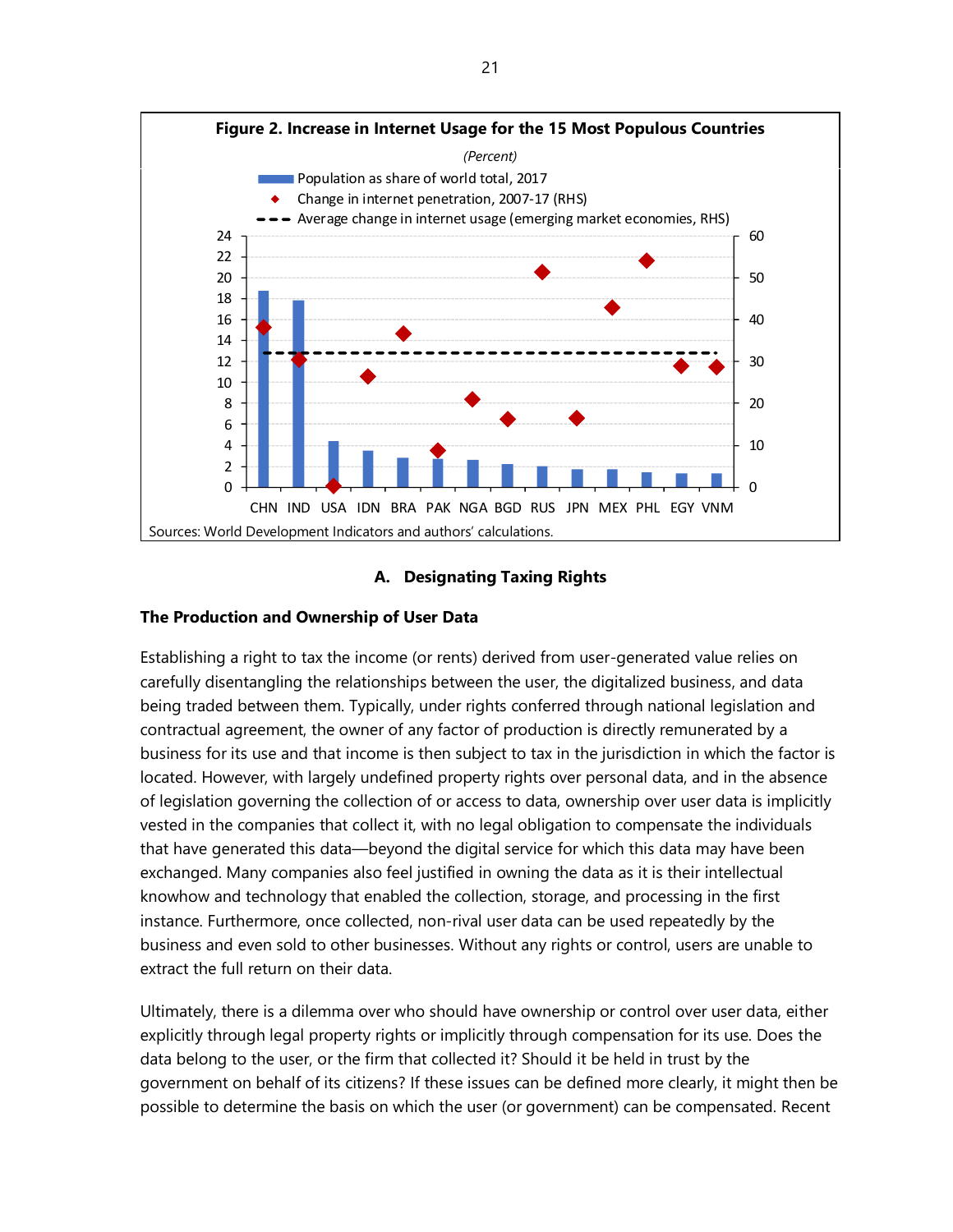**Figure 2. Increase in Internet Usage for the 15 Most Populous Countries**

*(Percent)*

Sources: World Development Indicators and authors' calculations.

## A. Designating Taxing Rights

### The Production and Ownership of User Data

Establishing a right to tax the income (or rents) derived from user-generated value relies on carefully disentangling the relationships between the user, the digitalized business, and data being traded between them. Typically, under rights conferred through national legislation and contractual agreement, the owner of any factor of production is directly remunerated by a business for its use and that income is then subject to tax in the jurisdiction in which the factor is located. However, with largely undefined property rights over personal data, and in the absence of legislation governing the collection of or access to data, ownership over user data is implicitly vested in the companies that collect it, with no legal obligation to compensate the individuals that have generated this data—beyond the digital service for which this data may have been exchanged. Many companies also feel justified in owning the data as it is their intellectual knowhow and technology that enabled the collection, storage, and processing in the first instance. Furthermore, once collected, non-rival user data can be used repeatedly by the business and even sold to other businesses. Without any rights or control, users are unable to extract the full return on their data.

Ultimately, there is a dilemma over who should have ownership or control over user data, either explicitly through legal property rights or implicitly through compensation for its use. Does the data belong to the user, or the firm that collected it? Should it be held in trust by the government on behalf of its citizens? If these issues can be defined more clearly, it might then be possible to determine the basis on which the user (or government) can be compensated. Recent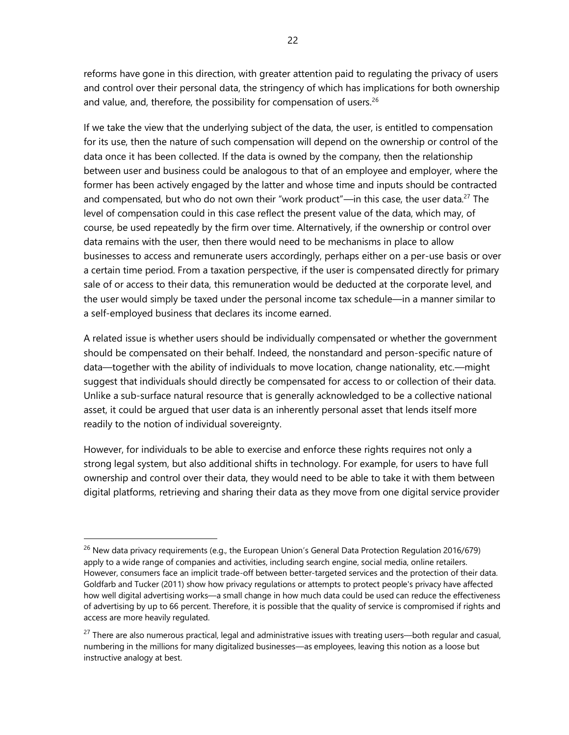reforms have gone in this direction, with greater attention paid to regulating the privacy of users and control over their personal data, the stringency of which has implications for both ownership and value, and, therefore, the possibility for compensation of users.[26]

If we take the view that the underlying subject of the data, the user, is entitled to compensation for its use, then the nature of such compensation will depend on the ownership or control of the data once it has been collected. If the data is owned by the company, then the relationship between user and business could be analogous to that of an employee and employer, where the former has been actively engaged by the latter and whose time and inputs should be contracted and compensated, but who do not own their "work product"—in this case, the user data.[27] The level of compensation could in this case reflect the present value of the data, which may, of course, be used repeatedly by the firm over time. Alternatively, if the ownership or control over data remains with the user, then there would need to be mechanisms in place to allow businesses to access and remunerate users accordingly, perhaps either on a per-use basis or over a certain time period. From a taxation perspective, if the user is compensated directly for primary sale of or access to their data, this remuneration would be deducted at the corporate level, and the user would simply be taxed under the personal income tax schedule—in a manner similar to a self-employed business that declares its income earned.

A related issue is whether users should be individually compensated or whether the government should be compensated on their behalf. Indeed, the nonstandard and person-specific nature of data—together with the ability of individuals to move location, change nationality, etc.—might suggest that individuals should directly be compensated for access to or collection of their data. Unlike a sub-surface natural resource that is generally acknowledged to be a collective national asset, it could be argued that user data is an inherently personal asset that lends itself more readily to the notion of individual sovereignty.

However, for individuals to be able to exercise and enforce these rights requires not only a strong legal system, but also additional shifts in technology. For example, for users to have full ownership and control over their data, they would need to be able to take it with them between digital platforms, retrieving and sharing their data as they move from one digital service provider

---

[26] New data privacy requirements (e.g., the European Union's General Data Protection Regulation 2016/679) apply to a wide range of companies and activities, including search engine, social media, online retailers. However, consumers face an implicit trade-off between better-targeted services and the protection of their data. Goldfarb and Tucker (2011) show how privacy regulations or attempts to protect people's privacy have affected how well digital advertising works—a small change in how much data could be used can reduce the effectiveness of advertising by up to 66 percent. Therefore, it is possible that the quality of service is compromised if rights and access are more heavily regulated.

[27] There are also numerous practical, legal and administrative issues with treating users—both regular and casual, numbering in the millions for many digitalized businesses—as employees, leaving this notion as a loose but instructive analogy at best.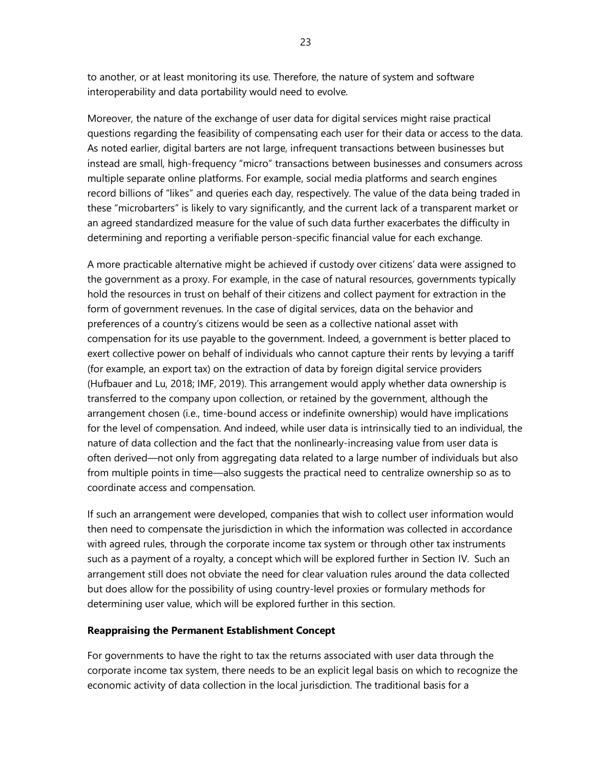to another, or at least monitoring its use. Therefore, the nature of system and software interoperability and data portability would need to evolve.

Moreover, the nature of the exchange of user data for digital services might raise practical questions regarding the feasibility of compensating each user for their data or access to the data. As noted earlier, digital barters are not large, infrequent transactions between businesses but instead are small, high-frequency "micro" transactions between businesses and consumers across multiple separate online platforms. For example, social media platforms and search engines record billions of "likes" and queries each day, respectively. The value of the data being traded in these "microbarters" is likely to vary significantly, and the current lack of a transparent market or an agreed standardized measure for the value of such data further exacerbates the difficulty in determining and reporting a verifiable person-specific financial value for each exchange.

A more practicable alternative might be achieved if custody over citizens' data were assigned to the government as a proxy. For example, in the case of natural resources, governments typically hold the resources in trust on behalf of their citizens and collect payment for extraction in the form of government revenues. In the case of digital services, data on the behavior and preferences of a country's citizens would be seen as a collective national asset with compensation for its use payable to the government. Indeed, a government is better placed to exert collective power on behalf of individuals who cannot capture their rents by levying a tariff (for example, an export tax) on the extraction of data by foreign digital service providers (Hufbauer and Lu, 2018; IMF, 2019). This arrangement would apply whether data ownership is transferred to the company upon collection, or retained by the government, although the arrangement chosen (i.e., time-bound access or indefinite ownership) would have implications for the level of compensation. And indeed, while user data is intrinsically tied to an individual, the nature of data collection and the fact that the nonlinearly-increasing value from user data is often derived—not only from aggregating data related to a large number of individuals but also from multiple points in time—also suggests the practical need to centralize ownership so as to coordinate access and compensation.

If such an arrangement were developed, companies that wish to collect user information would then need to compensate the jurisdiction in which the information was collected in accordance with agreed rules, through the corporate income tax system or through other tax instruments such as a payment of a royalty, a concept which will be explored further in Section IV. Such an arrangement still does not obviate the need for clear valuation rules around the data collected but does allow for the possibility of using country-level proxies or formulary methods for determining user value, which will be explored further in this section.

**Reappraising the Permanent Establishment Concept**

For governments to have the right to tax the returns associated with user data through the corporate income tax system, there needs to be an explicit legal basis on which to recognize the economic activity of data collection in the local jurisdiction. The traditional basis for a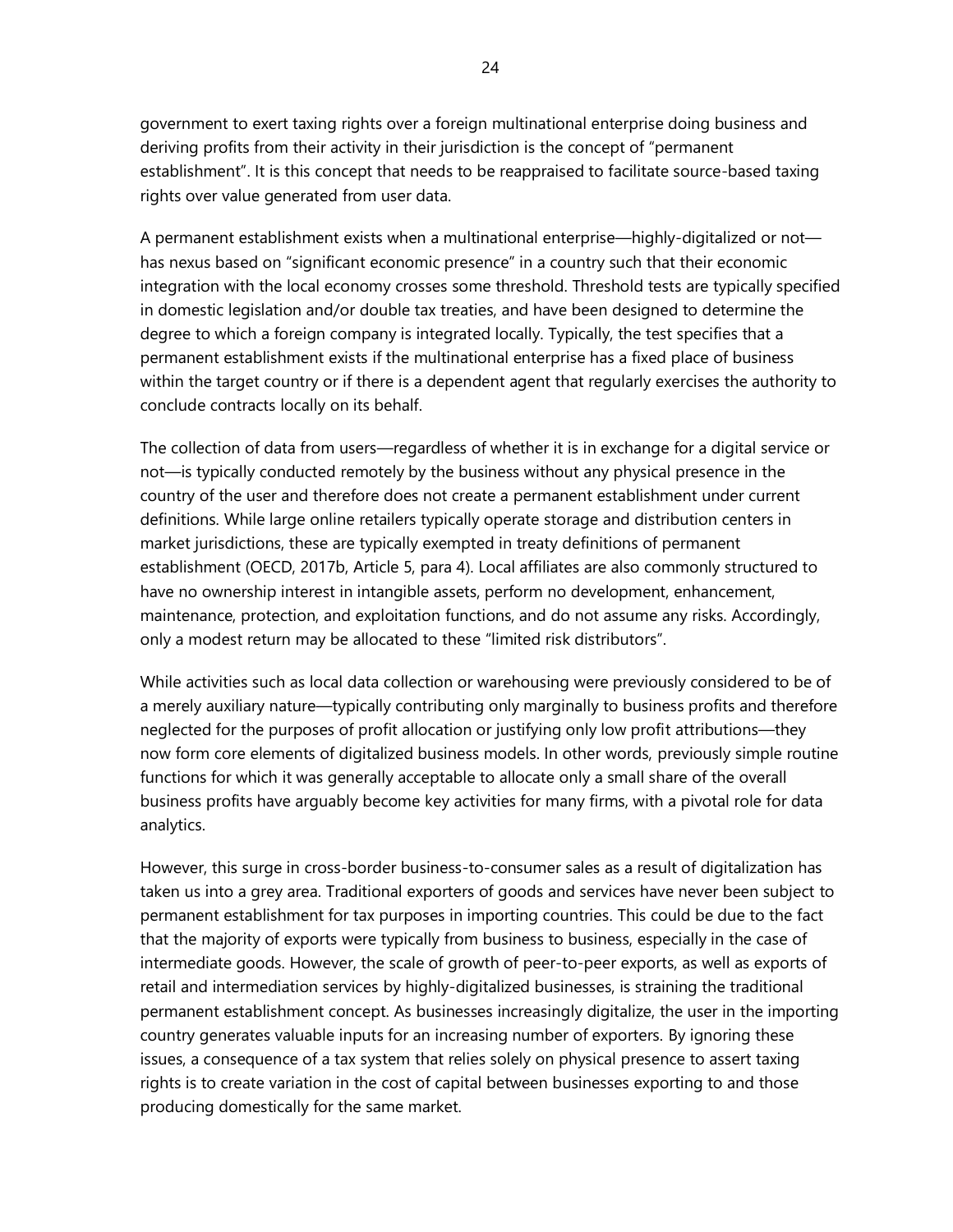government to exert taxing rights over a foreign multinational enterprise doing business and deriving profits from their activity in their jurisdiction is the concept of "permanent establishment". It is this concept that needs to be reappraised to facilitate source-based taxing rights over value generated from user data.

A permanent establishment exists when a multinational enterprise—highly-digitalized or not—has nexus based on "significant economic presence" in a country such that their economic integration with the local economy crosses some threshold. Threshold tests are typically specified in domestic legislation and/or double tax treaties, and have been designed to determine the degree to which a foreign company is integrated locally. Typically, the test specifies that a permanent establishment exists if the multinational enterprise has a fixed place of business within the target country or if there is a dependent agent that regularly exercises the authority to conclude contracts locally on its behalf.

The collection of data from users—regardless of whether it is in exchange for a digital service or not—is typically conducted remotely by the business without any physical presence in the country of the user and therefore does not create a permanent establishment under current definitions. While large online retailers typically operate storage and distribution centers in market jurisdictions, these are typically exempted in treaty definitions of permanent establishment (OECD, 2017b, Article 5, para 4). Local affiliates are also commonly structured to have no ownership interest in intangible assets, perform no development, enhancement, maintenance, protection, and exploitation functions, and do not assume any risks. Accordingly, only a modest return may be allocated to these "limited risk distributors".

While activities such as local data collection or warehousing were previously considered to be of a merely auxiliary nature—typically contributing only marginally to business profits and therefore neglected for the purposes of profit allocation or justifying only low profit attributions—they now form core elements of digitalized business models. In other words, previously simple routine functions for which it was generally acceptable to allocate only a small share of the overall business profits have arguably become key activities for many firms, with a pivotal role for data analytics.

However, this surge in cross-border business-to-consumer sales as a result of digitalization has taken us into a grey area. Traditional exporters of goods and services have never been subject to permanent establishment for tax purposes in importing countries. This could be due to the fact that the majority of exports were typically from business to business, especially in the case of intermediate goods. However, the scale of growth of peer-to-peer exports, as well as exports of retail and intermediation services by highly-digitalized businesses, is straining the traditional permanent establishment concept. As businesses increasingly digitalize, the user in the importing country generates valuable inputs for an increasing number of exporters. By ignoring these issues, a consequence of a tax system that relies solely on physical presence to assert taxing rights is to create variation in the cost of capital between businesses exporting to and those producing domestically for the same market.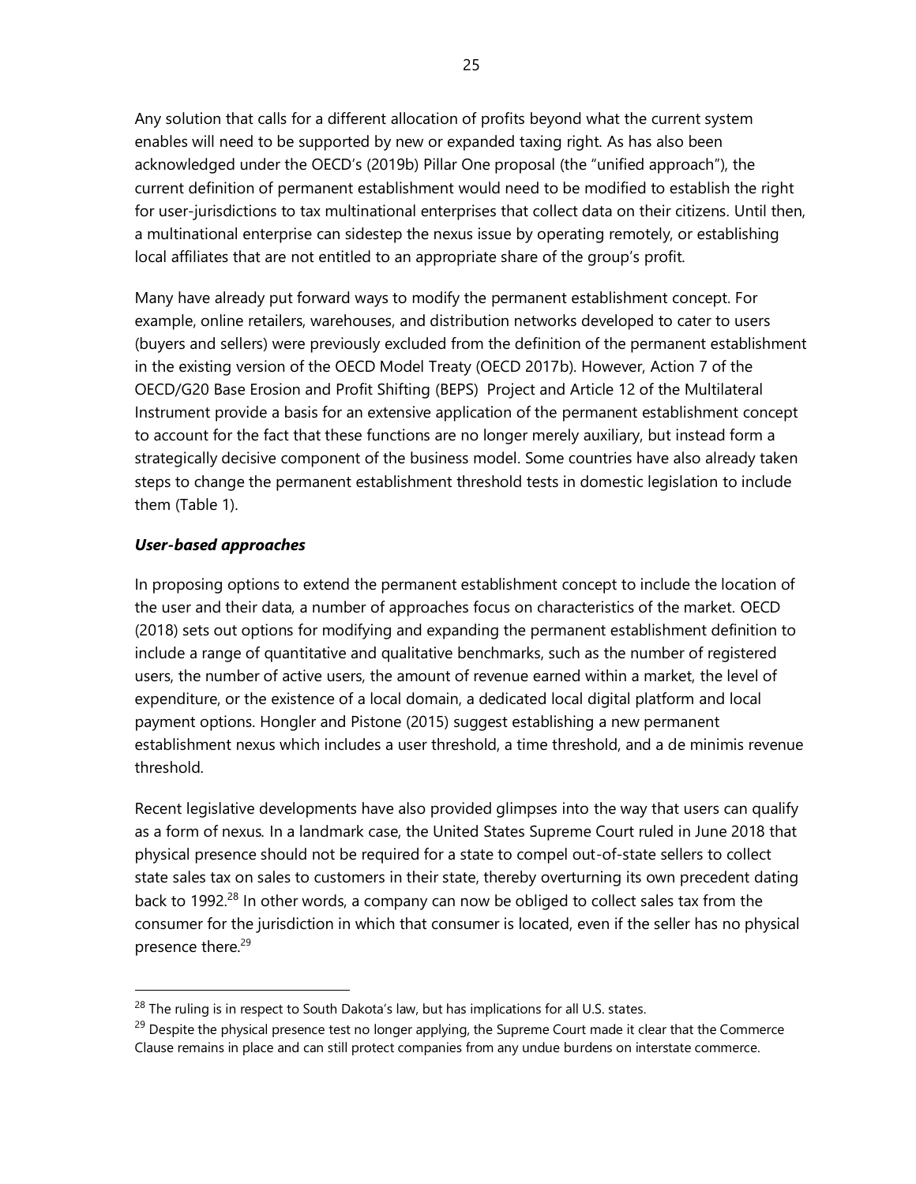Any solution that calls for a different allocation of profits beyond what the current system enables will need to be supported by new or expanded taxing right. As has also been acknowledged under the OECD's (2019b) Pillar One proposal (the "unified approach"), the current definition of permanent establishment would need to be modified to establish the right for user-jurisdictions to tax multinational enterprises that collect data on their citizens. Until then, a multinational enterprise can sidestep the nexus issue by operating remotely, or establishing local affiliates that are not entitled to an appropriate share of the group's profit.

Many have already put forward ways to modify the permanent establishment concept. For example, online retailers, warehouses, and distribution networks developed to cater to users (buyers and sellers) were previously excluded from the definition of the permanent establishment in the existing version of the OECD Model Treaty (OECD 2017b). However, Action 7 of the OECD/G20 Base Erosion and Profit Shifting (BEPS) Project and Article 12 of the Multilateral Instrument provide a basis for an extensive application of the permanent establishment concept to account for the fact that these functions are no longer merely auxiliary, but instead form a strategically decisive component of the business model. Some countries have also already taken steps to change the permanent establishment threshold tests in domestic legislation to include them (Table 1).

***User-based approaches***

In proposing options to extend the permanent establishment concept to include the location of the user and their data, a number of approaches focus on characteristics of the market. OECD (2018) sets out options for modifying and expanding the permanent establishment definition to include a range of quantitative and qualitative benchmarks, such as the number of registered users, the number of active users, the amount of revenue earned within a market, the level of expenditure, or the existence of a local domain, a dedicated local digital platform and local payment options. Hongler and Pistone (2015) suggest establishing a new permanent establishment nexus which includes a user threshold, a time threshold, and a de minimis revenue threshold.

Recent legislative developments have also provided glimpses into the way that users can qualify as a form of nexus. In a landmark case, the United States Supreme Court ruled in June 2018 that physical presence should not be required for a state to compel out-of-state sellers to collect state sales tax on sales to customers in their state, thereby overturning its own precedent dating back to 1992.[28] In other words, a company can now be obliged to collect sales tax from the consumer for the jurisdiction in which that consumer is located, even if the seller has no physical presence there.[29]

[28] The ruling is in respect to South Dakota's law, but has implications for all U.S. states.

[29] Despite the physical presence test no longer applying, the Supreme Court made it clear that the Commerce Clause remains in place and can still protect companies from any undue burdens on interstate commerce.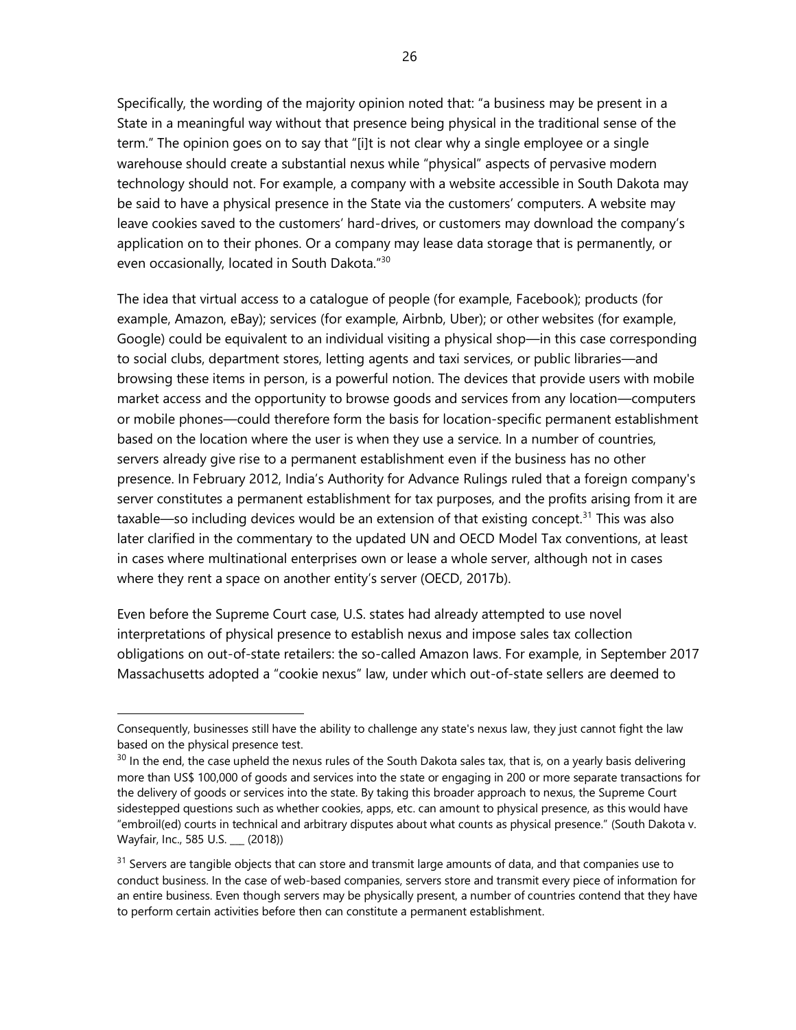Specifically, the wording of the majority opinion noted that: "a business may be present in a State in a meaningful way without that presence being physical in the traditional sense of the term." The opinion goes on to say that "[i]t is not clear why a single employee or a single warehouse should create a substantial nexus while "physical" aspects of pervasive modern technology should not. For example, a company with a website accessible in South Dakota may be said to have a physical presence in the State via the customers' computers. A website may leave cookies saved to the customers' hard-drives, or customers may download the company's application on to their phones. Or a company may lease data storage that is permanently, or even occasionally, located in South Dakota."[30]

The idea that virtual access to a catalogue of people (for example, Facebook); products (for example, Amazon, eBay); services (for example, Airbnb, Uber); or other websites (for example, Google) could be equivalent to an individual visiting a physical shop—in this case corresponding to social clubs, department stores, letting agents and taxi services, or public libraries—and browsing these items in person, is a powerful notion. The devices that provide users with mobile market access and the opportunity to browse goods and services from any location—computers or mobile phones—could therefore form the basis for location-specific permanent establishment based on the location where the user is when they use a service. In a number of countries, servers already give rise to a permanent establishment even if the business has no other presence. In February 2012, India's Authority for Advance Rulings ruled that a foreign company's server constitutes a permanent establishment for tax purposes, and the profits arising from it are taxable—so including devices would be an extension of that existing concept.[31] This was also later clarified in the commentary to the updated UN and OECD Model Tax conventions, at least in cases where multinational enterprises own or lease a whole server, although not in cases where they rent a space on another entity's server (OECD, 2017b).

Even before the Supreme Court case, U.S. states had already attempted to use novel interpretations of physical presence to establish nexus and impose sales tax collection obligations on out-of-state retailers: the so-called Amazon laws. For example, in September 2017 Massachusetts adopted a "cookie nexus" law, under which out-of-state sellers are deemed to

---

Consequently, businesses still have the ability to challenge any state's nexus law, they just cannot fight the law based on the physical presence test.

[30] In the end, the case upheld the nexus rules of the South Dakota sales tax, that is, on a yearly basis delivering more than US$ 100,000 of goods and services into the state or engaging in 200 or more separate transactions for the delivery of goods or services into the state. By taking this broader approach to nexus, the Supreme Court sidestepped questions such as whether cookies, apps, etc. can amount to physical presence, as this would have "embroil(ed) courts in technical and arbitrary disputes about what counts as physical presence." (South Dakota v. Wayfair, Inc., 585 U.S. ___ (2018))

[31] Servers are tangible objects that can store and transmit large amounts of data, and that companies use to conduct business. In the case of web-based companies, servers store and transmit every piece of information for an entire business. Even though servers may be physically present, a number of countries contend that they have to perform certain activities before then can constitute a permanent establishment.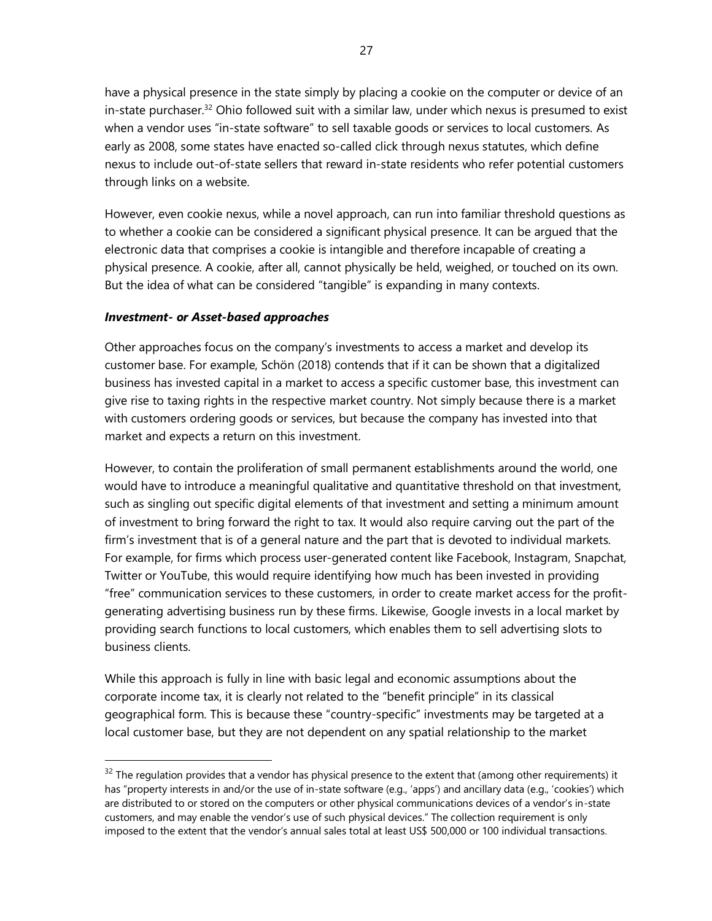have a physical presence in the state simply by placing a cookie on the computer or device of an in-state purchaser.[32] Ohio followed suit with a similar law, under which nexus is presumed to exist when a vendor uses "in-state software" to sell taxable goods or services to local customers. As early as 2008, some states have enacted so-called click through nexus statutes, which define nexus to include out-of-state sellers that reward in-state residents who refer potential customers through links on a website.

However, even cookie nexus, while a novel approach, can run into familiar threshold questions as to whether a cookie can be considered a significant physical presence. It can be argued that the electronic data that comprises a cookie is intangible and therefore incapable of creating a physical presence. A cookie, after all, cannot physically be held, weighed, or touched on its own. But the idea of what can be considered "tangible" is expanding in many contexts.

***Investment- or Asset-based approaches***

Other approaches focus on the company's investments to access a market and develop its customer base. For example, Schön (2018) contends that if it can be shown that a digitalized business has invested capital in a market to access a specific customer base, this investment can give rise to taxing rights in the respective market country. Not simply because there is a market with customers ordering goods or services, but because the company has invested into that market and expects a return on this investment.

However, to contain the proliferation of small permanent establishments around the world, one would have to introduce a meaningful qualitative and quantitative threshold on that investment, such as singling out specific digital elements of that investment and setting a minimum amount of investment to bring forward the right to tax. It would also require carving out the part of the firm's investment that is of a general nature and the part that is devoted to individual markets. For example, for firms which process user-generated content like Facebook, Instagram, Snapchat, Twitter or YouTube, this would require identifying how much has been invested in providing "free" communication services to these customers, in order to create market access for the profit-generating advertising business run by these firms. Likewise, Google invests in a local market by providing search functions to local customers, which enables them to sell advertising slots to business clients.

While this approach is fully in line with basic legal and economic assumptions about the corporate income tax, it is clearly not related to the "benefit principle" in its classical geographical form. This is because these "country-specific" investments may be targeted at a local customer base, but they are not dependent on any spatial relationship to the market

---

[32] The regulation provides that a vendor has physical presence to the extent that (among other requirements) it has "property interests in and/or the use of in-state software (e.g., 'apps') and ancillary data (e.g., 'cookies') which are distributed to or stored on the computers or other physical communications devices of a vendor's in-state customers, and may enable the vendor's use of such physical devices." The collection requirement is only imposed to the extent that the vendor's annual sales total at least US$ 500,000 or 100 individual transactions.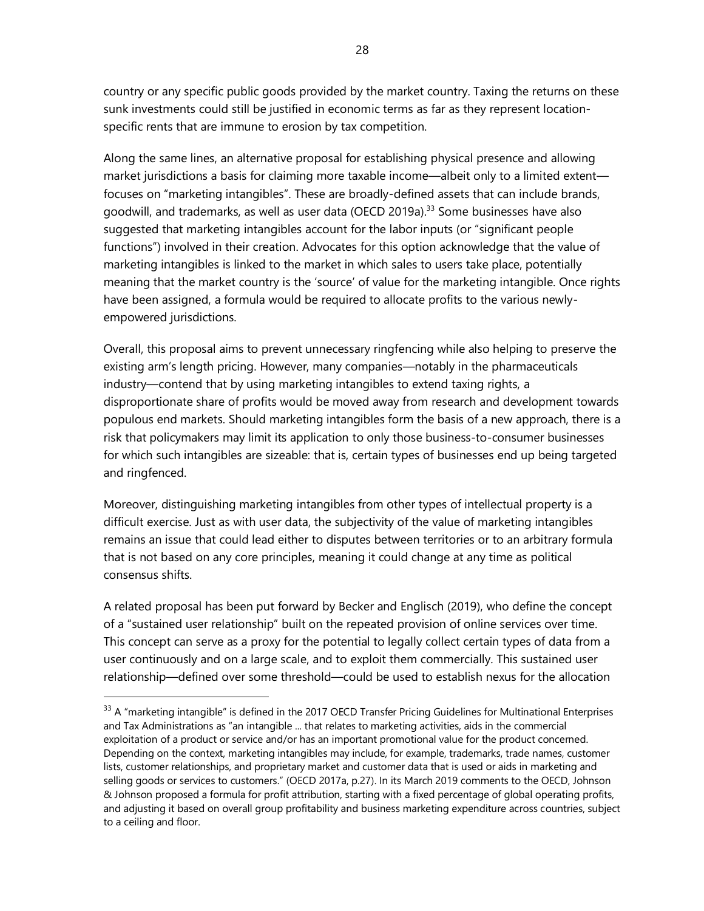country or any specific public goods provided by the market country. Taxing the returns on these sunk investments could still be justified in economic terms as far as they represent location-specific rents that are immune to erosion by tax competition.

Along the same lines, an alternative proposal for establishing physical presence and allowing market jurisdictions a basis for claiming more taxable income—albeit only to a limited extent—focuses on "marketing intangibles". These are broadly-defined assets that can include brands, goodwill, and trademarks, as well as user data (OECD 2019a).[33] Some businesses have also suggested that marketing intangibles account for the labor inputs (or "significant people functions") involved in their creation. Advocates for this option acknowledge that the value of marketing intangibles is linked to the market in which sales to users take place, potentially meaning that the market country is the 'source' of value for the marketing intangible. Once rights have been assigned, a formula would be required to allocate profits to the various newly-empowered jurisdictions.

Overall, this proposal aims to prevent unnecessary ringfencing while also helping to preserve the existing arm's length pricing. However, many companies—notably in the pharmaceuticals industry—contend that by using marketing intangibles to extend taxing rights, a disproportionate share of profits would be moved away from research and development towards populous end markets. Should marketing intangibles form the basis of a new approach, there is a risk that policymakers may limit its application to only those business-to-consumer businesses for which such intangibles are sizeable: that is, certain types of businesses end up being targeted and ringfenced.

Moreover, distinguishing marketing intangibles from other types of intellectual property is a difficult exercise. Just as with user data, the subjectivity of the value of marketing intangibles remains an issue that could lead either to disputes between territories or to an arbitrary formula that is not based on any core principles, meaning it could change at any time as political consensus shifts.

A related proposal has been put forward by Becker and Englisch (2019), who define the concept of a "sustained user relationship" built on the repeated provision of online services over time. This concept can serve as a proxy for the potential to legally collect certain types of data from a user continuously and on a large scale, and to exploit them commercially. This sustained user relationship—defined over some threshold—could be used to establish nexus for the allocation

---

[33] A "marketing intangible" is defined in the 2017 OECD Transfer Pricing Guidelines for Multinational Enterprises and Tax Administrations as "an intangible ... that relates to marketing activities, aids in the commercial exploitation of a product or service and/or has an important promotional value for the product concerned. Depending on the context, marketing intangibles may include, for example, trademarks, trade names, customer lists, customer relationships, and proprietary market and customer data that is used or aids in marketing and selling goods or services to customers." (OECD 2017a, p.27). In its March 2019 comments to the OECD, Johnson & Johnson proposed a formula for profit attribution, starting with a fixed percentage of global operating profits, and adjusting it based on overall group profitability and business marketing expenditure across countries, subject to a ceiling and floor.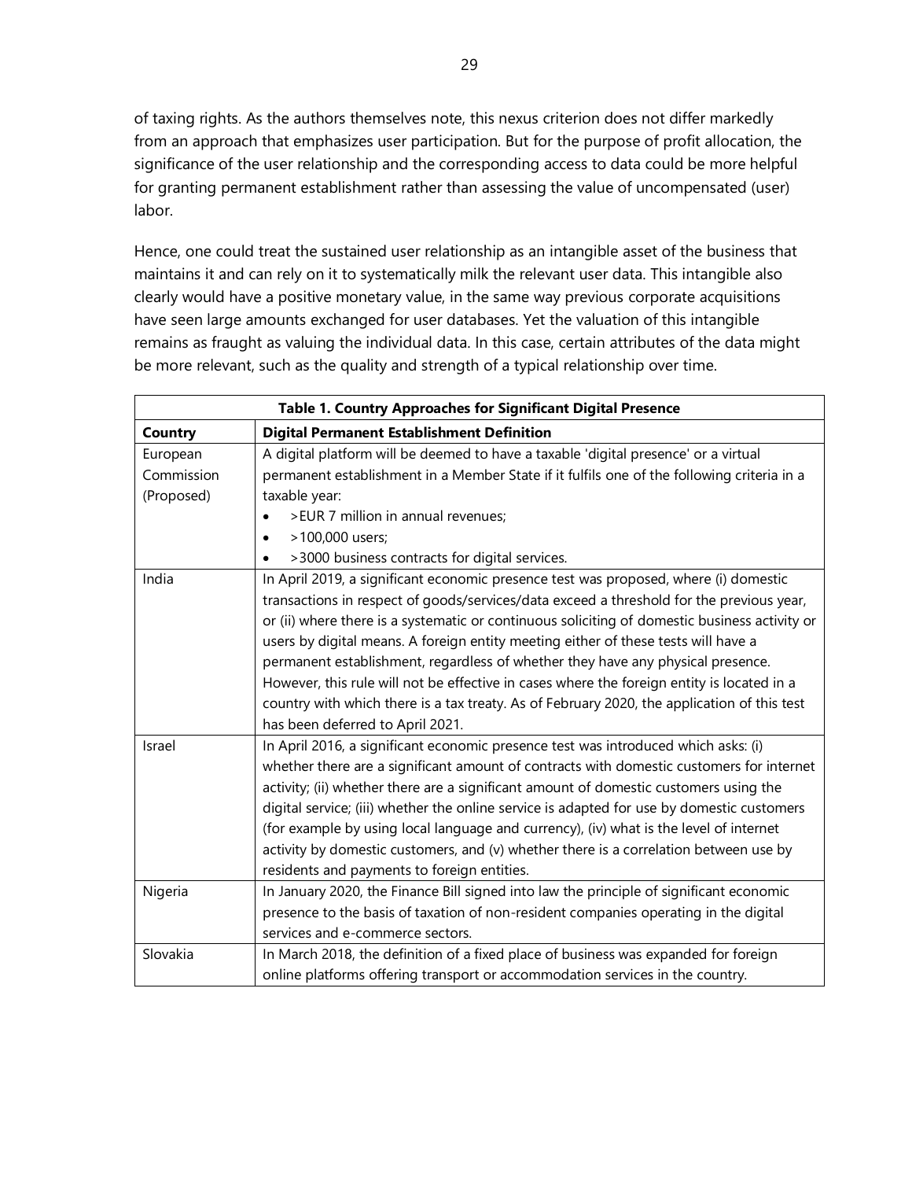of taxing rights. As the authors themselves note, this nexus criterion does not differ markedly from an approach that emphasizes user participation. But for the purpose of profit allocation, the significance of the user relationship and the corresponding access to data could be more helpful for granting permanent establishment rather than assessing the value of uncompensated (user) labor.

Hence, one could treat the sustained user relationship as an intangible asset of the business that maintains it and can rely on it to systematically milk the relevant user data. This intangible also clearly would have a positive monetary value, in the same way previous corporate acquisitions have seen large amounts exchanged for user databases. Yet the valuation of this intangible remains as fraught as valuing the individual data. In this case, certain attributes of the data might be more relevant, such as the quality and strength of a typical relationship over time.

**Table 1. Country Approaches for Significant Digital Presence**

| Country | Digital Permanent Establishment Definition |
|---|---|
| European Commission (Proposed) | A digital platform will be deemed to have a taxable 'digital presence' or a virtual permanent establishment in a Member State if it fulfils one of the following criteria in a taxable year: <br>• >EUR 7 million in annual revenues; <br>• >100,000 users; <br>• >3000 business contracts for digital services. |
| India | In April 2019, a significant economic presence test was proposed, where (i) domestic transactions in respect of goods/services/data exceed a threshold for the previous year, or (ii) where there is a systematic or continuous soliciting of domestic business activity or users by digital means. A foreign entity meeting either of these tests will have a permanent establishment, regardless of whether they have any physical presence. However, this rule will not be effective in cases where the foreign entity is located in a country with which there is a tax treaty. As of February 2020, the application of this test has been deferred to April 2021. |
| Israel | In April 2016, a significant economic presence test was introduced which asks: (i) whether there are a significant amount of contracts with domestic customers for internet activity; (ii) whether there are a significant amount of domestic customers using the digital service; (iii) whether the online service is adapted for use by domestic customers (for example by using local language and currency), (iv) what is the level of internet activity by domestic customers, and (v) whether there is a correlation between use by residents and payments to foreign entities. |
| Nigeria | In January 2020, the Finance Bill signed into law the principle of significant economic presence to the basis of taxation of non-resident companies operating in the digital services and e-commerce sectors. |
| Slovakia | In March 2018, the definition of a fixed place of business was expanded for foreign online platforms offering transport or accommodation services in the country. |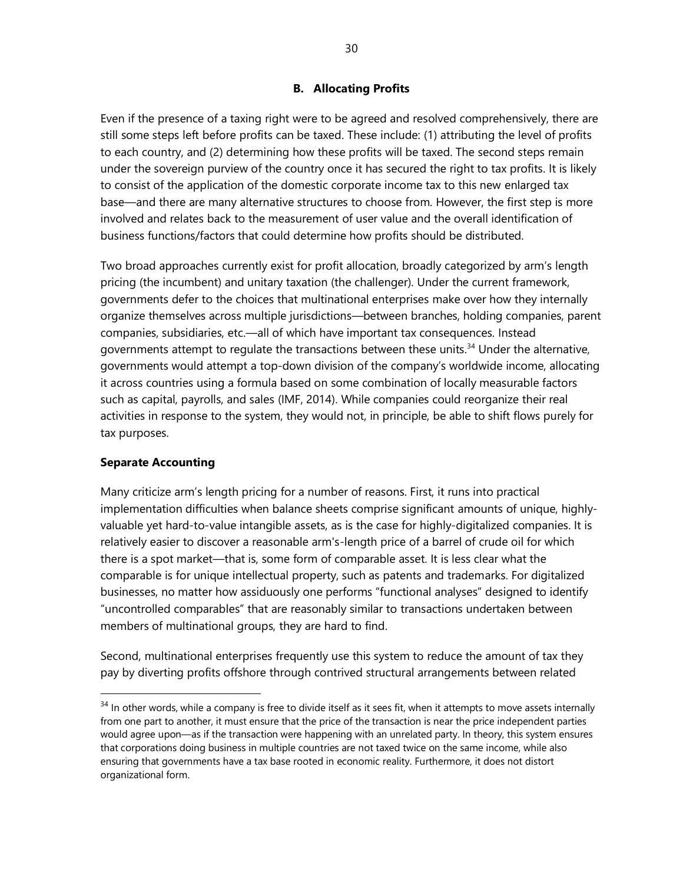### B. Allocating Profits

Even if the presence of a taxing right were to be agreed and resolved comprehensively, there are still some steps left before profits can be taxed. These include: (1) attributing the level of profits to each country, and (2) determining how these profits will be taxed. The second steps remain under the sovereign purview of the country once it has secured the right to tax profits. It is likely to consist of the application of the domestic corporate income tax to this new enlarged tax base—and there are many alternative structures to choose from. However, the first step is more involved and relates back to the measurement of user value and the overall identification of business functions/factors that could determine how profits should be distributed.

Two broad approaches currently exist for profit allocation, broadly categorized by arm's length pricing (the incumbent) and unitary taxation (the challenger). Under the current framework, governments defer to the choices that multinational enterprises make over how they internally organize themselves across multiple jurisdictions—between branches, holding companies, parent companies, subsidiaries, etc.—all of which have important tax consequences. Instead governments attempt to regulate the transactions between these units.[34] Under the alternative, governments would attempt a top-down division of the company's worldwide income, allocating it across countries using a formula based on some combination of locally measurable factors such as capital, payrolls, and sales (IMF, 2014). While companies could reorganize their real activities in response to the system, they would not, in principle, be able to shift flows purely for tax purposes.

**Separate Accounting**

Many criticize arm's length pricing for a number of reasons. First, it runs into practical implementation difficulties when balance sheets comprise significant amounts of unique, highly-valuable yet hard-to-value intangible assets, as is the case for highly-digitalized companies. It is relatively easier to discover a reasonable arm's-length price of a barrel of crude oil for which there is a spot market—that is, some form of comparable asset. It is less clear what the comparable is for unique intellectual property, such as patents and trademarks. For digitalized businesses, no matter how assiduously one performs "functional analyses" designed to identify "uncontrolled comparables" that are reasonably similar to transactions undertaken between members of multinational groups, they are hard to find.

Second, multinational enterprises frequently use this system to reduce the amount of tax they pay by diverting profits offshore through contrived structural arrangements between related

[34] In other words, while a company is free to divide itself as it sees fit, when it attempts to move assets internally from one part to another, it must ensure that the price of the transaction is near the price independent parties would agree upon—as if the transaction were happening with an unrelated party. In theory, this system ensures that corporations doing business in multiple countries are not taxed twice on the same income, while also ensuring that governments have a tax base rooted in economic reality. Furthermore, it does not distort organizational form.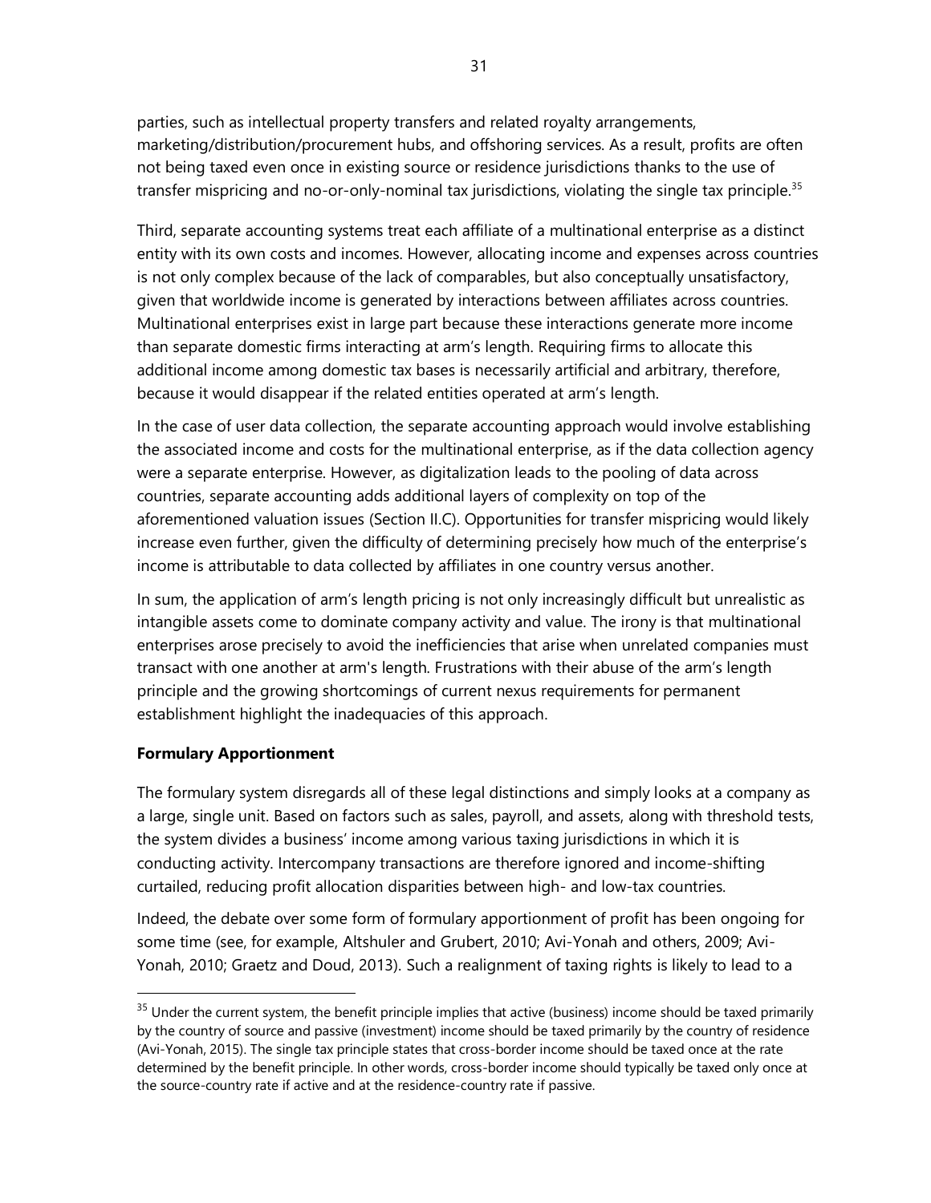parties, such as intellectual property transfers and related royalty arrangements, marketing/distribution/procurement hubs, and offshoring services. As a result, profits are often not being taxed even once in existing source or residence jurisdictions thanks to the use of transfer mispricing and no-or-only-nominal tax jurisdictions, violating the single tax principle.[35]

Third, separate accounting systems treat each affiliate of a multinational enterprise as a distinct entity with its own costs and incomes. However, allocating income and expenses across countries is not only complex because of the lack of comparables, but also conceptually unsatisfactory, given that worldwide income is generated by interactions between affiliates across countries. Multinational enterprises exist in large part because these interactions generate more income than separate domestic firms interacting at arm's length. Requiring firms to allocate this additional income among domestic tax bases is necessarily artificial and arbitrary, therefore, because it would disappear if the related entities operated at arm's length.

In the case of user data collection, the separate accounting approach would involve establishing the associated income and costs for the multinational enterprise, as if the data collection agency were a separate enterprise. However, as digitalization leads to the pooling of data across countries, separate accounting adds additional layers of complexity on top of the aforementioned valuation issues (Section II.C). Opportunities for transfer mispricing would likely increase even further, given the difficulty of determining precisely how much of the enterprise's income is attributable to data collected by affiliates in one country versus another.

In sum, the application of arm's length pricing is not only increasingly difficult but unrealistic as intangible assets come to dominate company activity and value. The irony is that multinational enterprises arose precisely to avoid the inefficiencies that arise when unrelated companies must transact with one another at arm's length. Frustrations with their abuse of the arm's length principle and the growing shortcomings of current nexus requirements for permanent establishment highlight the inadequacies of this approach.

**Formulary Apportionment**

The formulary system disregards all of these legal distinctions and simply looks at a company as a large, single unit. Based on factors such as sales, payroll, and assets, along with threshold tests, the system divides a business' income among various taxing jurisdictions in which it is conducting activity. Intercompany transactions are therefore ignored and income-shifting curtailed, reducing profit allocation disparities between high- and low-tax countries.

Indeed, the debate over some form of formulary apportionment of profit has been ongoing for some time (see, for example, Altshuler and Grubert, 2010; Avi-Yonah and others, 2009; Avi-Yonah, 2010; Graetz and Doud, 2013). Such a realignment of taxing rights is likely to lead to a

---

[35] Under the current system, the benefit principle implies that active (business) income should be taxed primarily by the country of source and passive (investment) income should be taxed primarily by the country of residence (Avi-Yonah, 2015). The single tax principle states that cross-border income should be taxed once at the rate determined by the benefit principle. In other words, cross-border income should typically be taxed only once at the source-country rate if active and at the residence-country rate if passive.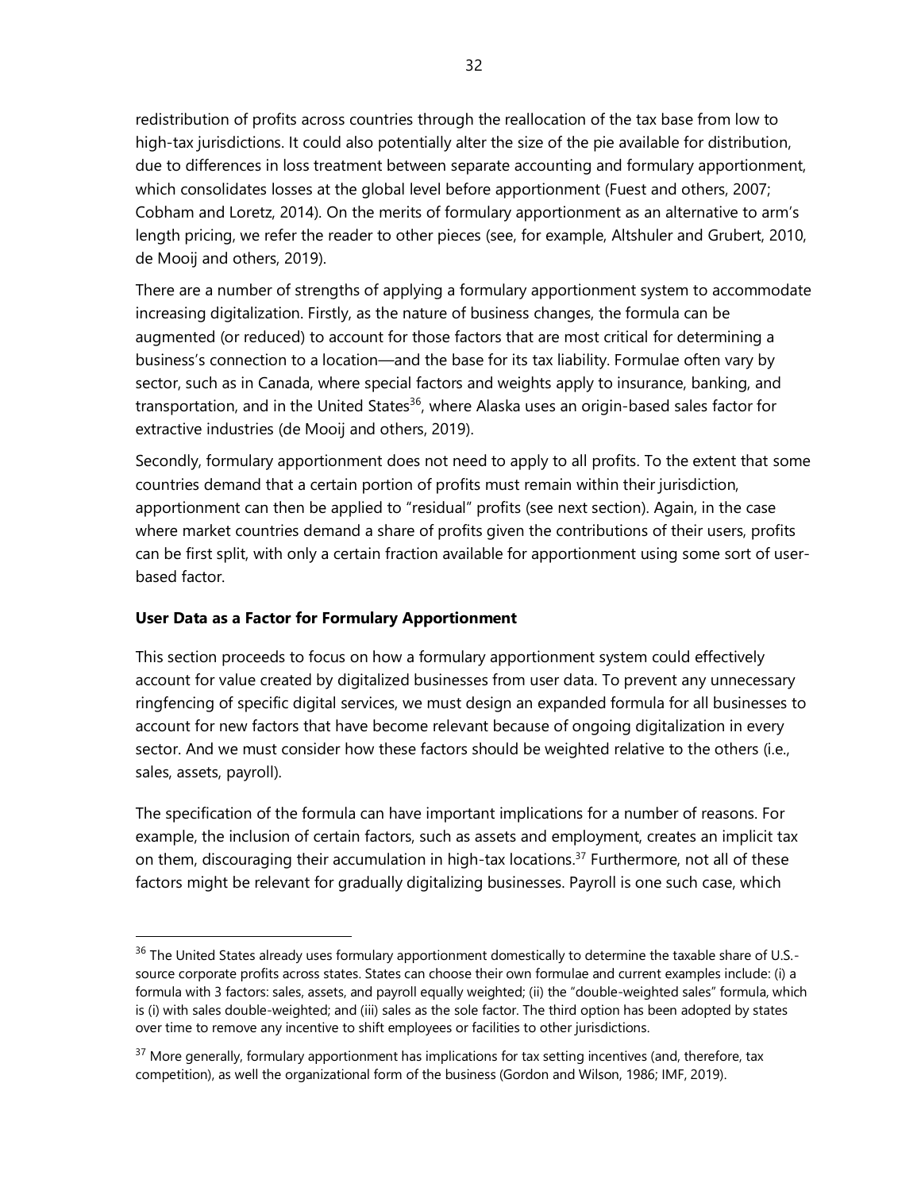redistribution of profits across countries through the reallocation of the tax base from low to high-tax jurisdictions. It could also potentially alter the size of the pie available for distribution, due to differences in loss treatment between separate accounting and formulary apportionment, which consolidates losses at the global level before apportionment (Fuest and others, 2007; Cobham and Loretz, 2014). On the merits of formulary apportionment as an alternative to arm's length pricing, we refer the reader to other pieces (see, for example, Altshuler and Grubert, 2010, de Mooij and others, 2019).

There are a number of strengths of applying a formulary apportionment system to accommodate increasing digitalization. Firstly, as the nature of business changes, the formula can be augmented (or reduced) to account for those factors that are most critical for determining a business's connection to a location—and the base for its tax liability. Formulae often vary by sector, such as in Canada, where special factors and weights apply to insurance, banking, and transportation, and in the United States[36], where Alaska uses an origin-based sales factor for extractive industries (de Mooij and others, 2019).

Secondly, formulary apportionment does not need to apply to all profits. To the extent that some countries demand that a certain portion of profits must remain within their jurisdiction, apportionment can then be applied to "residual" profits (see next section). Again, in the case where market countries demand a share of profits given the contributions of their users, profits can be first split, with only a certain fraction available for apportionment using some sort of user-based factor.

**User Data as a Factor for Formulary Apportionment**

This section proceeds to focus on how a formulary apportionment system could effectively account for value created by digitalized businesses from user data. To prevent any unnecessary ringfencing of specific digital services, we must design an expanded formula for all businesses to account for new factors that have become relevant because of ongoing digitalization in every sector. And we must consider how these factors should be weighted relative to the others (i.e., sales, assets, payroll).

The specification of the formula can have important implications for a number of reasons. For example, the inclusion of certain factors, such as assets and employment, creates an implicit tax on them, discouraging their accumulation in high-tax locations.[37] Furthermore, not all of these factors might be relevant for gradually digitalizing businesses. Payroll is one such case, which

---

[36] The United States already uses formulary apportionment domestically to determine the taxable share of U.S.-source corporate profits across states. States can choose their own formulae and current examples include: (i) a formula with 3 factors: sales, assets, and payroll equally weighted; (ii) the "double-weighted sales" formula, which is (i) with sales double-weighted; and (iii) sales as the sole factor. The third option has been adopted by states over time to remove any incentive to shift employees or facilities to other jurisdictions.

[37] More generally, formulary apportionment has implications for tax setting incentives (and, therefore, tax competition), as well the organizational form of the business (Gordon and Wilson, 1986; IMF, 2019).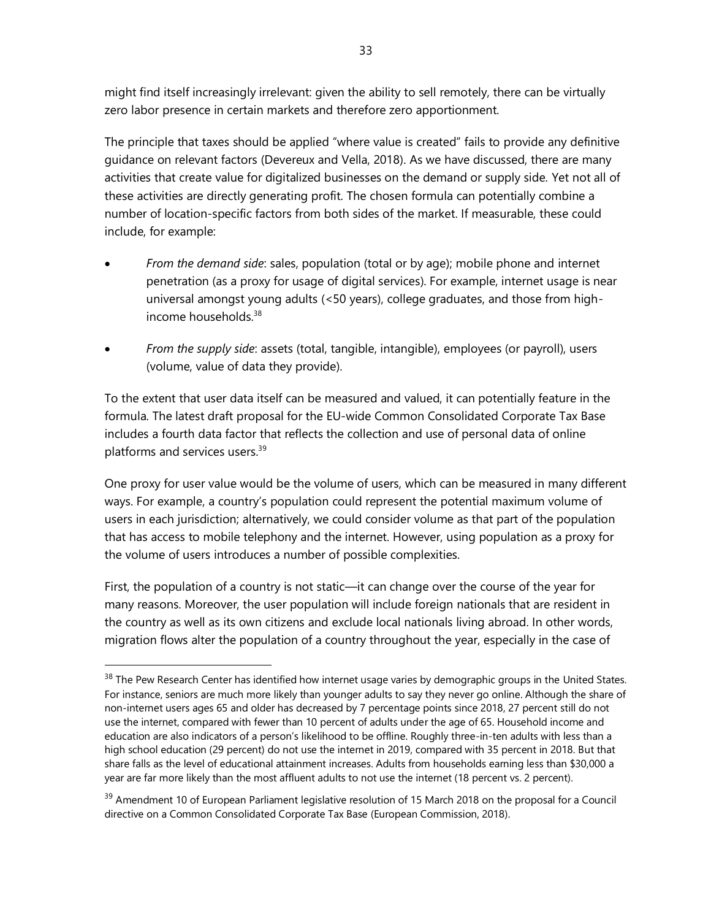might find itself increasingly irrelevant: given the ability to sell remotely, there can be virtually zero labor presence in certain markets and therefore zero apportionment.

The principle that taxes should be applied "where value is created" fails to provide any definitive guidance on relevant factors (Devereux and Vella, 2018). As we have discussed, there are many activities that create value for digitalized businesses on the demand or supply side. Yet not all of these activities are directly generating profit. The chosen formula can potentially combine a number of location-specific factors from both sides of the market. If measurable, these could include, for example:

- *From the demand side*: sales, population (total or by age); mobile phone and internet penetration (as a proxy for usage of digital services). For example, internet usage is near universal amongst young adults (<50 years), college graduates, and those from high-income households.[38]
- *From the supply side*: assets (total, tangible, intangible), employees (or payroll), users (volume, value of data they provide).

To the extent that user data itself can be measured and valued, it can potentially feature in the formula. The latest draft proposal for the EU-wide Common Consolidated Corporate Tax Base includes a fourth data factor that reflects the collection and use of personal data of online platforms and services users.[39]

One proxy for user value would be the volume of users, which can be measured in many different ways. For example, a country's population could represent the potential maximum volume of users in each jurisdiction; alternatively, we could consider volume as that part of the population that has access to mobile telephony and the internet. However, using population as a proxy for the volume of users introduces a number of possible complexities.

First, the population of a country is not static—it can change over the course of the year for many reasons. Moreover, the user population will include foreign nationals that are resident in the country as well as its own citizens and exclude local nationals living abroad. In other words, migration flows alter the population of a country throughout the year, especially in the case of

[38] The Pew Research Center has identified how internet usage varies by demographic groups in the United States. For instance, seniors are much more likely than younger adults to say they never go online. Although the share of non-internet users ages 65 and older has decreased by 7 percentage points since 2018, 27 percent still do not use the internet, compared with fewer than 10 percent of adults under the age of 65. Household income and education are also indicators of a person's likelihood to be offline. Roughly three-in-ten adults with less than a high school education (29 percent) do not use the internet in 2019, compared with 35 percent in 2018. But that share falls as the level of educational attainment increases. Adults from households earning less than $30,000 a year are far more likely than the most affluent adults to not use the internet (18 percent vs. 2 percent).

[39] Amendment 10 of European Parliament legislative resolution of 15 March 2018 on the proposal for a Council directive on a Common Consolidated Corporate Tax Base (European Commission, 2018).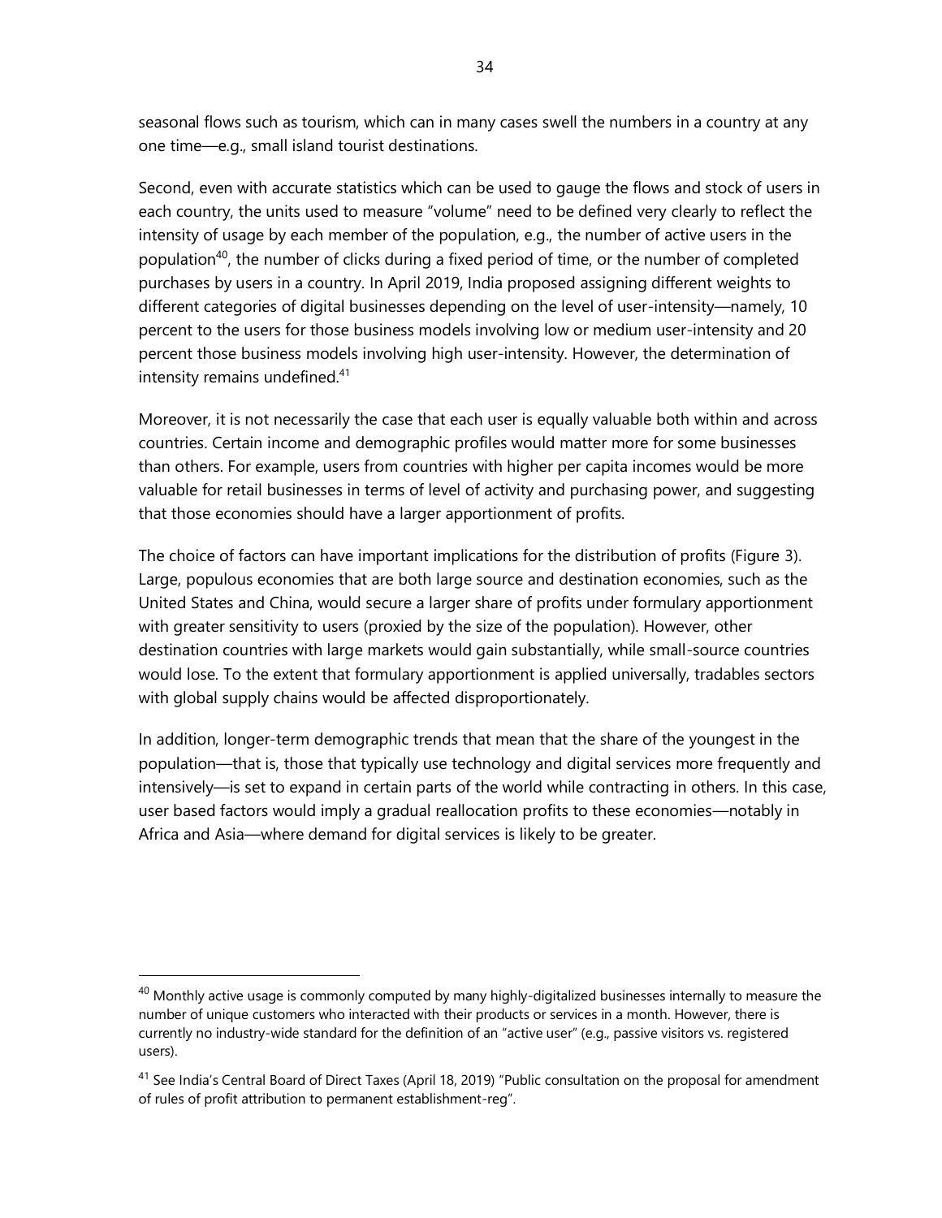seasonal flows such as tourism, which can in many cases swell the numbers in a country at any one time—e.g., small island tourist destinations.

Second, even with accurate statistics which can be used to gauge the flows and stock of users in each country, the units used to measure "volume" need to be defined very clearly to reflect the intensity of usage by each member of the population, e.g., the number of active users in the population[40], the number of clicks during a fixed period of time, or the number of completed purchases by users in a country. In April 2019, India proposed assigning different weights to different categories of digital businesses depending on the level of user-intensity—namely, 10 percent to the users for those business models involving low or medium user-intensity and 20 percent those business models involving high user-intensity. However, the determination of intensity remains undefined.[41]

Moreover, it is not necessarily the case that each user is equally valuable both within and across countries. Certain income and demographic profiles would matter more for some businesses than others. For example, users from countries with higher per capita incomes would be more valuable for retail businesses in terms of level of activity and purchasing power, and suggesting that those economies should have a larger apportionment of profits.

The choice of factors can have important implications for the distribution of profits (Figure 3). Large, populous economies that are both large source and destination economies, such as the United States and China, would secure a larger share of profits under formulary apportionment with greater sensitivity to users (proxied by the size of the population). However, other destination countries with large markets would gain substantially, while small-source countries would lose. To the extent that formulary apportionment is applied universally, tradables sectors with global supply chains would be affected disproportionately.

In addition, longer-term demographic trends that mean that the share of the youngest in the population—that is, those that typically use technology and digital services more frequently and intensively—is set to expand in certain parts of the world while contracting in others. In this case, user based factors would imply a gradual reallocation profits to these economies—notably in Africa and Asia—where demand for digital services is likely to be greater.

---

[40] Monthly active usage is commonly computed by many highly-digitalized businesses internally to measure the number of unique customers who interacted with their products or services in a month. However, there is currently no industry-wide standard for the definition of an "active user" (e.g., passive visitors vs. registered users).

[41] See India's Central Board of Direct Taxes (April 18, 2019) "Public consultation on the proposal for amendment of rules of profit attribution to permanent establishment-reg".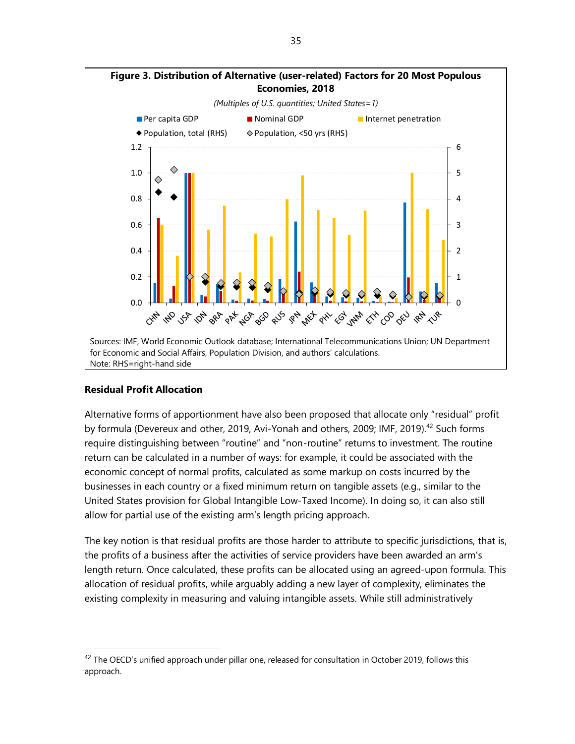**Figure 3. Distribution of Alternative (user-related) Factors for 20 Most Populous Economies, 2018**

*(Multiples of U.S. quantities; United States=1)*

Sources: IMF, World Economic Outlook database; International Telecommunications Union; UN Department for Economic and Social Affairs, Population Division, and authors' calculations.
Note: RHS=right-hand side

### Residual Profit Allocation

Alternative forms of apportionment have also been proposed that allocate only "residual" profit by formula (Devereux and other, 2019, Avi-Yonah and others, 2009; IMF, 2019).[42] Such forms require distinguishing between "routine" and "non-routine" returns to investment. The routine return can be calculated in a number of ways: for example, it could be associated with the economic concept of normal profits, calculated as some markup on costs incurred by the businesses in each country or a fixed minimum return on tangible assets (e.g., similar to the United States provision for Global Intangible Low-Taxed Income). In doing so, it can also still allow for partial use of the existing arm's length pricing approach.

The key notion is that residual profits are those harder to attribute to specific jurisdictions, that is, the profits of a business after the activities of service providers have been awarded an arm's length return. Once calculated, these profits can be allocated using an agreed-upon formula. This allocation of residual profits, while arguably adding a new layer of complexity, eliminates the existing complexity in measuring and valuing intangible assets. While still administratively

[42] The OECD's unified approach under pillar one, released for consultation in October 2019, follows this approach.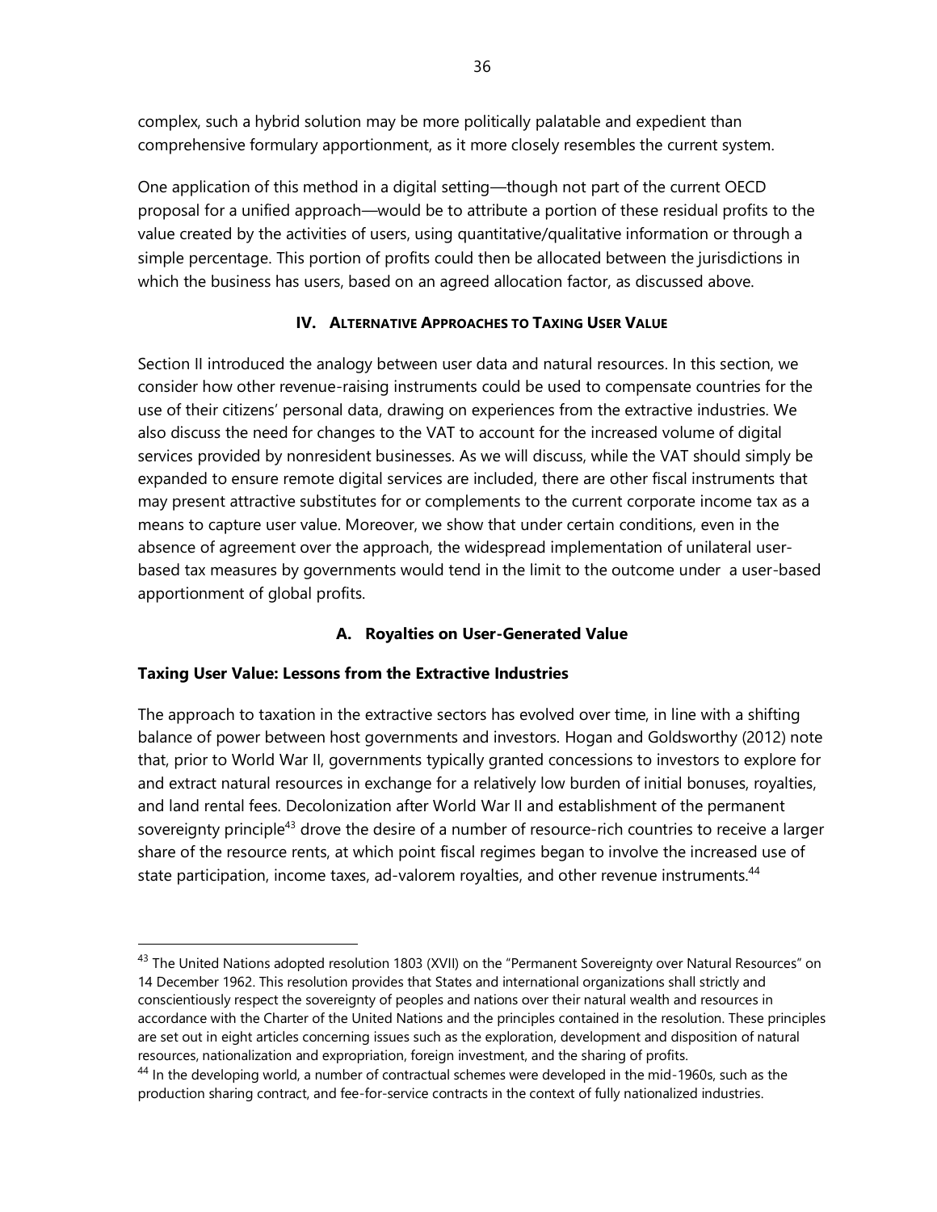complex, such a hybrid solution may be more politically palatable and expedient than comprehensive formulary apportionment, as it more closely resembles the current system.

One application of this method in a digital setting—though not part of the current OECD proposal for a unified approach—would be to attribute a portion of these residual profits to the value created by the activities of users, using quantitative/qualitative information or through a simple percentage. This portion of profits could then be allocated between the jurisdictions in which the business has users, based on an agreed allocation factor, as discussed above.

## IV. Alternative Approaches to Taxing User Value

Section II introduced the analogy between user data and natural resources. In this section, we consider how other revenue-raising instruments could be used to compensate countries for the use of their citizens' personal data, drawing on experiences from the extractive industries. We also discuss the need for changes to the VAT to account for the increased volume of digital services provided by nonresident businesses. As we will discuss, while the VAT should simply be expanded to ensure remote digital services are included, there are other fiscal instruments that may present attractive substitutes for or complements to the current corporate income tax as a means to capture user value. Moreover, we show that under certain conditions, even in the absence of agreement over the approach, the widespread implementation of unilateral user-based tax measures by governments would tend in the limit to the outcome under a user-based apportionment of global profits.

### A. Royalties on User-Generated Value

**Taxing User Value: Lessons from the Extractive Industries**

The approach to taxation in the extractive sectors has evolved over time, in line with a shifting balance of power between host governments and investors. Hogan and Goldsworthy (2012) note that, prior to World War II, governments typically granted concessions to investors to explore for and extract natural resources in exchange for a relatively low burden of initial bonuses, royalties, and land rental fees. Decolonization after World War II and establishment of the permanent sovereignty principle[43] drove the desire of a number of resource-rich countries to receive a larger share of the resource rents, at which point fiscal regimes began to involve the increased use of state participation, income taxes, ad-valorem royalties, and other revenue instruments.[44]

---

[43] The United Nations adopted resolution 1803 (XVII) on the "Permanent Sovereignty over Natural Resources" on 14 December 1962. This resolution provides that States and international organizations shall strictly and conscientiously respect the sovereignty of peoples and nations over their natural wealth and resources in accordance with the Charter of the United Nations and the principles contained in the resolution. These principles are set out in eight articles concerning issues such as the exploration, development and disposition of natural resources, nationalization and expropriation, foreign investment, and the sharing of profits.

[44] In the developing world, a number of contractual schemes were developed in the mid-1960s, such as the production sharing contract, and fee-for-service contracts in the context of fully nationalized industries.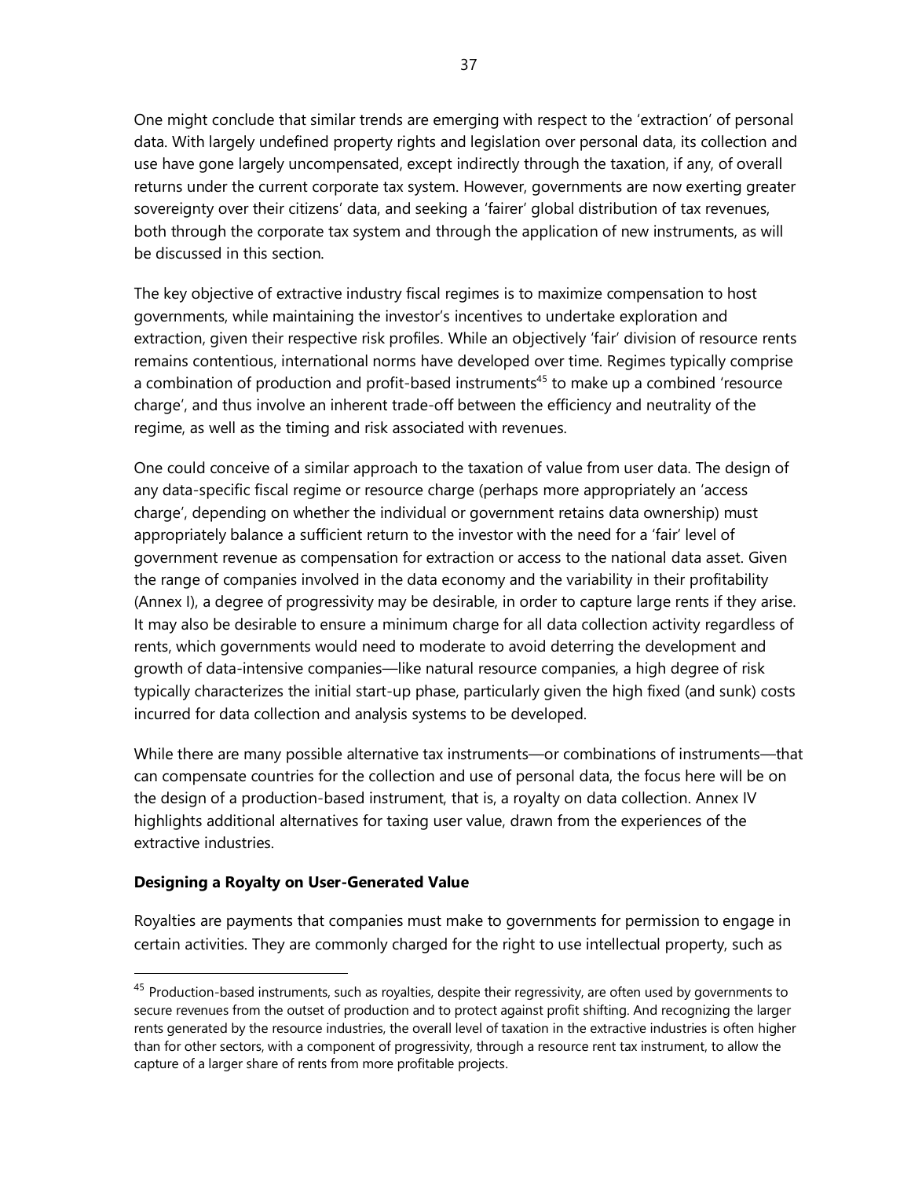One might conclude that similar trends are emerging with respect to the 'extraction' of personal data. With largely undefined property rights and legislation over personal data, its collection and use have gone largely uncompensated, except indirectly through the taxation, if any, of overall returns under the current corporate tax system. However, governments are now exerting greater sovereignty over their citizens' data, and seeking a 'fairer' global distribution of tax revenues, both through the corporate tax system and through the application of new instruments, as will be discussed in this section.

The key objective of extractive industry fiscal regimes is to maximize compensation to host governments, while maintaining the investor's incentives to undertake exploration and extraction, given their respective risk profiles. While an objectively 'fair' division of resource rents remains contentious, international norms have developed over time. Regimes typically comprise a combination of production and profit-based instruments[45] to make up a combined 'resource charge', and thus involve an inherent trade-off between the efficiency and neutrality of the regime, as well as the timing and risk associated with revenues.

One could conceive of a similar approach to the taxation of value from user data. The design of any data-specific fiscal regime or resource charge (perhaps more appropriately an 'access charge', depending on whether the individual or government retains data ownership) must appropriately balance a sufficient return to the investor with the need for a 'fair' level of government revenue as compensation for extraction or access to the national data asset. Given the range of companies involved in the data economy and the variability in their profitability (Annex I), a degree of progressivity may be desirable, in order to capture large rents if they arise. It may also be desirable to ensure a minimum charge for all data collection activity regardless of rents, which governments would need to moderate to avoid deterring the development and growth of data-intensive companies—like natural resource companies, a high degree of risk typically characterizes the initial start-up phase, particularly given the high fixed (and sunk) costs incurred for data collection and analysis systems to be developed.

While there are many possible alternative tax instruments—or combinations of instruments—that can compensate countries for the collection and use of personal data, the focus here will be on the design of a production-based instrument, that is, a royalty on data collection. Annex IV highlights additional alternatives for taxing user value, drawn from the experiences of the extractive industries.

**Designing a Royalty on User-Generated Value**

Royalties are payments that companies must make to governments for permission to engage in certain activities. They are commonly charged for the right to use intellectual property, such as

---

[45] Production-based instruments, such as royalties, despite their regressivity, are often used by governments to secure revenues from the outset of production and to protect against profit shifting. And recognizing the larger rents generated by the resource industries, the overall level of taxation in the extractive industries is often higher than for other sectors, with a component of progressivity, through a resource rent tax instrument, to allow the capture of a larger share of rents from more profitable projects.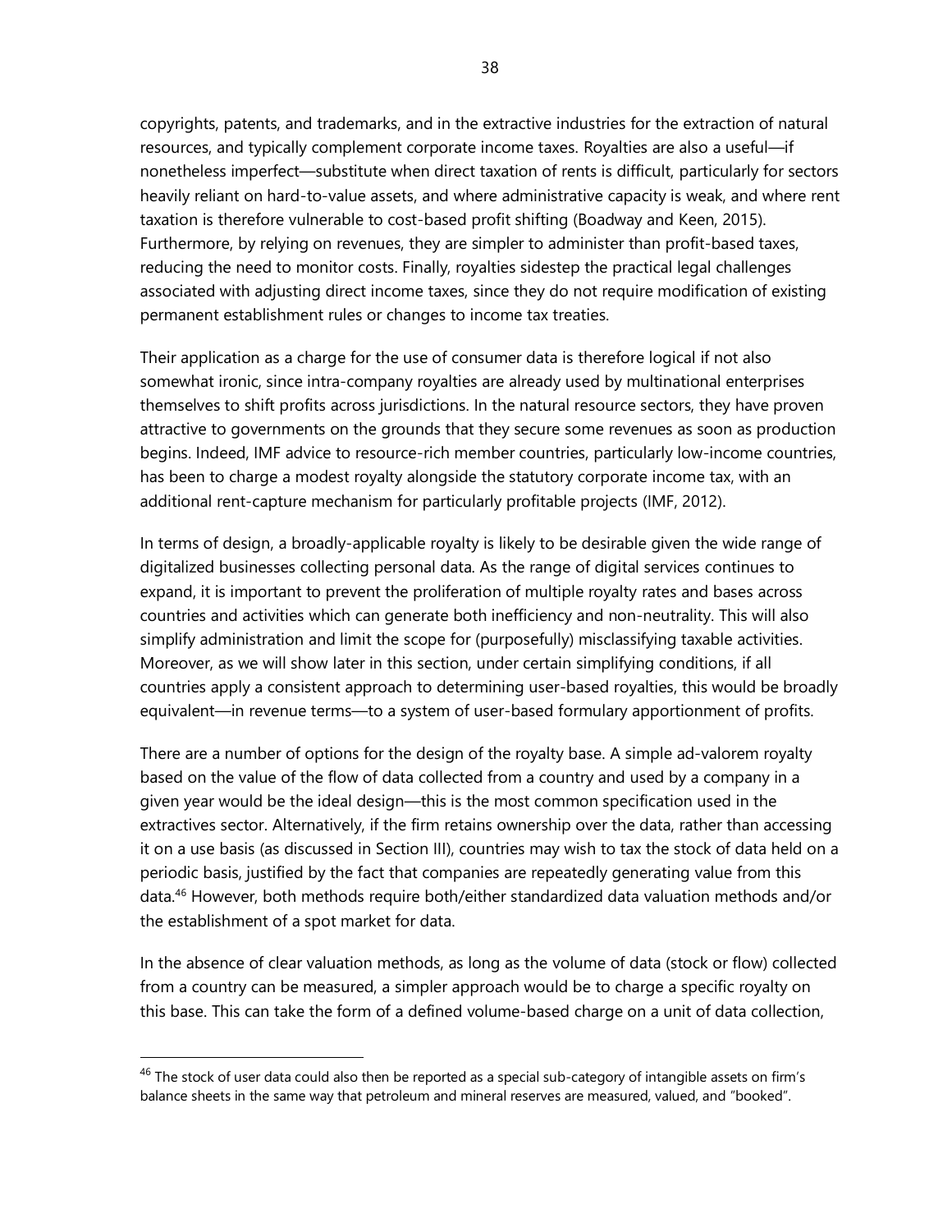copyrights, patents, and trademarks, and in the extractive industries for the extraction of natural resources, and typically complement corporate income taxes. Royalties are also a useful—if nonetheless imperfect—substitute when direct taxation of rents is difficult, particularly for sectors heavily reliant on hard-to-value assets, and where administrative capacity is weak, and where rent taxation is therefore vulnerable to cost-based profit shifting (Boadway and Keen, 2015). Furthermore, by relying on revenues, they are simpler to administer than profit-based taxes, reducing the need to monitor costs. Finally, royalties sidestep the practical legal challenges associated with adjusting direct income taxes, since they do not require modification of existing permanent establishment rules or changes to income tax treaties.

Their application as a charge for the use of consumer data is therefore logical if not also somewhat ironic, since intra-company royalties are already used by multinational enterprises themselves to shift profits across jurisdictions. In the natural resource sectors, they have proven attractive to governments on the grounds that they secure some revenues as soon as production begins. Indeed, IMF advice to resource-rich member countries, particularly low-income countries, has been to charge a modest royalty alongside the statutory corporate income tax, with an additional rent-capture mechanism for particularly profitable projects (IMF, 2012).

In terms of design, a broadly-applicable royalty is likely to be desirable given the wide range of digitalized businesses collecting personal data. As the range of digital services continues to expand, it is important to prevent the proliferation of multiple royalty rates and bases across countries and activities which can generate both inefficiency and non-neutrality. This will also simplify administration and limit the scope for (purposefully) misclassifying taxable activities. Moreover, as we will show later in this section, under certain simplifying conditions, if all countries apply a consistent approach to determining user-based royalties, this would be broadly equivalent—in revenue terms—to a system of user-based formulary apportionment of profits.

There are a number of options for the design of the royalty base. A simple ad-valorem royalty based on the value of the flow of data collected from a country and used by a company in a given year would be the ideal design—this is the most common specification used in the extractives sector. Alternatively, if the firm retains ownership over the data, rather than accessing it on a use basis (as discussed in Section III), countries may wish to tax the stock of data held on a periodic basis, justified by the fact that companies are repeatedly generating value from this data.[46] However, both methods require both/either standardized data valuation methods and/or the establishment of a spot market for data.

In the absence of clear valuation methods, as long as the volume of data (stock or flow) collected from a country can be measured, a simpler approach would be to charge a specific royalty on this base. This can take the form of a defined volume-based charge on a unit of data collection,

[46] The stock of user data could also then be reported as a special sub-category of intangible assets on firm's balance sheets in the same way that petroleum and mineral reserves are measured, valued, and "booked".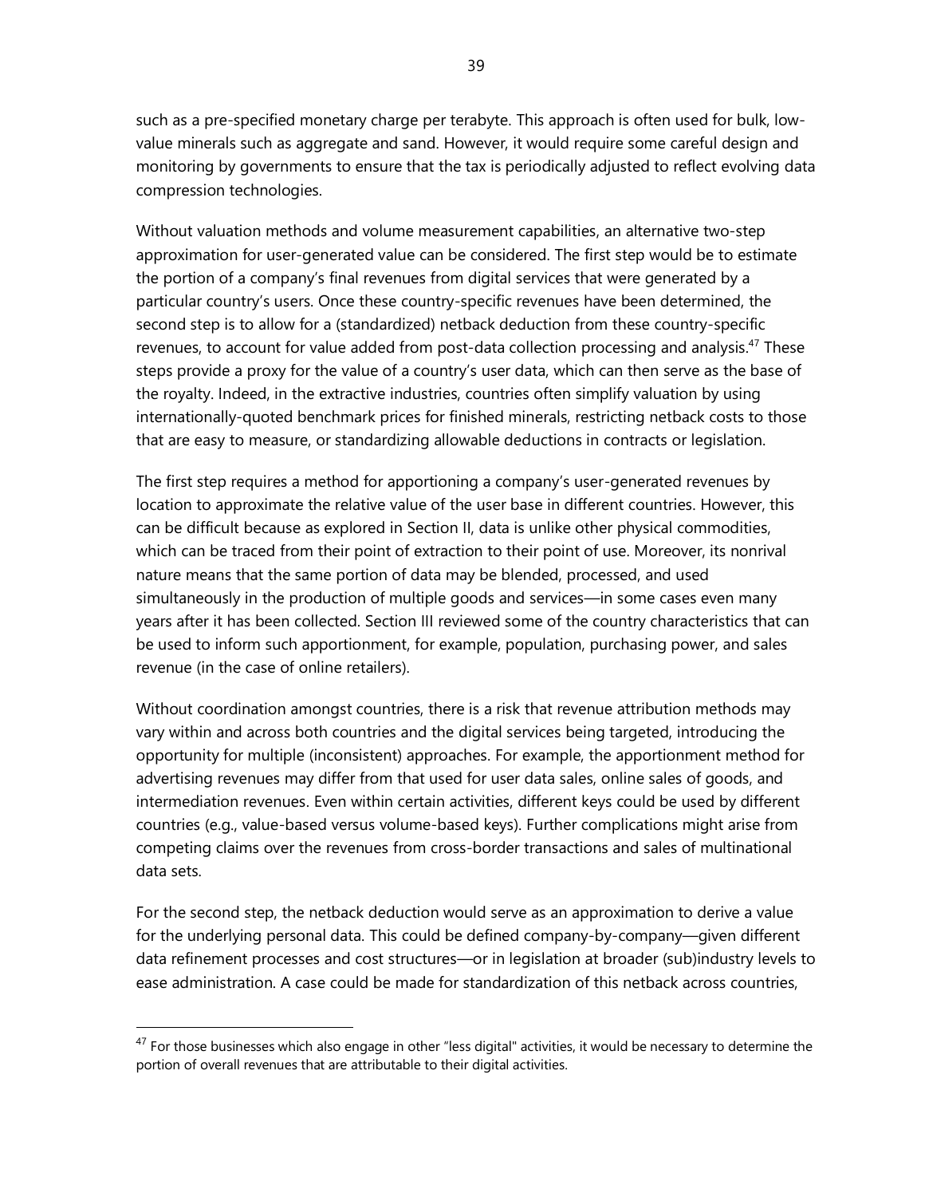such as a pre-specified monetary charge per terabyte. This approach is often used for bulk, low-value minerals such as aggregate and sand. However, it would require some careful design and monitoring by governments to ensure that the tax is periodically adjusted to reflect evolving data compression technologies.

Without valuation methods and volume measurement capabilities, an alternative two-step approximation for user-generated value can be considered. The first step would be to estimate the portion of a company's final revenues from digital services that were generated by a particular country's users. Once these country-specific revenues have been determined, the second step is to allow for a (standardized) netback deduction from these country-specific revenues, to account for value added from post-data collection processing and analysis.[47] These steps provide a proxy for the value of a country's user data, which can then serve as the base of the royalty. Indeed, in the extractive industries, countries often simplify valuation by using internationally-quoted benchmark prices for finished minerals, restricting netback costs to those that are easy to measure, or standardizing allowable deductions in contracts or legislation.

The first step requires a method for apportioning a company's user-generated revenues by location to approximate the relative value of the user base in different countries. However, this can be difficult because as explored in Section II, data is unlike other physical commodities, which can be traced from their point of extraction to their point of use. Moreover, its nonrival nature means that the same portion of data may be blended, processed, and used simultaneously in the production of multiple goods and services—in some cases even many years after it has been collected. Section III reviewed some of the country characteristics that can be used to inform such apportionment, for example, population, purchasing power, and sales revenue (in the case of online retailers).

Without coordination amongst countries, there is a risk that revenue attribution methods may vary within and across both countries and the digital services being targeted, introducing the opportunity for multiple (inconsistent) approaches. For example, the apportionment method for advertising revenues may differ from that used for user data sales, online sales of goods, and intermediation revenues. Even within certain activities, different keys could be used by different countries (e.g., value-based versus volume-based keys). Further complications might arise from competing claims over the revenues from cross-border transactions and sales of multinational data sets.

For the second step, the netback deduction would serve as an approximation to derive a value for the underlying personal data. This could be defined company-by-company—given different data refinement processes and cost structures—or in legislation at broader (sub)industry levels to ease administration. A case could be made for standardization of this netback across countries,

---

[47] For those businesses which also engage in other "less digital" activities, it would be necessary to determine the portion of overall revenues that are attributable to their digital activities.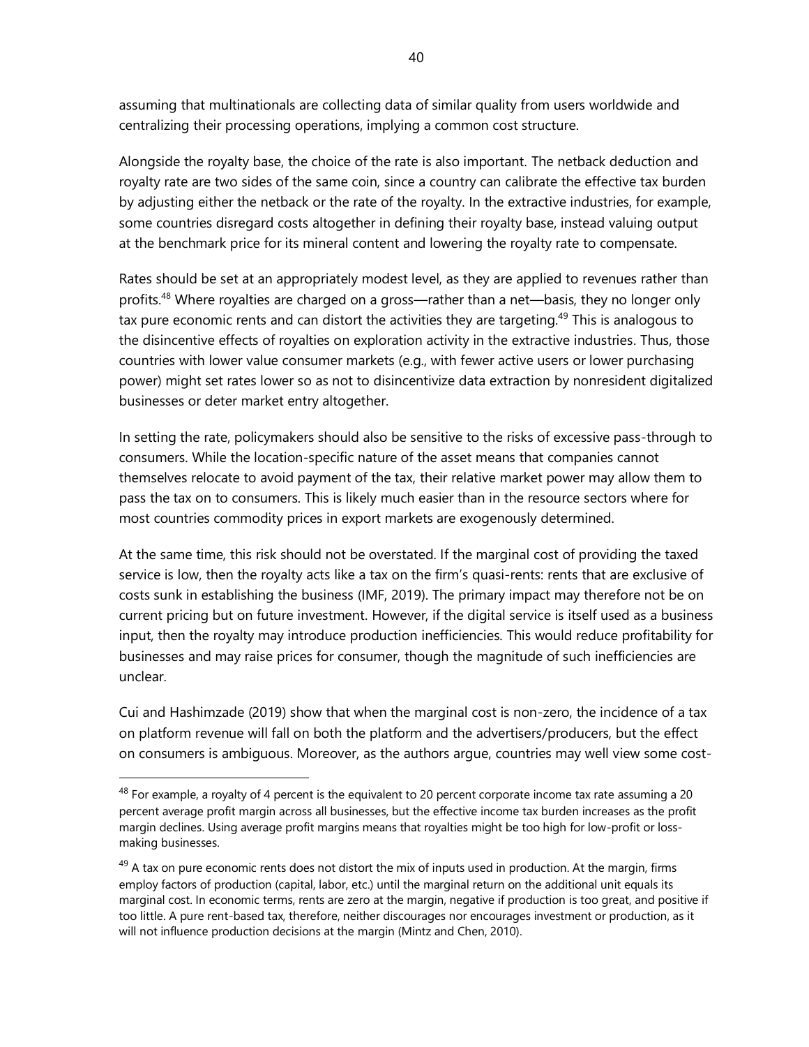assuming that multinationals are collecting data of similar quality from users worldwide and centralizing their processing operations, implying a common cost structure.

Alongside the royalty base, the choice of the rate is also important. The netback deduction and royalty rate are two sides of the same coin, since a country can calibrate the effective tax burden by adjusting either the netback or the rate of the royalty. In the extractive industries, for example, some countries disregard costs altogether in defining their royalty base, instead valuing output at the benchmark price for its mineral content and lowering the royalty rate to compensate.

Rates should be set at an appropriately modest level, as they are applied to revenues rather than profits.[48] Where royalties are charged on a gross—rather than a net—basis, they no longer only tax pure economic rents and can distort the activities they are targeting.[49] This is analogous to the disincentive effects of royalties on exploration activity in the extractive industries. Thus, those countries with lower value consumer markets (e.g., with fewer active users or lower purchasing power) might set rates lower so as not to disincentivize data extraction by nonresident digitalized businesses or deter market entry altogether.

In setting the rate, policymakers should also be sensitive to the risks of excessive pass-through to consumers. While the location-specific nature of the asset means that companies cannot themselves relocate to avoid payment of the tax, their relative market power may allow them to pass the tax on to consumers. This is likely much easier than in the resource sectors where for most countries commodity prices in export markets are exogenously determined.

At the same time, this risk should not be overstated. If the marginal cost of providing the taxed service is low, then the royalty acts like a tax on the firm's quasi-rents: rents that are exclusive of costs sunk in establishing the business (IMF, 2019). The primary impact may therefore not be on current pricing but on future investment. However, if the digital service is itself used as a business input, then the royalty may introduce production inefficiencies. This would reduce profitability for businesses and may raise prices for consumer, though the magnitude of such inefficiencies are unclear.

Cui and Hashimzade (2019) show that when the marginal cost is non-zero, the incidence of a tax on platform revenue will fall on both the platform and the advertisers/producers, but the effect on consumers is ambiguous. Moreover, as the authors argue, countries may well view some cost-

---

[48] For example, a royalty of 4 percent is the equivalent to 20 percent corporate income tax rate assuming a 20 percent average profit margin across all businesses, but the effective income tax burden increases as the profit margin declines. Using average profit margins means that royalties might be too high for low-profit or loss-making businesses.

[49] A tax on pure economic rents does not distort the mix of inputs used in production. At the margin, firms employ factors of production (capital, labor, etc.) until the marginal return on the additional unit equals its marginal cost. In economic terms, rents are zero at the margin, negative if production is too great, and positive if too little. A pure rent-based tax, therefore, neither discourages nor encourages investment or production, as it will not influence production decisions at the margin (Mintz and Chen, 2010).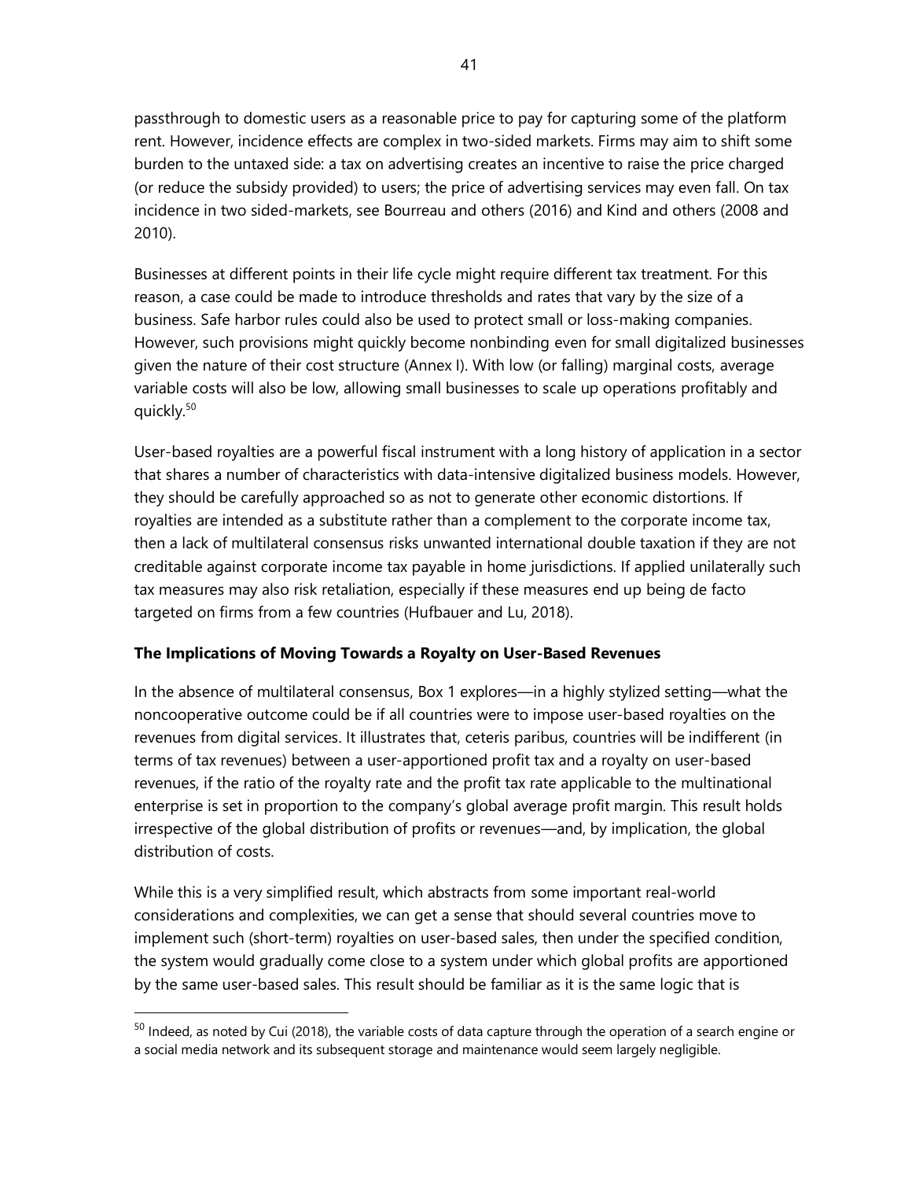passthrough to domestic users as a reasonable price to pay for capturing some of the platform rent. However, incidence effects are complex in two-sided markets. Firms may aim to shift some burden to the untaxed side: a tax on advertising creates an incentive to raise the price charged (or reduce the subsidy provided) to users; the price of advertising services may even fall. On tax incidence in two sided-markets, see Bourreau and others (2016) and Kind and others (2008 and 2010).

Businesses at different points in their life cycle might require different tax treatment. For this reason, a case could be made to introduce thresholds and rates that vary by the size of a business. Safe harbor rules could also be used to protect small or loss-making companies. However, such provisions might quickly become nonbinding even for small digitalized businesses given the nature of their cost structure (Annex I). With low (or falling) marginal costs, average variable costs will also be low, allowing small businesses to scale up operations profitably and quickly.[50]

User-based royalties are a powerful fiscal instrument with a long history of application in a sector that shares a number of characteristics with data-intensive digitalized business models. However, they should be carefully approached so as not to generate other economic distortions. If royalties are intended as a substitute rather than a complement to the corporate income tax, then a lack of multilateral consensus risks unwanted international double taxation if they are not creditable against corporate income tax payable in home jurisdictions. If applied unilaterally such tax measures may also risk retaliation, especially if these measures end up being de facto targeted on firms from a few countries (Hufbauer and Lu, 2018).

### The Implications of Moving Towards a Royalty on User-Based Revenues

In the absence of multilateral consensus, Box 1 explores—in a highly stylized setting—what the noncooperative outcome could be if all countries were to impose user-based royalties on the revenues from digital services. It illustrates that, ceteris paribus, countries will be indifferent (in terms of tax revenues) between a user-apportioned profit tax and a royalty on user-based revenues, if the ratio of the royalty rate and the profit tax rate applicable to the multinational enterprise is set in proportion to the company's global average profit margin. This result holds irrespective of the global distribution of profits or revenues—and, by implication, the global distribution of costs.

While this is a very simplified result, which abstracts from some important real-world considerations and complexities, we can get a sense that should several countries move to implement such (short-term) royalties on user-based sales, then under the specified condition, the system would gradually come close to a system under which global profits are apportioned by the same user-based sales. This result should be familiar as it is the same logic that is

[50] Indeed, as noted by Cui (2018), the variable costs of data capture through the operation of a search engine or a social media network and its subsequent storage and maintenance would seem largely negligible.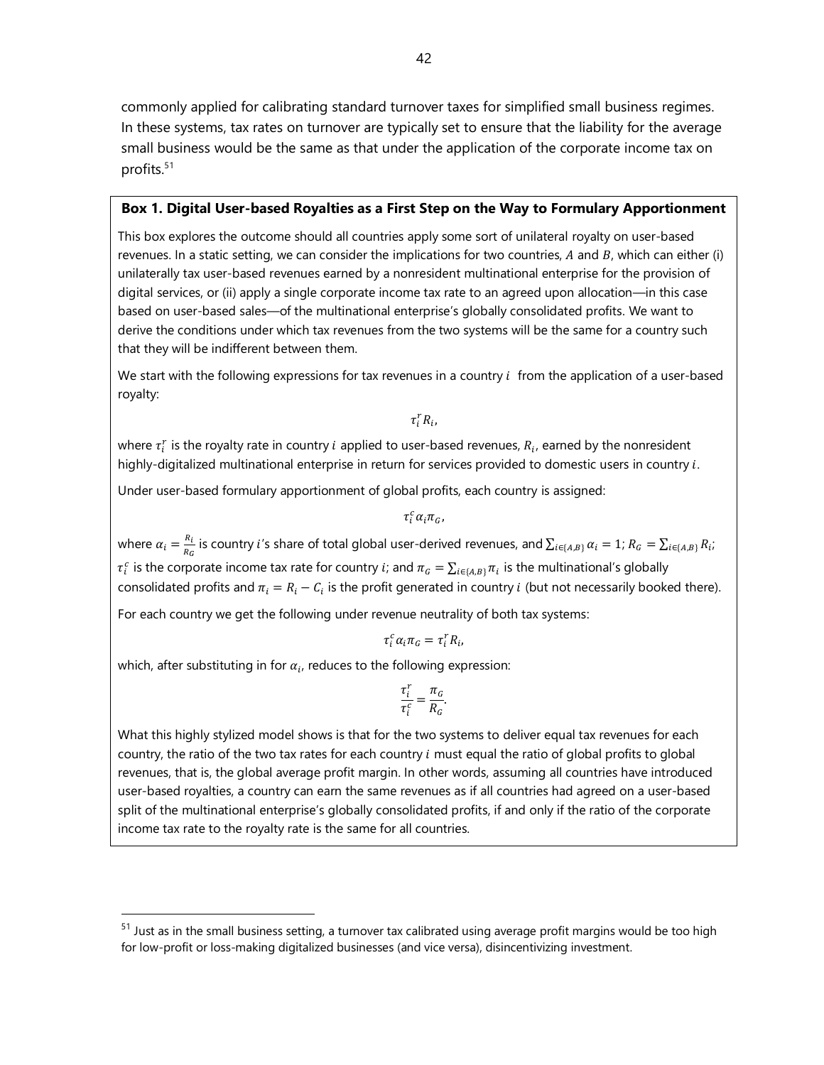commonly applied for calibrating standard turnover taxes for simplified small business regimes. In these systems, tax rates on turnover are typically set to ensure that the liability for the average small business would be the same as that under the application of the corporate income tax on profits.[51]

**Box 1. Digital User-based Royalties as a First Step on the Way to Formulary Apportionment**

This box explores the outcome should all countries apply some sort of unilateral royalty on user-based revenues. In a static setting, we can consider the implications for two countries, $A$ and $B$, which can either (i) unilaterally tax user-based revenues earned by a nonresident multinational enterprise for the provision of digital services, or (ii) apply a single corporate income tax rate to an agreed upon allocation—in this case based on user-based sales—of the multinational enterprise's globally consolidated profits. We want to derive the conditions under which tax revenues from the two systems will be the same for a country such that they will be indifferent between them.

We start with the following expressions for tax revenues in a country $i$ from the application of a user-based royalty:

$$\tau_i^r R_i,$$

where $\tau_i^r$ is the royalty rate in country $i$ applied to user-based revenues, $R_i$, earned by the nonresident highly-digitalized multinational enterprise in return for services provided to domestic users in country $i$.

Under user-based formulary apportionment of global profits, each country is assigned:

$$\tau_i^c \alpha_i \pi_G,$$

where $\alpha_i = \frac{R_i}{R_G}$ is country $i$'s share of total global user-derived revenues, and $\sum_{i \in \{A,B\}} \alpha_i = 1$; $R_G = \sum_{i \in \{A,B\}} R_i$; $\tau_i^c$ is the corporate income tax rate for country $i$; and $\pi_G = \sum_{i \in \{A,B\}} \pi_i$ is the multinational's globally consolidated profits and $\pi_i = R_i - C_i$ is the profit generated in country $i$ (but not necessarily booked there).

For each country we get the following under revenue neutrality of both tax systems:

$$\tau_i^c \alpha_i \pi_G = \tau_i^r R_i,$$

which, after substituting in for $\alpha_i$, reduces to the following expression:

$$\frac{\tau_i^r}{\tau_i^c} = \frac{\pi_G}{R_G}.$$

What this highly stylized model shows is that for the two systems to deliver equal tax revenues for each country, the ratio of the two tax rates for each country $i$ must equal the ratio of global profits to global revenues, that is, the global average profit margin. In other words, assuming all countries have introduced user-based royalties, a country can earn the same revenues as if all countries had agreed on a user-based split of the multinational enterprise's globally consolidated profits, if and only if the ratio of the corporate income tax rate to the royalty rate is the same for all countries.

---

[51] Just as in the small business setting, a turnover tax calibrated using average profit margins would be too high for low-profit or loss-making digitalized businesses (and vice versa), disincentivizing investment.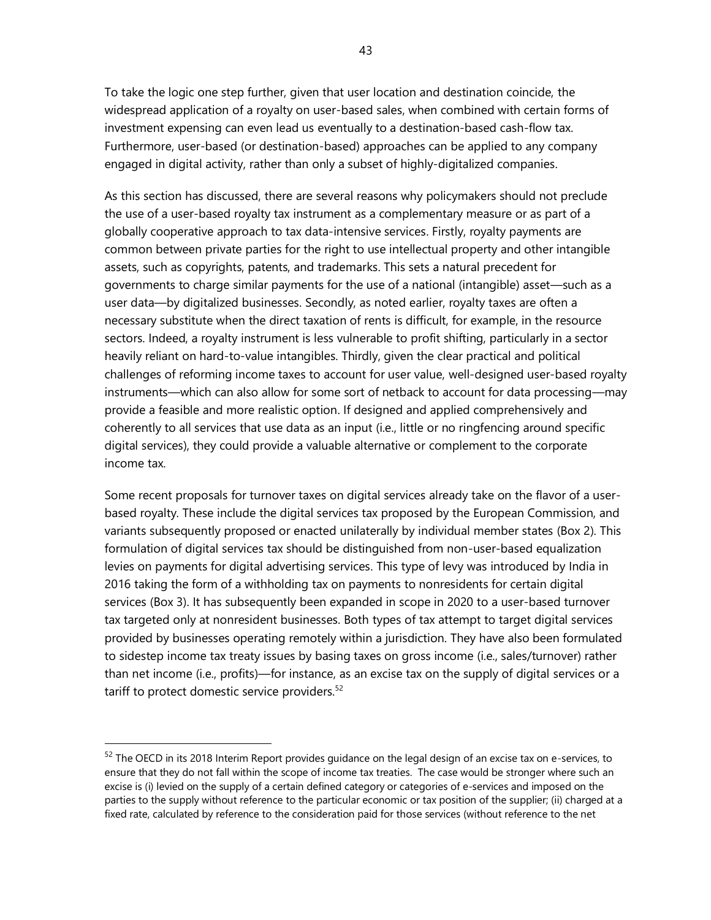To take the logic one step further, given that user location and destination coincide, the widespread application of a royalty on user-based sales, when combined with certain forms of investment expensing can even lead us eventually to a destination-based cash-flow tax. Furthermore, user-based (or destination-based) approaches can be applied to any company engaged in digital activity, rather than only a subset of highly-digitalized companies.

As this section has discussed, there are several reasons why policymakers should not preclude the use of a user-based royalty tax instrument as a complementary measure or as part of a globally cooperative approach to tax data-intensive services. Firstly, royalty payments are common between private parties for the right to use intellectual property and other intangible assets, such as copyrights, patents, and trademarks. This sets a natural precedent for governments to charge similar payments for the use of a national (intangible) asset—such as a user data—by digitalized businesses. Secondly, as noted earlier, royalty taxes are often a necessary substitute when the direct taxation of rents is difficult, for example, in the resource sectors. Indeed, a royalty instrument is less vulnerable to profit shifting, particularly in a sector heavily reliant on hard-to-value intangibles. Thirdly, given the clear practical and political challenges of reforming income taxes to account for user value, well-designed user-based royalty instruments—which can also allow for some sort of netback to account for data processing—may provide a feasible and more realistic option. If designed and applied comprehensively and coherently to all services that use data as an input (i.e., little or no ringfencing around specific digital services), they could provide a valuable alternative or complement to the corporate income tax.

Some recent proposals for turnover taxes on digital services already take on the flavor of a user-based royalty. These include the digital services tax proposed by the European Commission, and variants subsequently proposed or enacted unilaterally by individual member states (Box 2). This formulation of digital services tax should be distinguished from non-user-based equalization levies on payments for digital advertising services. This type of levy was introduced by India in 2016 taking the form of a withholding tax on payments to nonresidents for certain digital services (Box 3). It has subsequently been expanded in scope in 2020 to a user-based turnover tax targeted only at nonresident businesses. Both types of tax attempt to target digital services provided by businesses operating remotely within a jurisdiction. They have also been formulated to sidestep income tax treaty issues by basing taxes on gross income (i.e., sales/turnover) rather than net income (i.e., profits)—for instance, as an excise tax on the supply of digital services or a tariff to protect domestic service providers.[52]

---

[52] The OECD in its 2018 Interim Report provides guidance on the legal design of an excise tax on e-services, to ensure that they do not fall within the scope of income tax treaties. The case would be stronger where such an excise is (i) levied on the supply of a certain defined category or categories of e-services and imposed on the parties to the supply without reference to the particular economic or tax position of the supplier; (ii) charged at a fixed rate, calculated by reference to the consideration paid for those services (without reference to the net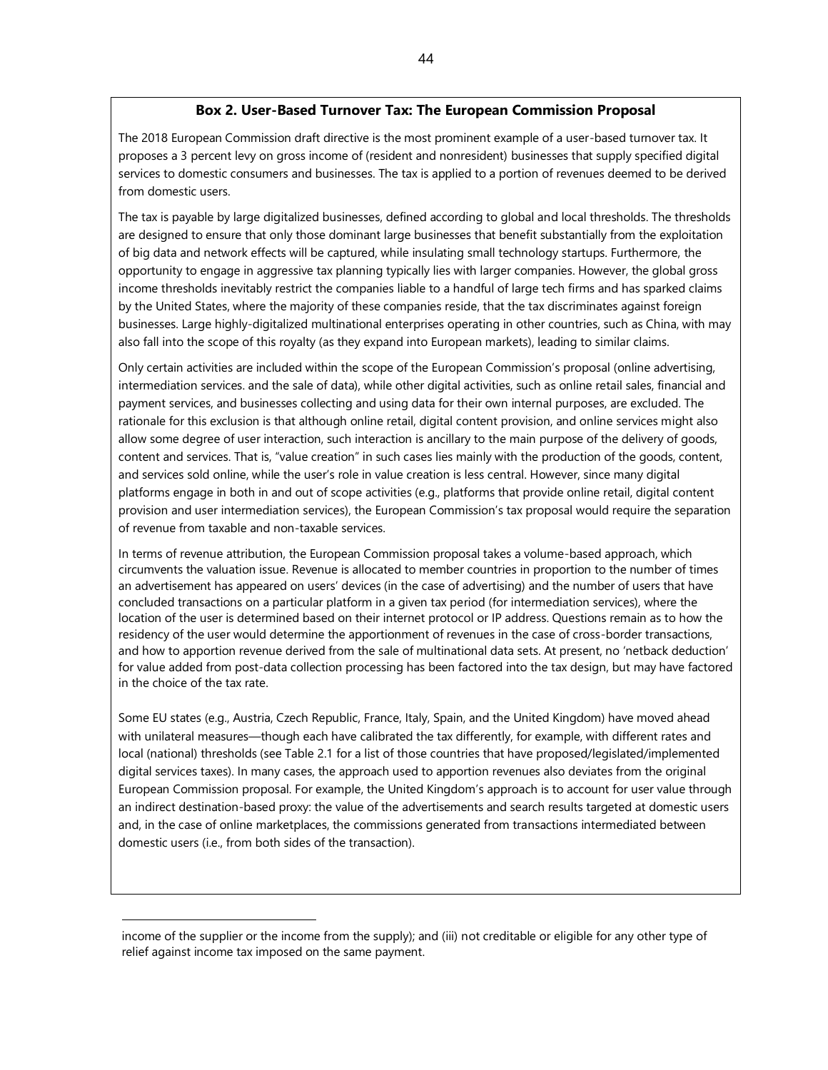### Box 2. User-Based Turnover Tax: The European Commission Proposal

The 2018 European Commission draft directive is the most prominent example of a user-based turnover tax. It proposes a 3 percent levy on gross income of (resident and nonresident) businesses that supply specified digital services to domestic consumers and businesses. The tax is applied to a portion of revenues deemed to be derived from domestic users.

The tax is payable by large digitalized businesses, defined according to global and local thresholds. The thresholds are designed to ensure that only those dominant large businesses that benefit substantially from the exploitation of big data and network effects will be captured, while insulating small technology startups. Furthermore, the opportunity to engage in aggressive tax planning typically lies with larger companies. However, the global gross income thresholds inevitably restrict the companies liable to a handful of large tech firms and has sparked claims by the United States, where the majority of these companies reside, that the tax discriminates against foreign businesses. Large highly-digitalized multinational enterprises operating in other countries, such as China, with may also fall into the scope of this royalty (as they expand into European markets), leading to similar claims.

Only certain activities are included within the scope of the European Commission's proposal (online advertising, intermediation services. and the sale of data), while other digital activities, such as online retail sales, financial and payment services, and businesses collecting and using data for their own internal purposes, are excluded. The rationale for this exclusion is that although online retail, digital content provision, and online services might also allow some degree of user interaction, such interaction is ancillary to the main purpose of the delivery of goods, content and services. That is, "value creation" in such cases lies mainly with the production of the goods, content, and services sold online, while the user's role in value creation is less central. However, since many digital platforms engage in both in and out of scope activities (e.g., platforms that provide online retail, digital content provision and user intermediation services), the European Commission's tax proposal would require the separation of revenue from taxable and non-taxable services.

In terms of revenue attribution, the European Commission proposal takes a volume-based approach, which circumvents the valuation issue. Revenue is allocated to member countries in proportion to the number of times an advertisement has appeared on users' devices (in the case of advertising) and the number of users that have concluded transactions on a particular platform in a given tax period (for intermediation services), where the location of the user is determined based on their internet protocol or IP address. Questions remain as to how the residency of the user would determine the apportionment of revenues in the case of cross-border transactions, and how to apportion revenue derived from the sale of multinational data sets. At present, no 'netback deduction' for value added from post-data collection processing has been factored into the tax design, but may have factored in the choice of the tax rate.

Some EU states (e.g., Austria, Czech Republic, France, Italy, Spain, and the United Kingdom) have moved ahead with unilateral measures—though each have calibrated the tax differently, for example, with different rates and local (national) thresholds (see Table 2.1 for a list of those countries that have proposed/legislated/implemented digital services taxes). In many cases, the approach used to apportion revenues also deviates from the original European Commission proposal. For example, the United Kingdom's approach is to account for user value through an indirect destination-based proxy: the value of the advertisements and search results targeted at domestic users and, in the case of online marketplaces, the commissions generated from transactions intermediated between domestic users (i.e., from both sides of the transaction).

---

income of the supplier or the income from the supply); and (iii) not creditable or eligible for any other type of relief against income tax imposed on the same payment.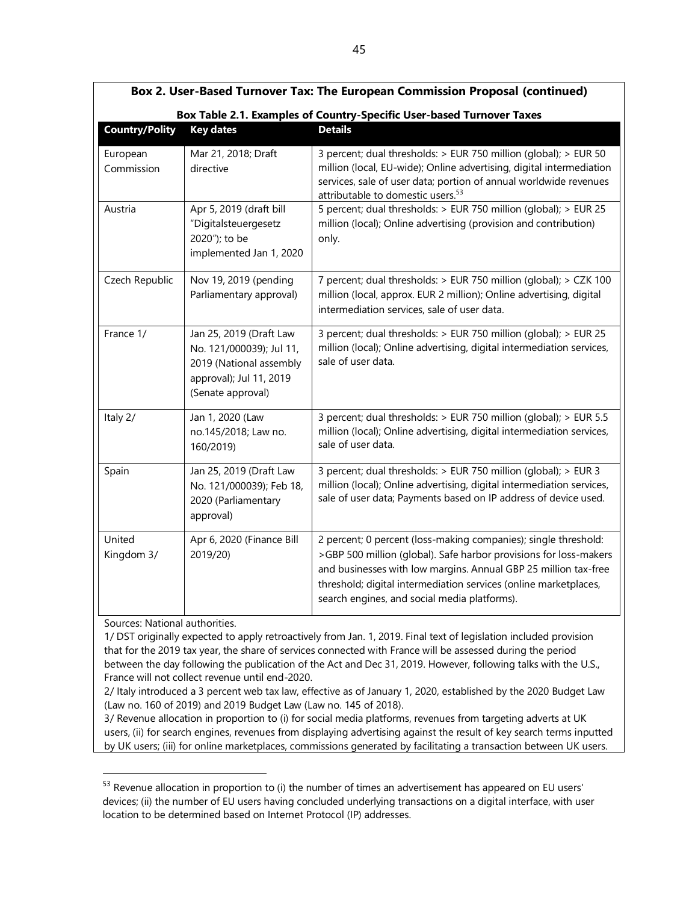### Box 2. User-Based Turnover Tax: The European Commission Proposal (continued)

**Box Table 2.1. Examples of Country-Specific User-based Turnover Taxes**

| Country/Polity | Key dates | Details |
|---|---|---|
| European Commission | Mar 21, 2018; Draft directive | 3 percent; dual thresholds: > EUR 750 million (global); > EUR 50 million (local, EU-wide); Online advertising, digital intermediation services, sale of user data; portion of annual worldwide revenues attributable to domestic users.[53] |
| Austria | Apr 5, 2019 (draft bill "Digitalsteuergesetz 2020"); to be implemented Jan 1, 2020 | 5 percent; dual thresholds: > EUR 750 million (global); > EUR 25 million (local); Online advertising (provision and contribution) only. |
| Czech Republic | Nov 19, 2019 (pending Parliamentary approval) | 7 percent; dual thresholds: > EUR 750 million (global); > CZK 100 million (local, approx. EUR 2 million); Online advertising, digital intermediation services, sale of user data. |
| France 1/ | Jan 25, 2019 (Draft Law No. 121/000039); Jul 11, 2019 (National assembly approval); Jul 11, 2019 (Senate approval) | 3 percent; dual thresholds: > EUR 750 million (global); > EUR 25 million (local); Online advertising, digital intermediation services, sale of user data. |
| Italy 2/ | Jan 1, 2020 (Law no.145/2018; Law no. 160/2019) | 3 percent; dual thresholds: > EUR 750 million (global); > EUR 5.5 million (local); Online advertising, digital intermediation services, sale of user data. |
| Spain | Jan 25, 2019 (Draft Law No. 121/000039); Feb 18, 2020 (Parliamentary approval) | 3 percent; dual thresholds: > EUR 750 million (global); > EUR 3 million (local); Online advertising, digital intermediation services, sale of user data; Payments based on IP address of device used. |
| United Kingdom 3/ | Apr 6, 2020 (Finance Bill 2019/20) | 2 percent; 0 percent (loss-making companies); single threshold: >GBP 500 million (global). Safe harbor provisions for loss-makers and businesses with low margins. Annual GBP 25 million tax-free threshold; digital intermediation services (online marketplaces, search engines, and social media platforms). |

Sources: National authorities.

1/ DST originally expected to apply retroactively from Jan. 1, 2019. Final text of legislation included provision that for the 2019 tax year, the share of services connected with France will be assessed during the period between the day following the publication of the Act and Dec 31, 2019. However, following talks with the U.S., France will not collect revenue until end-2020.

2/ Italy introduced a 3 percent web tax law, effective as of January 1, 2020, established by the 2020 Budget Law (Law no. 160 of 2019) and 2019 Budget Law (Law no. 145 of 2018).

3/ Revenue allocation in proportion to (i) for social media platforms, revenues from targeting adverts at UK users, (ii) for search engines, revenues from displaying advertising against the result of key search terms inputted by UK users; (iii) for online marketplaces, commissions generated by facilitating a transaction between UK users.

[53] Revenue allocation in proportion to (i) the number of times an advertisement has appeared on EU users' devices; (ii) the number of EU users having concluded underlying transactions on a digital interface, with user location to be determined based on Internet Protocol (IP) addresses.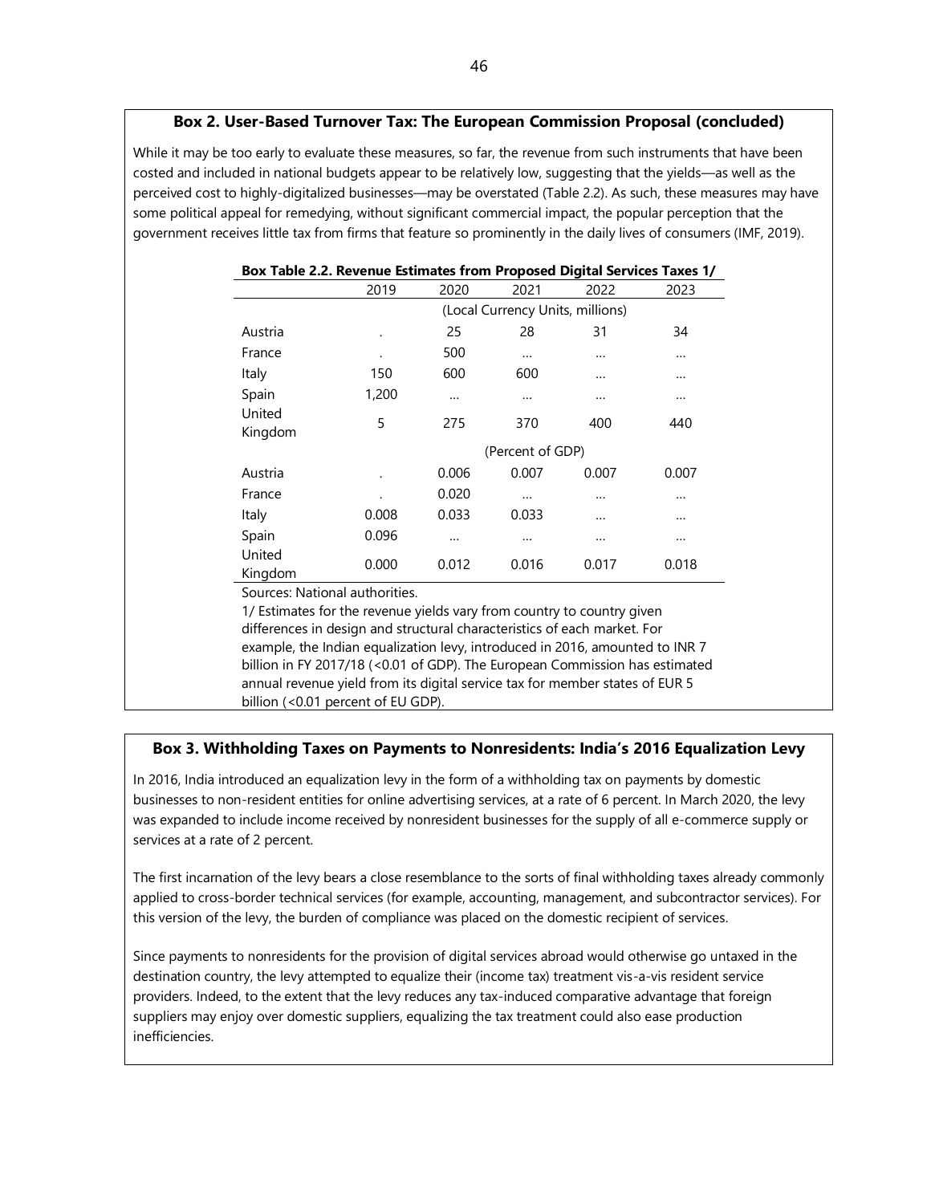### Box 2. User-Based Turnover Tax: The European Commission Proposal (concluded)

While it may be too early to evaluate these measures, so far, the revenue from such instruments that have been costed and included in national budgets appear to be relatively low, suggesting that the yields—as well as the perceived cost to highly-digitalized businesses—may be overstated (Table 2.2). As such, these measures may have some political appeal for remedying, without significant commercial impact, the popular perception that the government receives little tax from firms that feature so prominently in the daily lives of consumers (IMF, 2019).

**Box Table 2.2. Revenue Estimates from Proposed Digital Services Taxes 1/**

| | 2019 | 2020 | 2021 | 2022 | 2023 |
|---|---|---|---|---|---|
| | (Local Currency Units, millions) | | | | |
| Austria | . | 25 | 28 | 31 | 34 |
| France | . | 500 | … | … | … |
| Italy | 150 | 600 | 600 | … | … |
| Spain | 1,200 | … | … | … | … |
| United Kingdom | 5 | 275 | 370 | 400 | 440 |
| | (Percent of GDP) | | | | |
| Austria | . | 0.006 | 0.007 | 0.007 | 0.007 |
| France | . | 0.020 | … | … | … |
| Italy | 0.008 | 0.033 | 0.033 | … | … |
| Spain | 0.096 | … | … | … | … |
| United Kingdom | 0.000 | 0.012 | 0.016 | 0.017 | 0.018 |

Sources: National authorities.

1/ Estimates for the revenue yields vary from country to country given differences in design and structural characteristics of each market. For example, the Indian equalization levy, introduced in 2016, amounted to INR 7 billion in FY 2017/18 (<0.01 of GDP). The European Commission has estimated annual revenue yield from its digital service tax for member states of EUR 5 billion (<0.01 percent of EU GDP).

### Box 3. Withholding Taxes on Payments to Nonresidents: India's 2016 Equalization Levy

In 2016, India introduced an equalization levy in the form of a withholding tax on payments by domestic businesses to non-resident entities for online advertising services, at a rate of 6 percent. In March 2020, the levy was expanded to include income received by nonresident businesses for the supply of all e-commerce supply or services at a rate of 2 percent.

The first incarnation of the levy bears a close resemblance to the sorts of final withholding taxes already commonly applied to cross-border technical services (for example, accounting, management, and subcontractor services). For this version of the levy, the burden of compliance was placed on the domestic recipient of services.

Since payments to nonresidents for the provision of digital services abroad would otherwise go untaxed in the destination country, the levy attempted to equalize their (income tax) treatment vis-a-vis resident service providers. Indeed, to the extent that the levy reduces any tax-induced comparative advantage that foreign suppliers may enjoy over domestic suppliers, equalizing the tax treatment could also ease production inefficiencies.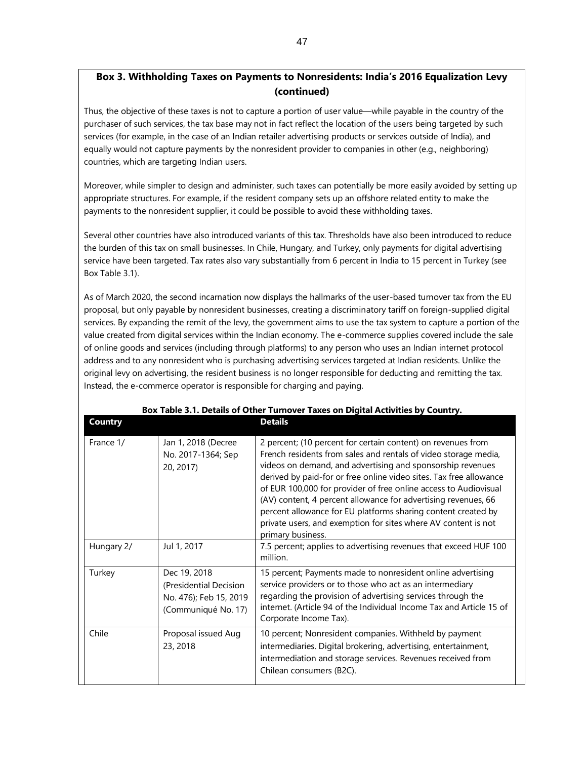## Box 3. Withholding Taxes on Payments to Nonresidents: India's 2016 Equalization Levy (continued)

Thus, the objective of these taxes is not to capture a portion of user value—while payable in the country of the purchaser of such services, the tax base may not in fact reflect the location of the users being targeted by such services (for example, in the case of an Indian retailer advertising products or services outside of India), and equally would not capture payments by the nonresident provider to companies in other (e.g., neighboring) countries, which are targeting Indian users.

Moreover, while simpler to design and administer, such taxes can potentially be more easily avoided by setting up appropriate structures. For example, if the resident company sets up an offshore related entity to make the payments to the nonresident supplier, it could be possible to avoid these withholding taxes.

Several other countries have also introduced variants of this tax. Thresholds have also been introduced to reduce the burden of this tax on small businesses. In Chile, Hungary, and Turkey, only payments for digital advertising service have been targeted. Tax rates also vary substantially from 6 percent in India to 15 percent in Turkey (see Box Table 3.1).

As of March 2020, the second incarnation now displays the hallmarks of the user-based turnover tax from the EU proposal, but only payable by nonresident businesses, creating a discriminatory tariff on foreign-supplied digital services. By expanding the remit of the levy, the government aims to use the tax system to capture a portion of the value created from digital services within the Indian economy. The e-commerce supplies covered include the sale of online goods and services (including through platforms) to any person who uses an Indian internet protocol address and to any nonresident who is purchasing advertising services targeted at Indian residents. Unlike the original levy on advertising, the resident business is no longer responsible for deducting and remitting the tax. Instead, the e-commerce operator is responsible for charging and paying.

**Box Table 3.1. Details of Other Turnover Taxes on Digital Activities by Country.**

| Country | | Details |
|---|---|---|
| France 1/ | Jan 1, 2018 (Decree No. 2017-1364; Sep 20, 2017) | 2 percent; (10 percent for certain content) on revenues from French residents from sales and rentals of video storage media, videos on demand, and advertising and sponsorship revenues derived by paid-for or free online video sites. Tax free allowance of EUR 100,000 for provider of free online access to Audiovisual (AV) content, 4 percent allowance for advertising revenues, 66 percent allowance for EU platforms sharing content created by private users, and exemption for sites where AV content is not primary business. |
| Hungary 2/ | Jul 1, 2017 | 7.5 percent; applies to advertising revenues that exceed HUF 100 million. |
| Turkey | Dec 19, 2018 (Presidential Decision No. 476); Feb 15, 2019 (Communiqué No. 17) | 15 percent; Payments made to nonresident online advertising service providers or to those who act as an intermediary regarding the provision of advertising services through the internet. (Article 94 of the Individual Income Tax and Article 15 of Corporate Income Tax). |
| Chile | Proposal issued Aug 23, 2018 | 10 percent; Nonresident companies. Withheld by payment intermediaries. Digital brokering, advertising, entertainment, intermediation and storage services. Revenues received from Chilean consumers (B2C). |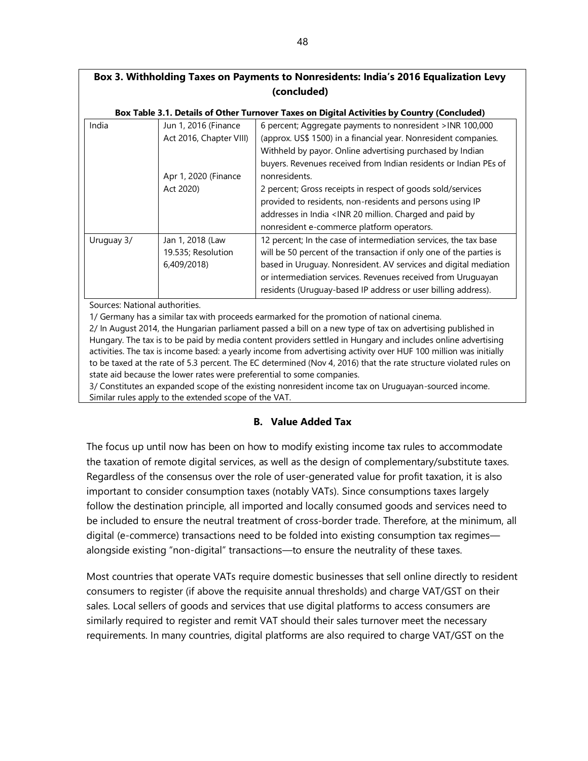**Box 3. Withholding Taxes on Payments to Nonresidents: India's 2016 Equalization Levy (concluded)**

**Box Table 3.1. Details of Other Turnover Taxes on Digital Activities by Country (Concluded)**

| | | |
|---|---|---|
| India | Jun 1, 2016 (Finance Act 2016, Chapter VIII)<br><br>Apr 1, 2020 (Finance Act 2020) | 6 percent; Aggregate payments to nonresident >INR 100,000 (approx. US$ 1500) in a financial year. Nonresident companies. Withheld by payor. Online advertising purchased by Indian buyers. Revenues received from Indian residents or Indian PEs of nonresidents.<br>2 percent; Gross receipts in respect of goods sold/services provided to residents, non-residents and persons using IP addresses in India <INR 20 million. Charged and paid by nonresident e-commerce platform operators. |
| Uruguay 3/ | Jan 1, 2018 (Law 19.535; Resolution 6,409/2018) | 12 percent; In the case of intermediation services, the tax base will be 50 percent of the transaction if only one of the parties is based in Uruguay. Nonresident. AV services and digital mediation or intermediation services. Revenues received from Uruguayan residents (Uruguay-based IP address or user billing address). |

Sources: National authorities.

1/ Germany has a similar tax with proceeds earmarked for the promotion of national cinema.

2/ In August 2014, the Hungarian parliament passed a bill on a new type of tax on advertising published in Hungary. The tax is to be paid by media content providers settled in Hungary and includes online advertising activities. The tax is income based: a yearly income from advertising activity over HUF 100 million was initially to be taxed at the rate of 5.3 percent. The EC determined (Nov 4, 2016) that the rate structure violated rules on state aid because the lower rates were preferential to some companies.

3/ Constitutes an expanded scope of the existing nonresident income tax on Uruguayan-sourced income. Similar rules apply to the extended scope of the VAT.

## B. Value Added Tax

The focus up until now has been on how to modify existing income tax rules to accommodate the taxation of remote digital services, as well as the design of complementary/substitute taxes. Regardless of the consensus over the role of user-generated value for profit taxation, it is also important to consider consumption taxes (notably VATs). Since consumptions taxes largely follow the destination principle, all imported and locally consumed goods and services need to be included to ensure the neutral treatment of cross-border trade. Therefore, at the minimum, all digital (e-commerce) transactions need to be folded into existing consumption tax regimes—alongside existing "non-digital" transactions—to ensure the neutrality of these taxes.

Most countries that operate VATs require domestic businesses that sell online directly to resident consumers to register (if above the requisite annual thresholds) and charge VAT/GST on their sales. Local sellers of goods and services that use digital platforms to access consumers are similarly required to register and remit VAT should their sales turnover meet the necessary requirements. In many countries, digital platforms are also required to charge VAT/GST on the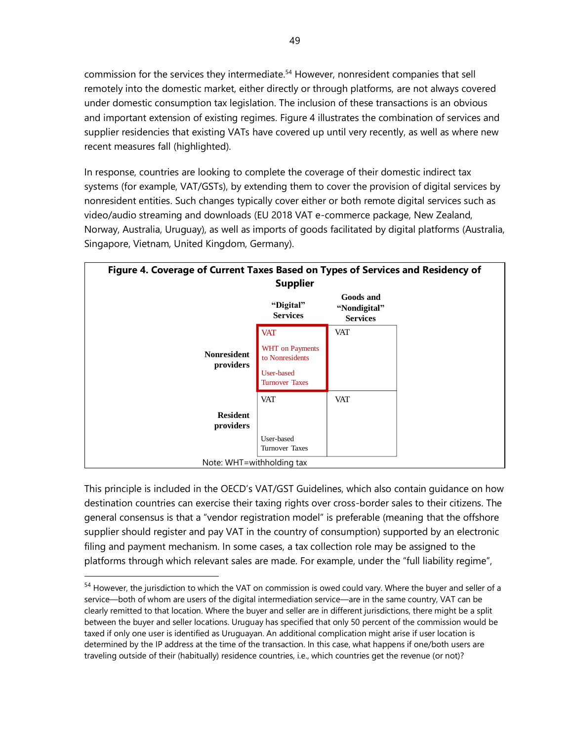commission for the services they intermediate.[54] However, nonresident companies that sell remotely into the domestic market, either directly or through platforms, are not always covered under domestic consumption tax legislation. The inclusion of these transactions is an obvious and important extension of existing regimes. Figure 4 illustrates the combination of services and supplier residencies that existing VATs have covered up until very recently, as well as where new recent measures fall (highlighted).

In response, countries are looking to complete the coverage of their domestic indirect tax systems (for example, VAT/GSTs), by extending them to cover the provision of digital services by nonresident entities. Such changes typically cover either or both remote digital services such as video/audio streaming and downloads (EU 2018 VAT e-commerce package, New Zealand, Norway, Australia, Uruguay), as well as imports of goods facilitated by digital platforms (Australia, Singapore, Vietnam, United Kingdom, Germany).

**Figure 4. Coverage of Current Taxes Based on Types of Services and Residency of Supplier**

| | "Digital" Services | Goods and "Nondigital" Services |
|---|---|---|
| **Nonresident providers** | VAT<br>WHT on Payments to Nonresidents<br>User-based Turnover Taxes | VAT |
| **Resident providers** | VAT<br>User-based Turnover Taxes | VAT |

Note: WHT=withholding tax

This principle is included in the OECD's VAT/GST Guidelines, which also contain guidance on how destination countries can exercise their taxing rights over cross-border sales to their citizens. The general consensus is that a "vendor registration model" is preferable (meaning that the offshore supplier should register and pay VAT in the country of consumption) supported by an electronic filing and payment mechanism. In some cases, a tax collection role may be assigned to the platforms through which relevant sales are made. For example, under the "full liability regime",

[54] However, the jurisdiction to which the VAT on commission is owed could vary. Where the buyer and seller of a service—both of whom are users of the digital intermediation service—are in the same country, VAT can be clearly remitted to that location. Where the buyer and seller are in different jurisdictions, there might be a split between the buyer and seller locations. Uruguay has specified that only 50 percent of the commission would be taxed if only one user is identified as Uruguayan. An additional complication might arise if user location is determined by the IP address at the time of the transaction. In this case, what happens if one/both users are traveling outside of their (habitually) residence countries, i.e., which countries get the revenue (or not)?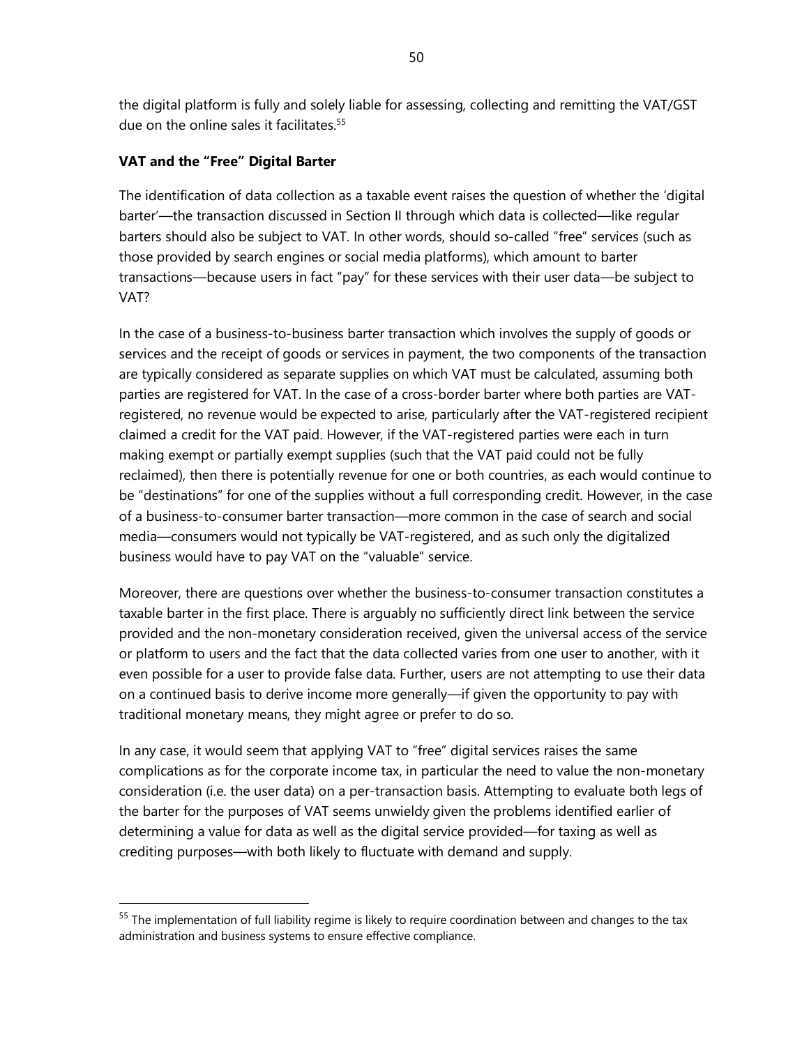the digital platform is fully and solely liable for assessing, collecting and remitting the VAT/GST due on the online sales it facilitates.[55]

**VAT and the "Free" Digital Barter**

The identification of data collection as a taxable event raises the question of whether the 'digital barter'—the transaction discussed in Section II through which data is collected—like regular barters should also be subject to VAT. In other words, should so-called "free" services (such as those provided by search engines or social media platforms), which amount to barter transactions—because users in fact "pay" for these services with their user data—be subject to VAT?

In the case of a business-to-business barter transaction which involves the supply of goods or services and the receipt of goods or services in payment, the two components of the transaction are typically considered as separate supplies on which VAT must be calculated, assuming both parties are registered for VAT. In the case of a cross-border barter where both parties are VAT-registered, no revenue would be expected to arise, particularly after the VAT-registered recipient claimed a credit for the VAT paid. However, if the VAT-registered parties were each in turn making exempt or partially exempt supplies (such that the VAT paid could not be fully reclaimed), then there is potentially revenue for one or both countries, as each would continue to be "destinations" for one of the supplies without a full corresponding credit. However, in the case of a business-to-consumer barter transaction—more common in the case of search and social media—consumers would not typically be VAT-registered, and as such only the digitalized business would have to pay VAT on the "valuable" service.

Moreover, there are questions over whether the business-to-consumer transaction constitutes a taxable barter in the first place. There is arguably no sufficiently direct link between the service provided and the non-monetary consideration received, given the universal access of the service or platform to users and the fact that the data collected varies from one user to another, with it even possible for a user to provide false data. Further, users are not attempting to use their data on a continued basis to derive income more generally—if given the opportunity to pay with traditional monetary means, they might agree or prefer to do so.

In any case, it would seem that applying VAT to "free" digital services raises the same complications as for the corporate income tax, in particular the need to value the non-monetary consideration (i.e. the user data) on a per-transaction basis. Attempting to evaluate both legs of the barter for the purposes of VAT seems unwieldy given the problems identified earlier of determining a value for data as well as the digital service provided—for taxing as well as crediting purposes—with both likely to fluctuate with demand and supply.

[55] The implementation of full liability regime is likely to require coordination between and changes to the tax administration and business systems to ensure effective compliance.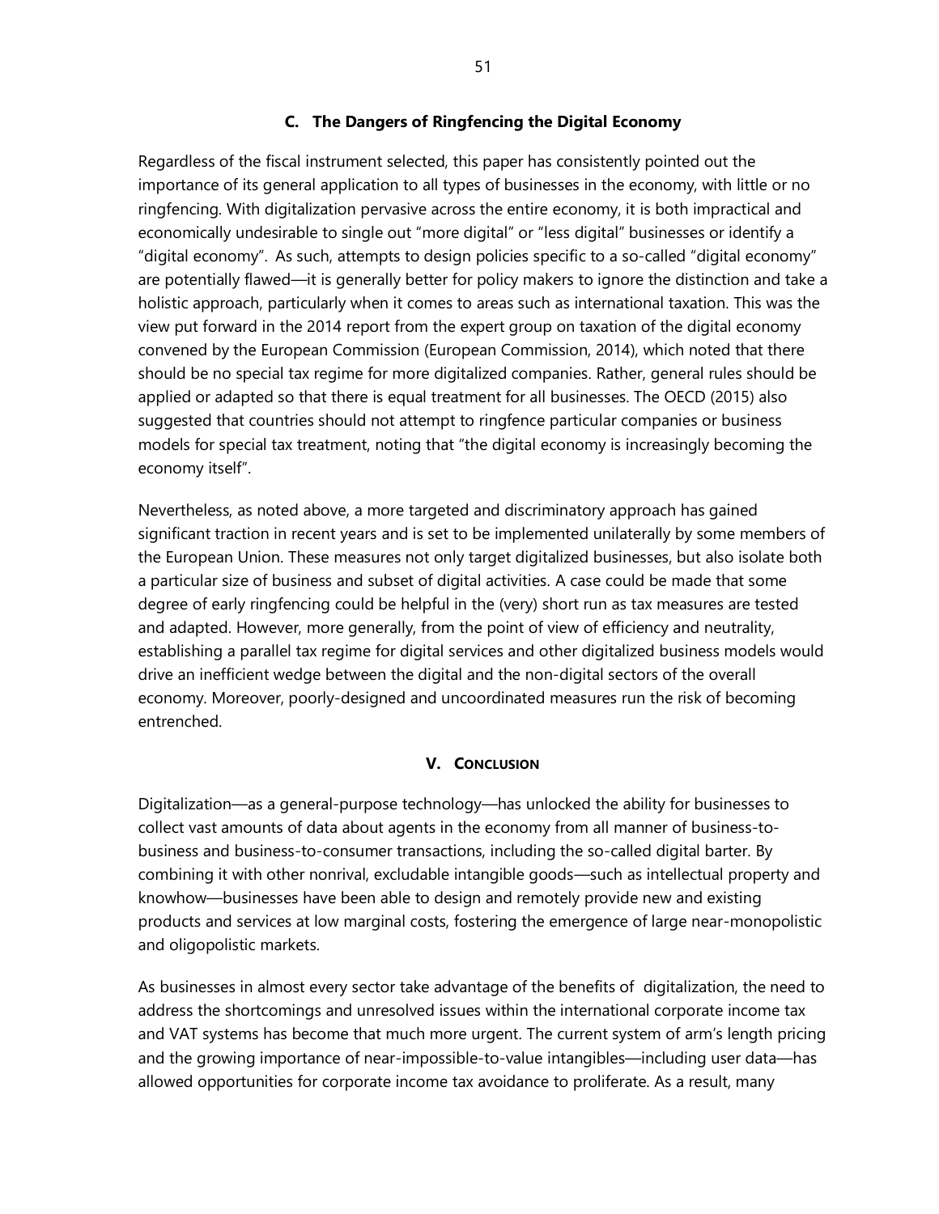### C. The Dangers of Ringfencing the Digital Economy

Regardless of the fiscal instrument selected, this paper has consistently pointed out the importance of its general application to all types of businesses in the economy, with little or no ringfencing. With digitalization pervasive across the entire economy, it is both impractical and economically undesirable to single out "more digital" or "less digital" businesses or identify a "digital economy". As such, attempts to design policies specific to a so-called "digital economy" are potentially flawed—it is generally better for policy makers to ignore the distinction and take a holistic approach, particularly when it comes to areas such as international taxation. This was the view put forward in the 2014 report from the expert group on taxation of the digital economy convened by the European Commission (European Commission, 2014), which noted that there should be no special tax regime for more digitalized companies. Rather, general rules should be applied or adapted so that there is equal treatment for all businesses. The OECD (2015) also suggested that countries should not attempt to ringfence particular companies or business models for special tax treatment, noting that "the digital economy is increasingly becoming the economy itself".

Nevertheless, as noted above, a more targeted and discriminatory approach has gained significant traction in recent years and is set to be implemented unilaterally by some members of the European Union. These measures not only target digitalized businesses, but also isolate both a particular size of business and subset of digital activities. A case could be made that some degree of early ringfencing could be helpful in the (very) short run as tax measures are tested and adapted. However, more generally, from the point of view of efficiency and neutrality, establishing a parallel tax regime for digital services and other digitalized business models would drive an inefficient wedge between the digital and the non-digital sectors of the overall economy. Moreover, poorly-designed and uncoordinated measures run the risk of becoming entrenched.

## V. Conclusion

Digitalization—as a general-purpose technology—has unlocked the ability for businesses to collect vast amounts of data about agents in the economy from all manner of business-to-business and business-to-consumer transactions, including the so-called digital barter. By combining it with other nonrival, excludable intangible goods—such as intellectual property and knowhow—businesses have been able to design and remotely provide new and existing products and services at low marginal costs, fostering the emergence of large near-monopolistic and oligopolistic markets.

As businesses in almost every sector take advantage of the benefits of digitalization, the need to address the shortcomings and unresolved issues within the international corporate income tax and VAT systems has become that much more urgent. The current system of arm's length pricing and the growing importance of near-impossible-to-value intangibles—including user data—has allowed opportunities for corporate income tax avoidance to proliferate. As a result, many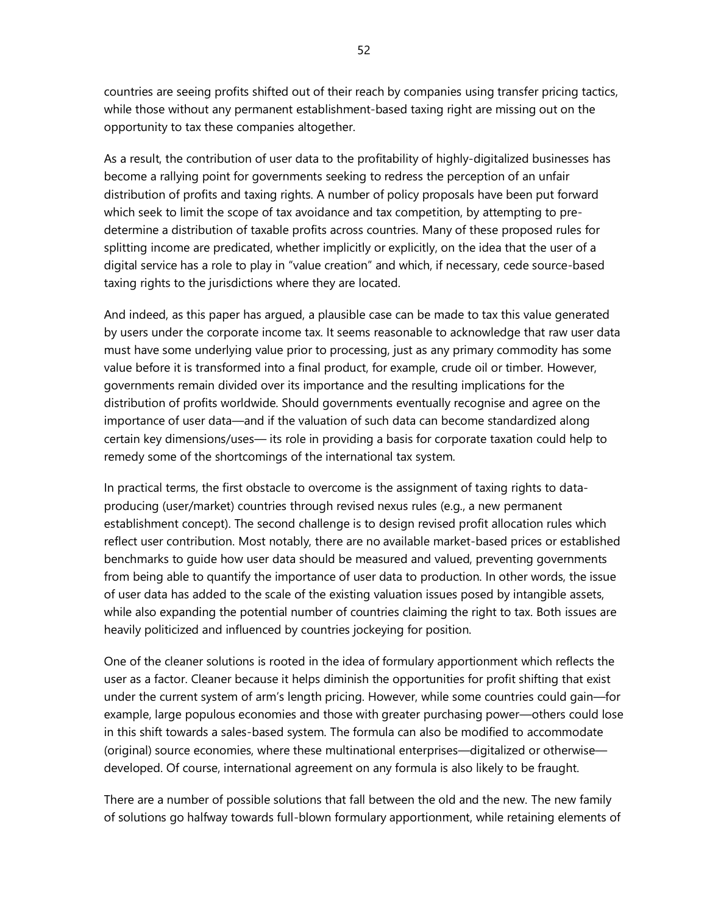countries are seeing profits shifted out of their reach by companies using transfer pricing tactics, while those without any permanent establishment-based taxing right are missing out on the opportunity to tax these companies altogether.

As a result, the contribution of user data to the profitability of highly-digitalized businesses has become a rallying point for governments seeking to redress the perception of an unfair distribution of profits and taxing rights. A number of policy proposals have been put forward which seek to limit the scope of tax avoidance and tax competition, by attempting to pre-determine a distribution of taxable profits across countries. Many of these proposed rules for splitting income are predicated, whether implicitly or explicitly, on the idea that the user of a digital service has a role to play in "value creation" and which, if necessary, cede source-based taxing rights to the jurisdictions where they are located.

And indeed, as this paper has argued, a plausible case can be made to tax this value generated by users under the corporate income tax. It seems reasonable to acknowledge that raw user data must have some underlying value prior to processing, just as any primary commodity has some value before it is transformed into a final product, for example, crude oil or timber. However, governments remain divided over its importance and the resulting implications for the distribution of profits worldwide. Should governments eventually recognise and agree on the importance of user data—and if the valuation of such data can become standardized along certain key dimensions/uses— its role in providing a basis for corporate taxation could help to remedy some of the shortcomings of the international tax system.

In practical terms, the first obstacle to overcome is the assignment of taxing rights to data-producing (user/market) countries through revised nexus rules (e.g., a new permanent establishment concept). The second challenge is to design revised profit allocation rules which reflect user contribution. Most notably, there are no available market-based prices or established benchmarks to guide how user data should be measured and valued, preventing governments from being able to quantify the importance of user data to production. In other words, the issue of user data has added to the scale of the existing valuation issues posed by intangible assets, while also expanding the potential number of countries claiming the right to tax. Both issues are heavily politicized and influenced by countries jockeying for position.

One of the cleaner solutions is rooted in the idea of formulary apportionment which reflects the user as a factor. Cleaner because it helps diminish the opportunities for profit shifting that exist under the current system of arm's length pricing. However, while some countries could gain—for example, large populous economies and those with greater purchasing power—others could lose in this shift towards a sales-based system. The formula can also be modified to accommodate (original) source economies, where these multinational enterprises—digitalized or otherwise—developed. Of course, international agreement on any formula is also likely to be fraught.

There are a number of possible solutions that fall between the old and the new. The new family of solutions go halfway towards full-blown formulary apportionment, while retaining elements of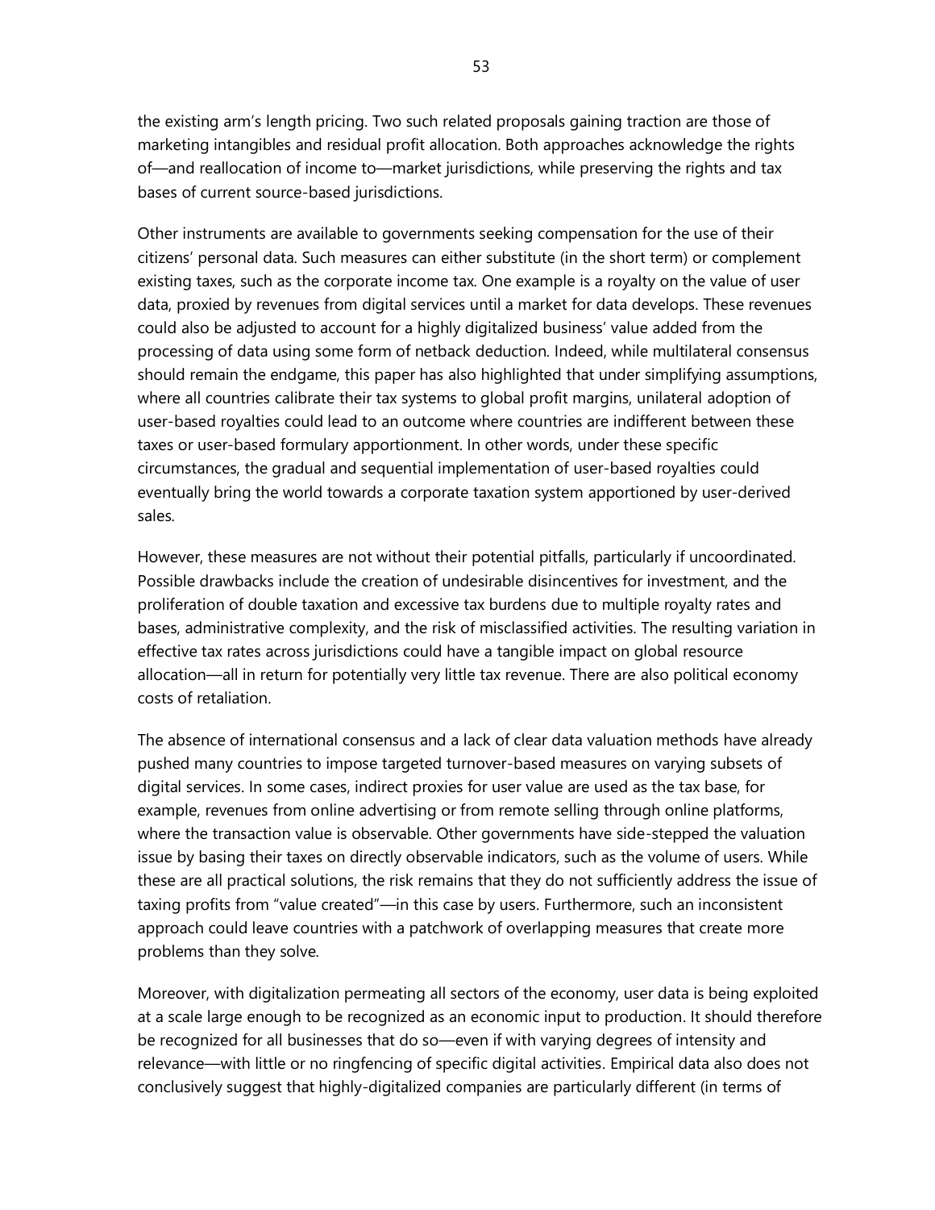the existing arm's length pricing. Two such related proposals gaining traction are those of marketing intangibles and residual profit allocation. Both approaches acknowledge the rights of—and reallocation of income to—market jurisdictions, while preserving the rights and tax bases of current source-based jurisdictions.

Other instruments are available to governments seeking compensation for the use of their citizens' personal data. Such measures can either substitute (in the short term) or complement existing taxes, such as the corporate income tax. One example is a royalty on the value of user data, proxied by revenues from digital services until a market for data develops. These revenues could also be adjusted to account for a highly digitalized business' value added from the processing of data using some form of netback deduction. Indeed, while multilateral consensus should remain the endgame, this paper has also highlighted that under simplifying assumptions, where all countries calibrate their tax systems to global profit margins, unilateral adoption of user-based royalties could lead to an outcome where countries are indifferent between these taxes or user-based formulary apportionment. In other words, under these specific circumstances, the gradual and sequential implementation of user-based royalties could eventually bring the world towards a corporate taxation system apportioned by user-derived sales.

However, these measures are not without their potential pitfalls, particularly if uncoordinated. Possible drawbacks include the creation of undesirable disincentives for investment, and the proliferation of double taxation and excessive tax burdens due to multiple royalty rates and bases, administrative complexity, and the risk of misclassified activities. The resulting variation in effective tax rates across jurisdictions could have a tangible impact on global resource allocation—all in return for potentially very little tax revenue. There are also political economy costs of retaliation.

The absence of international consensus and a lack of clear data valuation methods have already pushed many countries to impose targeted turnover-based measures on varying subsets of digital services. In some cases, indirect proxies for user value are used as the tax base, for example, revenues from online advertising or from remote selling through online platforms, where the transaction value is observable. Other governments have side-stepped the valuation issue by basing their taxes on directly observable indicators, such as the volume of users. While these are all practical solutions, the risk remains that they do not sufficiently address the issue of taxing profits from "value created"—in this case by users. Furthermore, such an inconsistent approach could leave countries with a patchwork of overlapping measures that create more problems than they solve.

Moreover, with digitalization permeating all sectors of the economy, user data is being exploited at a scale large enough to be recognized as an economic input to production. It should therefore be recognized for all businesses that do so—even if with varying degrees of intensity and relevance—with little or no ringfencing of specific digital activities. Empirical data also does not conclusively suggest that highly-digitalized companies are particularly different (in terms of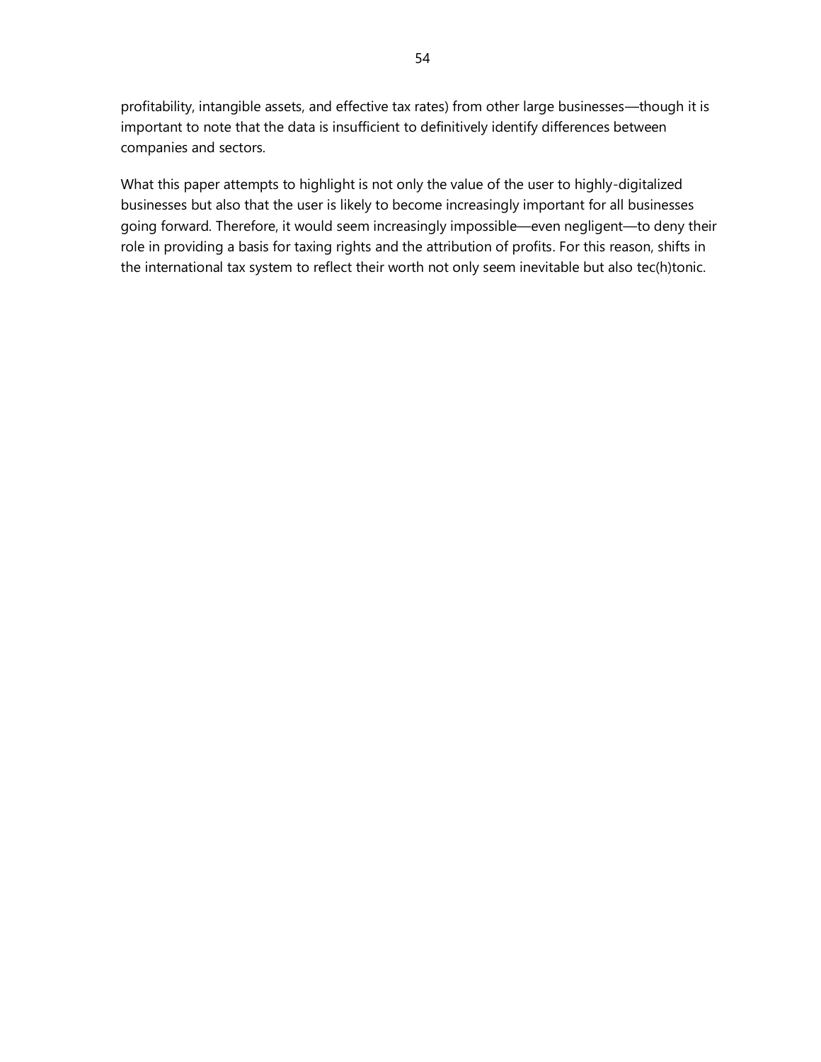profitability, intangible assets, and effective tax rates) from other large businesses—though it is important to note that the data is insufficient to definitively identify differences between companies and sectors.

What this paper attempts to highlight is not only the value of the user to highly-digitalized businesses but also that the user is likely to become increasingly important for all businesses going forward. Therefore, it would seem increasingly impossible—even negligent—to deny their role in providing a basis for taxing rights and the attribution of profits. For this reason, shifts in the international tax system to reflect their worth not only seem inevitable but also tec(h)tonic.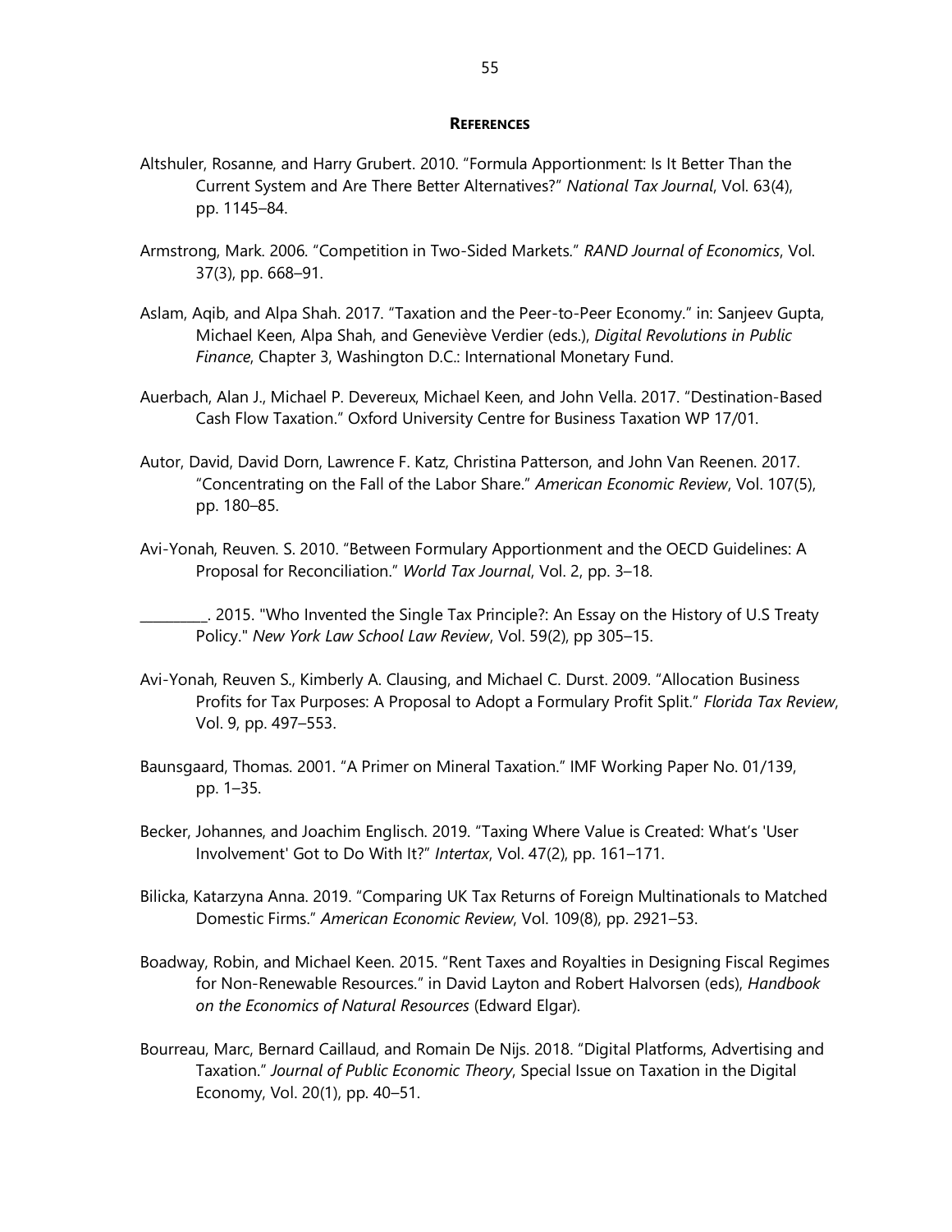## REFERENCES

Altshuler, Rosanne, and Harry Grubert. 2010. "Formula Apportionment: Is It Better Than the Current System and Are There Better Alternatives?" *National Tax Journal*, Vol. 63(4), pp. 1145–84.

Armstrong, Mark. 2006. "Competition in Two-Sided Markets." *RAND Journal of Economics*, Vol. 37(3), pp. 668–91.

Aslam, Aqib, and Alpa Shah. 2017. "Taxation and the Peer-to-Peer Economy." in: Sanjeev Gupta, Michael Keen, Alpa Shah, and Geneviève Verdier (eds.), *Digital Revolutions in Public Finance*, Chapter 3, Washington D.C.: International Monetary Fund.

Auerbach, Alan J., Michael P. Devereux, Michael Keen, and John Vella. 2017. "Destination-Based Cash Flow Taxation." Oxford University Centre for Business Taxation WP 17/01.

Autor, David, David Dorn, Lawrence F. Katz, Christina Patterson, and John Van Reenen. 2017. "Concentrating on the Fall of the Labor Share." *American Economic Review*, Vol. 107(5), pp. 180–85.

Avi-Yonah, Reuven. S. 2010. "Between Formulary Apportionment and the OECD Guidelines: A Proposal for Reconciliation." *World Tax Journal*, Vol. 2, pp. 3–18.

__________. 2015. "Who Invented the Single Tax Principle?: An Essay on the History of U.S Treaty Policy." *New York Law School Law Review*, Vol. 59(2), pp 305–15.

Avi-Yonah, Reuven S., Kimberly A. Clausing, and Michael C. Durst. 2009. "Allocation Business Profits for Tax Purposes: A Proposal to Adopt a Formulary Profit Split." *Florida Tax Review*, Vol. 9, pp. 497–553.

Baunsgaard, Thomas. 2001. "A Primer on Mineral Taxation." IMF Working Paper No. 01/139, pp. 1–35.

Becker, Johannes, and Joachim Englisch. 2019. "Taxing Where Value is Created: What's 'User Involvement' Got to Do With It?" *Intertax*, Vol. 47(2), pp. 161–171.

Bilicka, Katarzyna Anna. 2019. "Comparing UK Tax Returns of Foreign Multinationals to Matched Domestic Firms." *American Economic Review*, Vol. 109(8), pp. 2921–53.

Boadway, Robin, and Michael Keen. 2015. "Rent Taxes and Royalties in Designing Fiscal Regimes for Non-Renewable Resources." in David Layton and Robert Halvorsen (eds), *Handbook on the Economics of Natural Resources* (Edward Elgar).

Bourreau, Marc, Bernard Caillaud, and Romain De Nijs. 2018. "Digital Platforms, Advertising and Taxation." *Journal of Public Economic Theory*, Special Issue on Taxation in the Digital Economy, Vol. 20(1), pp. 40–51.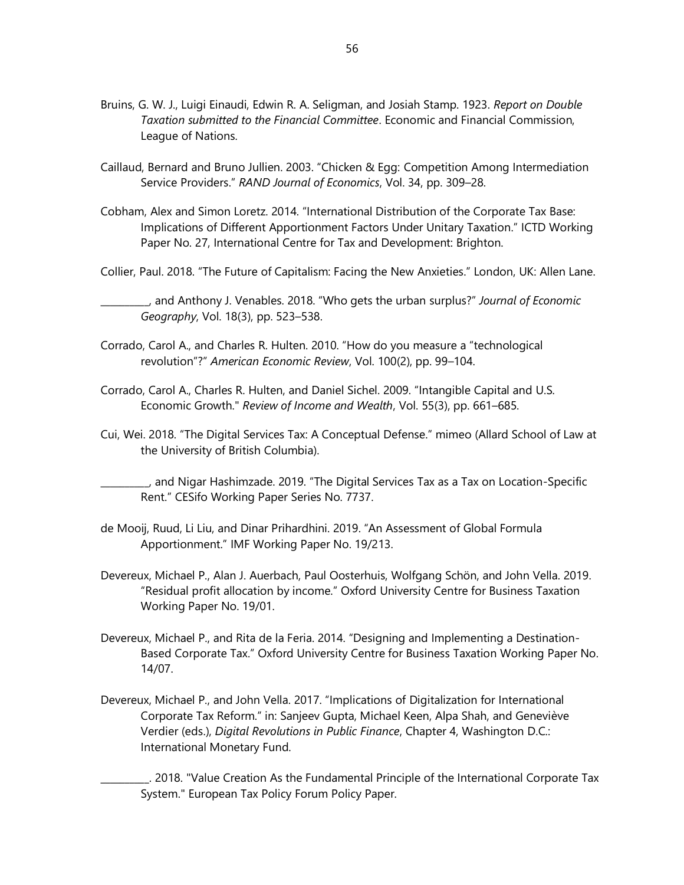Bruins, G. W. J., Luigi Einaudi, Edwin R. A. Seligman, and Josiah Stamp. 1923. *Report on Double Taxation submitted to the Financial Committee*. Economic and Financial Commission, League of Nations.

Caillaud, Bernard and Bruno Jullien. 2003. "Chicken & Egg: Competition Among Intermediation Service Providers." *RAND Journal of Economics*, Vol. 34, pp. 309–28.

Cobham, Alex and Simon Loretz. 2014. "International Distribution of the Corporate Tax Base: Implications of Different Apportionment Factors Under Unitary Taxation." ICTD Working Paper No. 27, International Centre for Tax and Development: Brighton.

Collier, Paul. 2018. "The Future of Capitalism: Facing the New Anxieties." London, UK: Allen Lane.

__________, and Anthony J. Venables. 2018. "Who gets the urban surplus?" *Journal of Economic Geography*, Vol. 18(3), pp. 523–538.

Corrado, Carol A., and Charles R. Hulten. 2010. "How do you measure a "technological revolution"?" *American Economic Review*, Vol. 100(2), pp. 99–104.

Corrado, Carol A., Charles R. Hulten, and Daniel Sichel. 2009. "Intangible Capital and U.S. Economic Growth." *Review of Income and Wealth*, Vol. 55(3), pp. 661–685.

Cui, Wei. 2018. "The Digital Services Tax: A Conceptual Defense." mimeo (Allard School of Law at the University of British Columbia).

__________, and Nigar Hashimzade. 2019. "The Digital Services Tax as a Tax on Location-Specific Rent." CESifo Working Paper Series No. 7737.

de Mooij, Ruud, Li Liu, and Dinar Prihardhini. 2019. "An Assessment of Global Formula Apportionment." IMF Working Paper No. 19/213.

Devereux, Michael P., Alan J. Auerbach, Paul Oosterhuis, Wolfgang Schön, and John Vella. 2019. "Residual profit allocation by income." Oxford University Centre for Business Taxation Working Paper No. 19/01.

Devereux, Michael P., and Rita de la Feria. 2014. "Designing and Implementing a Destination-Based Corporate Tax." Oxford University Centre for Business Taxation Working Paper No. 14/07.

Devereux, Michael P., and John Vella. 2017. "Implications of Digitalization for International Corporate Tax Reform." in: Sanjeev Gupta, Michael Keen, Alpa Shah, and Geneviève Verdier (eds.), *Digital Revolutions in Public Finance*, Chapter 4, Washington D.C.: International Monetary Fund.

__________. 2018. "Value Creation As the Fundamental Principle of the International Corporate Tax System." European Tax Policy Forum Policy Paper.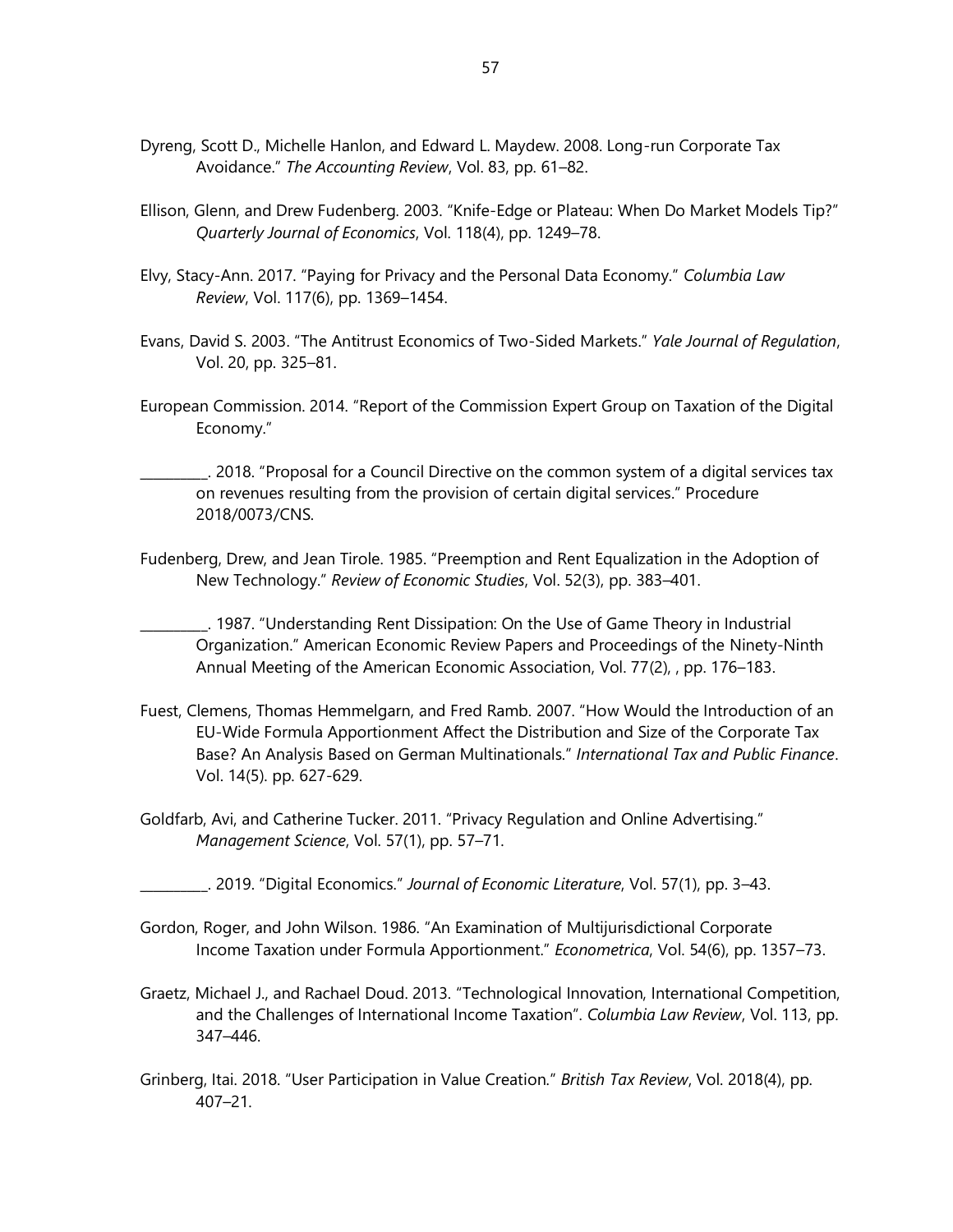Dyreng, Scott D., Michelle Hanlon, and Edward L. Maydew. 2008. Long-run Corporate Tax Avoidance." *The Accounting Review*, Vol. 83, pp. 61–82.

Ellison, Glenn, and Drew Fudenberg. 2003. "Knife-Edge or Plateau: When Do Market Models Tip?" *Quarterly Journal of Economics*, Vol. 118(4), pp. 1249–78.

Elvy, Stacy-Ann. 2017. "Paying for Privacy and the Personal Data Economy." *Columbia Law Review*, Vol. 117(6), pp. 1369–1454.

Evans, David S. 2003. "The Antitrust Economics of Two-Sided Markets." *Yale Journal of Regulation*, Vol. 20, pp. 325–81.

European Commission. 2014. "Report of the Commission Expert Group on Taxation of the Digital Economy."

__________. 2018. "Proposal for a Council Directive on the common system of a digital services tax on revenues resulting from the provision of certain digital services." Procedure 2018/0073/CNS.

Fudenberg, Drew, and Jean Tirole. 1985. "Preemption and Rent Equalization in the Adoption of New Technology." *Review of Economic Studies*, Vol. 52(3), pp. 383–401.

__________. 1987. "Understanding Rent Dissipation: On the Use of Game Theory in Industrial Organization." American Economic Review Papers and Proceedings of the Ninety-Ninth Annual Meeting of the American Economic Association, Vol. 77(2), , pp. 176–183.

Fuest, Clemens, Thomas Hemmelgarn, and Fred Ramb. 2007. "How Would the Introduction of an EU-Wide Formula Apportionment Affect the Distribution and Size of the Corporate Tax Base? An Analysis Based on German Multinationals." *International Tax and Public Finance*. Vol. 14(5). pp. 627-629.

Goldfarb, Avi, and Catherine Tucker. 2011. "Privacy Regulation and Online Advertising." *Management Science*, Vol. 57(1), pp. 57–71.

__________. 2019. "Digital Economics." *Journal of Economic Literature*, Vol. 57(1), pp. 3–43.

Gordon, Roger, and John Wilson. 1986. "An Examination of Multijurisdictional Corporate Income Taxation under Formula Apportionment." *Econometrica*, Vol. 54(6), pp. 1357–73.

Graetz, Michael J., and Rachael Doud. 2013. "Technological Innovation, International Competition, and the Challenges of International Income Taxation". *Columbia Law Review*, Vol. 113, pp. 347–446.

Grinberg, Itai. 2018. "User Participation in Value Creation." *British Tax Review*, Vol. 2018(4), pp. 407–21.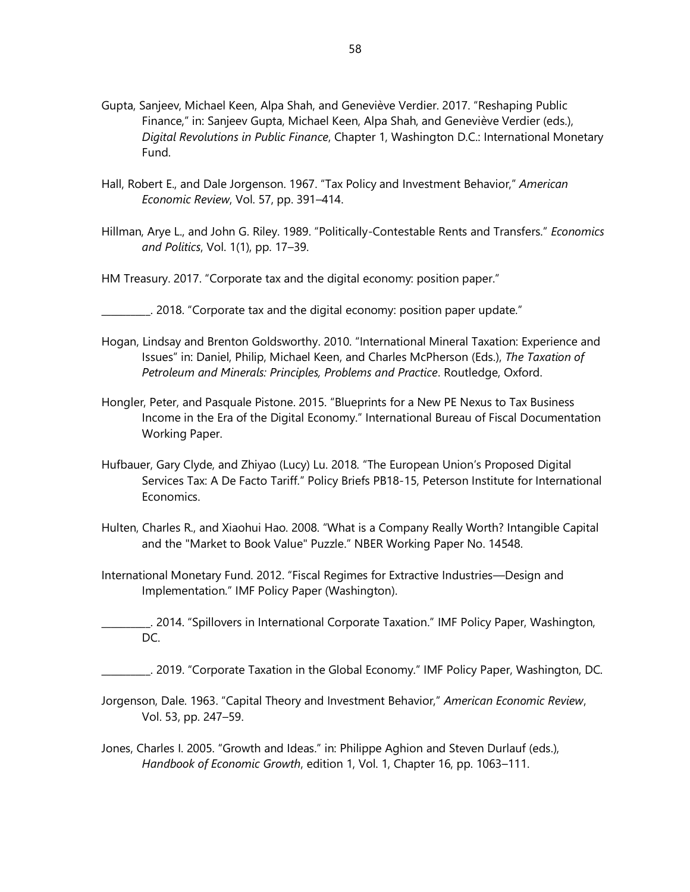Gupta, Sanjeev, Michael Keen, Alpa Shah, and Geneviève Verdier. 2017. "Reshaping Public Finance," in: Sanjeev Gupta, Michael Keen, Alpa Shah, and Geneviève Verdier (eds.), *Digital Revolutions in Public Finance*, Chapter 1, Washington D.C.: International Monetary Fund.

Hall, Robert E., and Dale Jorgenson. 1967. "Tax Policy and Investment Behavior," *American Economic Review*, Vol. 57, pp. 391–414.

Hillman, Arye L., and John G. Riley. 1989. "Politically-Contestable Rents and Transfers." *Economics and Politics*, Vol. 1(1), pp. 17–39.

HM Treasury. 2017. "Corporate tax and the digital economy: position paper."

__________. 2018. "Corporate tax and the digital economy: position paper update."

Hogan, Lindsay and Brenton Goldsworthy. 2010. "International Mineral Taxation: Experience and Issues" in: Daniel, Philip, Michael Keen, and Charles McPherson (Eds.), *The Taxation of Petroleum and Minerals: Principles, Problems and Practice*. Routledge, Oxford.

Hongler, Peter, and Pasquale Pistone. 2015. "Blueprints for a New PE Nexus to Tax Business Income in the Era of the Digital Economy." International Bureau of Fiscal Documentation Working Paper.

Hufbauer, Gary Clyde, and Zhiyao (Lucy) Lu. 2018. "The European Union's Proposed Digital Services Tax: A De Facto Tariff." Policy Briefs PB18-15, Peterson Institute for International Economics.

Hulten, Charles R., and Xiaohui Hao. 2008. "What is a Company Really Worth? Intangible Capital and the "Market to Book Value" Puzzle." NBER Working Paper No. 14548.

International Monetary Fund. 2012. "Fiscal Regimes for Extractive Industries—Design and Implementation." IMF Policy Paper (Washington).

__________. 2014. "Spillovers in International Corporate Taxation." IMF Policy Paper, Washington, DC.

__________. 2019. "Corporate Taxation in the Global Economy." IMF Policy Paper, Washington, DC.

Jorgenson, Dale. 1963. "Capital Theory and Investment Behavior," *American Economic Review*, Vol. 53, pp. 247–59.

Jones, Charles I. 2005. "Growth and Ideas." in: Philippe Aghion and Steven Durlauf (eds.), *Handbook of Economic Growth*, edition 1, Vol. 1, Chapter 16, pp. 1063–111.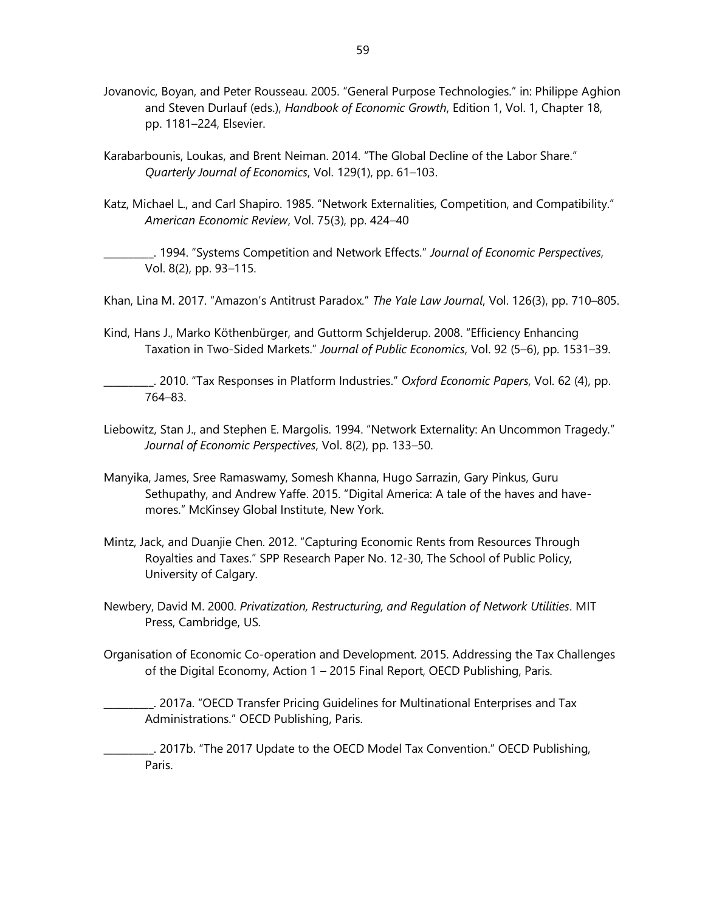Jovanovic, Boyan, and Peter Rousseau. 2005. "General Purpose Technologies." in: Philippe Aghion and Steven Durlauf (eds.), *Handbook of Economic Growth*, Edition 1, Vol. 1, Chapter 18, pp. 1181–224, Elsevier.

Karabarbounis, Loukas, and Brent Neiman. 2014. "The Global Decline of the Labor Share." *Quarterly Journal of Economics*, Vol. 129(1), pp. 61–103.

Katz, Michael L., and Carl Shapiro. 1985. "Network Externalities, Competition, and Compatibility." *American Economic Review*, Vol. 75(3), pp. 424–40

__________. 1994. "Systems Competition and Network Effects." *Journal of Economic Perspectives*, Vol. 8(2), pp. 93–115.

Khan, Lina M. 2017. "Amazon's Antitrust Paradox." *The Yale Law Journal*, Vol. 126(3), pp. 710–805.

Kind, Hans J., Marko Köthenbürger, and Guttorm Schjelderup. 2008. "Efficiency Enhancing Taxation in Two-Sided Markets." *Journal of Public Economics*, Vol. 92 (5–6), pp. 1531–39.

__________. 2010. "Tax Responses in Platform Industries." *Oxford Economic Papers*, Vol. 62 (4), pp. 764–83.

Liebowitz, Stan J., and Stephen E. Margolis. 1994. "Network Externality: An Uncommon Tragedy." *Journal of Economic Perspectives*, Vol. 8(2), pp. 133–50.

Manyika, James, Sree Ramaswamy, Somesh Khanna, Hugo Sarrazin, Gary Pinkus, Guru Sethupathy, and Andrew Yaffe. 2015. "Digital America: A tale of the haves and have-mores." McKinsey Global Institute, New York.

Mintz, Jack, and Duanjie Chen. 2012. "Capturing Economic Rents from Resources Through Royalties and Taxes." SPP Research Paper No. 12-30, The School of Public Policy, University of Calgary.

Newbery, David M. 2000. *Privatization, Restructuring, and Regulation of Network Utilities*. MIT Press, Cambridge, US.

Organisation of Economic Co-operation and Development. 2015. Addressing the Tax Challenges of the Digital Economy, Action 1 – 2015 Final Report, OECD Publishing, Paris.

__________. 2017a. "OECD Transfer Pricing Guidelines for Multinational Enterprises and Tax Administrations." OECD Publishing, Paris.

__________. 2017b. "The 2017 Update to the OECD Model Tax Convention." OECD Publishing, Paris.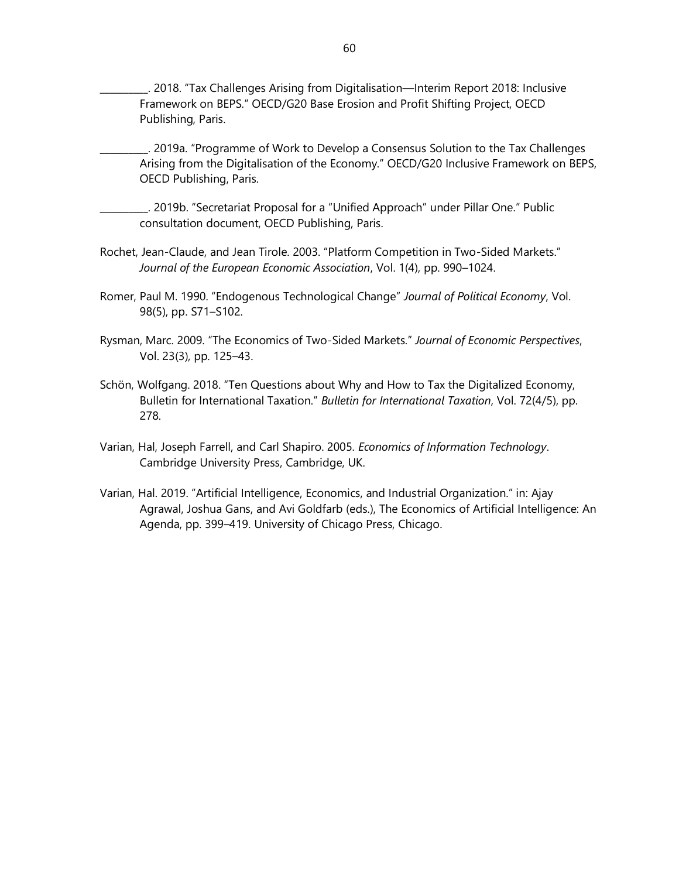\_\_\_\_\_\_\_\_\_\_. 2018. “Tax Challenges Arising from Digitalisation—Interim Report 2018: Inclusive Framework on BEPS.” OECD/G20 Base Erosion and Profit Shifting Project, OECD Publishing, Paris.

\_\_\_\_\_\_\_\_\_\_. 2019a. “Programme of Work to Develop a Consensus Solution to the Tax Challenges Arising from the Digitalisation of the Economy.” OECD/G20 Inclusive Framework on BEPS, OECD Publishing, Paris.

\_\_\_\_\_\_\_\_\_\_. 2019b. “Secretariat Proposal for a “Unified Approach” under Pillar One.” Public consultation document, OECD Publishing, Paris.

Rochet, Jean-Claude, and Jean Tirole. 2003. “Platform Competition in Two-Sided Markets.” *Journal of the European Economic Association*, Vol. 1(4), pp. 990–1024.

Romer, Paul M. 1990. “Endogenous Technological Change” *Journal of Political Economy*, Vol. 98(5), pp. S71–S102.

Rysman, Marc. 2009. “The Economics of Two-Sided Markets.” *Journal of Economic Perspectives*, Vol. 23(3), pp. 125–43.

Schön, Wolfgang. 2018. “Ten Questions about Why and How to Tax the Digitalized Economy, Bulletin for International Taxation.” *Bulletin for International Taxation*, Vol. 72(4/5), pp. 278.

Varian, Hal, Joseph Farrell, and Carl Shapiro. 2005. *Economics of Information Technology*. Cambridge University Press, Cambridge, UK.

Varian, Hal. 2019. “Artificial Intelligence, Economics, and Industrial Organization.” in: Ajay Agrawal, Joshua Gans, and Avi Goldfarb (eds.), The Economics of Artificial Intelligence: An Agenda, pp. 399–419. University of Chicago Press, Chicago.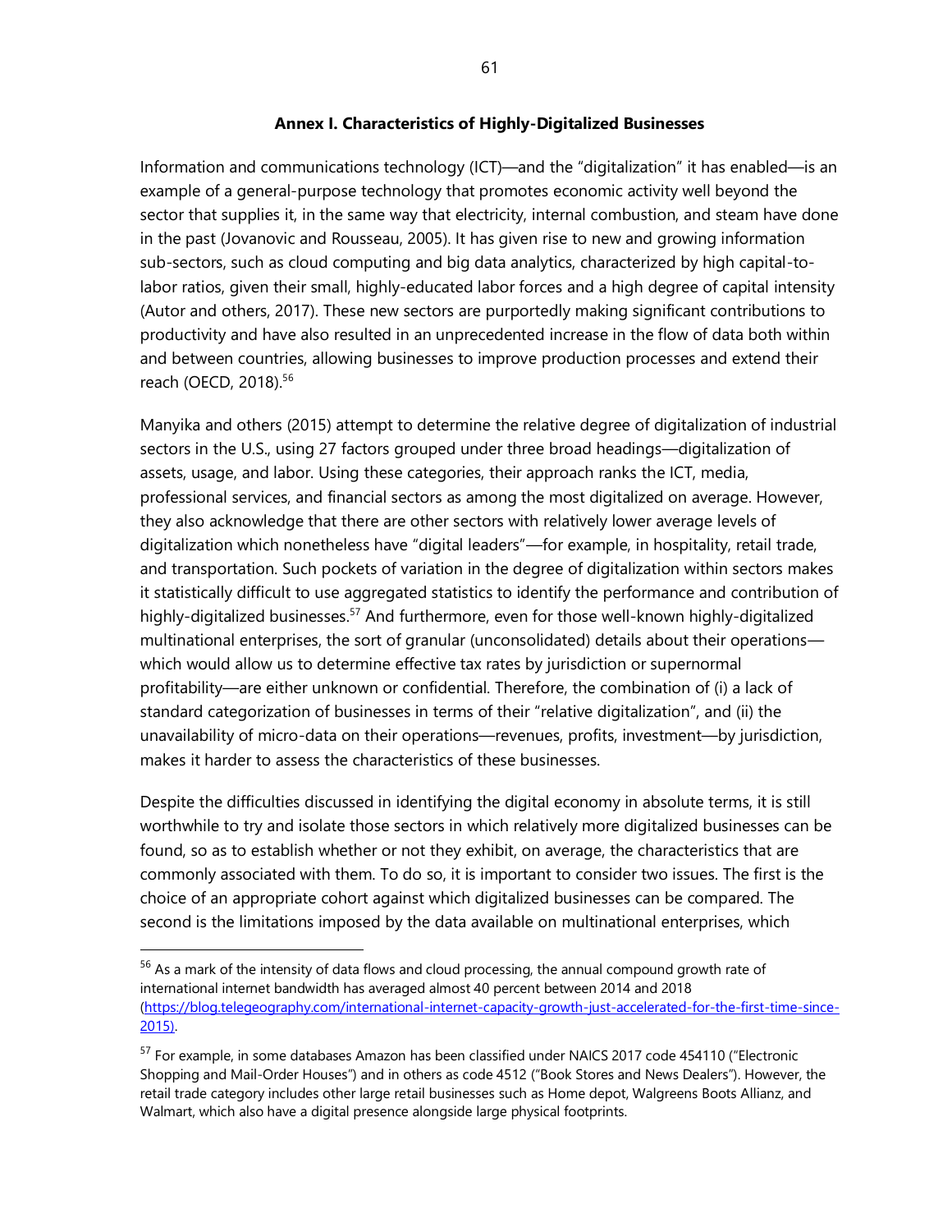## Annex I. Characteristics of Highly-Digitalized Businesses

Information and communications technology (ICT)—and the "digitalization" it has enabled—is an example of a general-purpose technology that promotes economic activity well beyond the sector that supplies it, in the same way that electricity, internal combustion, and steam have done in the past (Jovanovic and Rousseau, 2005). It has given rise to new and growing information sub-sectors, such as cloud computing and big data analytics, characterized by high capital-to-labor ratios, given their small, highly-educated labor forces and a high degree of capital intensity (Autor and others, 2017). These new sectors are purportedly making significant contributions to productivity and have also resulted in an unprecedented increase in the flow of data both within and between countries, allowing businesses to improve production processes and extend their reach (OECD, 2018).[56]

Manyika and others (2015) attempt to determine the relative degree of digitalization of industrial sectors in the U.S., using 27 factors grouped under three broad headings—digitalization of assets, usage, and labor. Using these categories, their approach ranks the ICT, media, professional services, and financial sectors as among the most digitalized on average. However, they also acknowledge that there are other sectors with relatively lower average levels of digitalization which nonetheless have "digital leaders"—for example, in hospitality, retail trade, and transportation. Such pockets of variation in the degree of digitalization within sectors makes it statistically difficult to use aggregated statistics to identify the performance and contribution of highly-digitalized businesses.[57] And furthermore, even for those well-known highly-digitalized multinational enterprises, the sort of granular (unconsolidated) details about their operations—which would allow us to determine effective tax rates by jurisdiction or supernormal profitability—are either unknown or confidential. Therefore, the combination of (i) a lack of standard categorization of businesses in terms of their "relative digitalization", and (ii) the unavailability of micro-data on their operations—revenues, profits, investment—by jurisdiction, makes it harder to assess the characteristics of these businesses.

Despite the difficulties discussed in identifying the digital economy in absolute terms, it is still worthwhile to try and isolate those sectors in which relatively more digitalized businesses can be found, so as to establish whether or not they exhibit, on average, the characteristics that are commonly associated with them. To do so, it is important to consider two issues. The first is the choice of an appropriate cohort against which digitalized businesses can be compared. The second is the limitations imposed by the data available on multinational enterprises, which

---

[56] As a mark of the intensity of data flows and cloud processing, the annual compound growth rate of international internet bandwidth has averaged almost 40 percent between 2014 and 2018 (https://blog.telegeography.com/international-internet-capacity-growth-just-accelerated-for-the-first-time-since-2015).

[57] For example, in some databases Amazon has been classified under NAICS 2017 code 454110 ("Electronic Shopping and Mail-Order Houses") and in others as code 4512 ("Book Stores and News Dealers"). However, the retail trade category includes other large retail businesses such as Home depot, Walgreens Boots Allianz, and Walmart, which also have a digital presence alongside large physical footprints.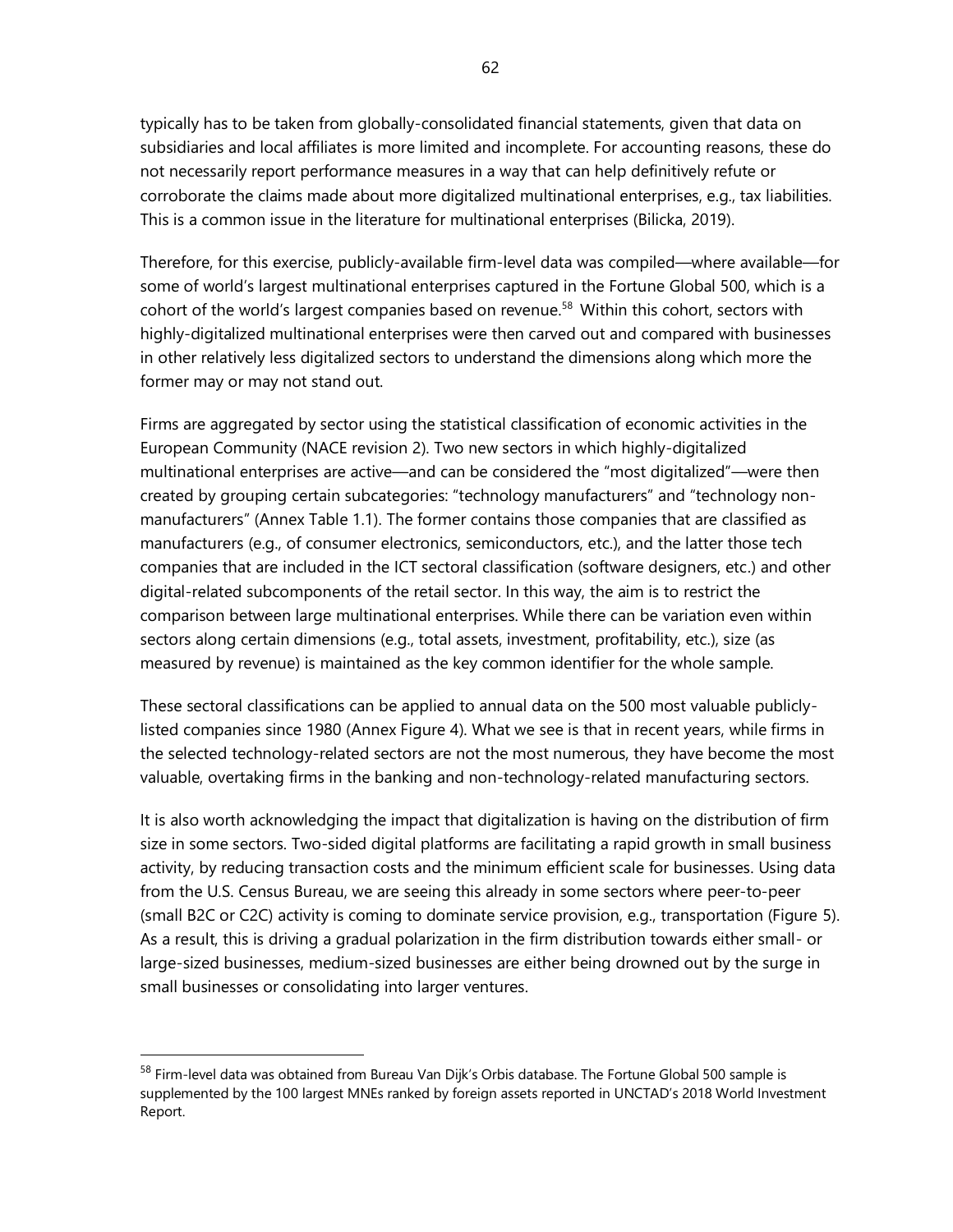typically has to be taken from globally-consolidated financial statements, given that data on subsidiaries and local affiliates is more limited and incomplete. For accounting reasons, these do not necessarily report performance measures in a way that can help definitively refute or corroborate the claims made about more digitalized multinational enterprises, e.g., tax liabilities. This is a common issue in the literature for multinational enterprises (Bilicka, 2019).

Therefore, for this exercise, publicly-available firm-level data was compiled—where available—for some of world's largest multinational enterprises captured in the Fortune Global 500, which is a cohort of the world's largest companies based on revenue.[58] Within this cohort, sectors with highly-digitalized multinational enterprises were then carved out and compared with businesses in other relatively less digitalized sectors to understand the dimensions along which more the former may or may not stand out.

Firms are aggregated by sector using the statistical classification of economic activities in the European Community (NACE revision 2). Two new sectors in which highly-digitalized multinational enterprises are active—and can be considered the "most digitalized"—were then created by grouping certain subcategories: "technology manufacturers" and "technology non-manufacturers" (Annex Table 1.1). The former contains those companies that are classified as manufacturers (e.g., of consumer electronics, semiconductors, etc.), and the latter those tech companies that are included in the ICT sectoral classification (software designers, etc.) and other digital-related subcomponents of the retail sector. In this way, the aim is to restrict the comparison between large multinational enterprises. While there can be variation even within sectors along certain dimensions (e.g., total assets, investment, profitability, etc.), size (as measured by revenue) is maintained as the key common identifier for the whole sample.

These sectoral classifications can be applied to annual data on the 500 most valuable publicly-listed companies since 1980 (Annex Figure 4). What we see is that in recent years, while firms in the selected technology-related sectors are not the most numerous, they have become the most valuable, overtaking firms in the banking and non-technology-related manufacturing sectors.

It is also worth acknowledging the impact that digitalization is having on the distribution of firm size in some sectors. Two-sided digital platforms are facilitating a rapid growth in small business activity, by reducing transaction costs and the minimum efficient scale for businesses. Using data from the U.S. Census Bureau, we are seeing this already in some sectors where peer-to-peer (small B2C or C2C) activity is coming to dominate service provision, e.g., transportation (Figure 5). As a result, this is driving a gradual polarization in the firm distribution towards either small- or large-sized businesses, medium-sized businesses are either being drowned out by the surge in small businesses or consolidating into larger ventures.

---

[58] Firm-level data was obtained from Bureau Van Dijk's Orbis database. The Fortune Global 500 sample is supplemented by the 100 largest MNEs ranked by foreign assets reported in UNCTAD's 2018 World Investment Report.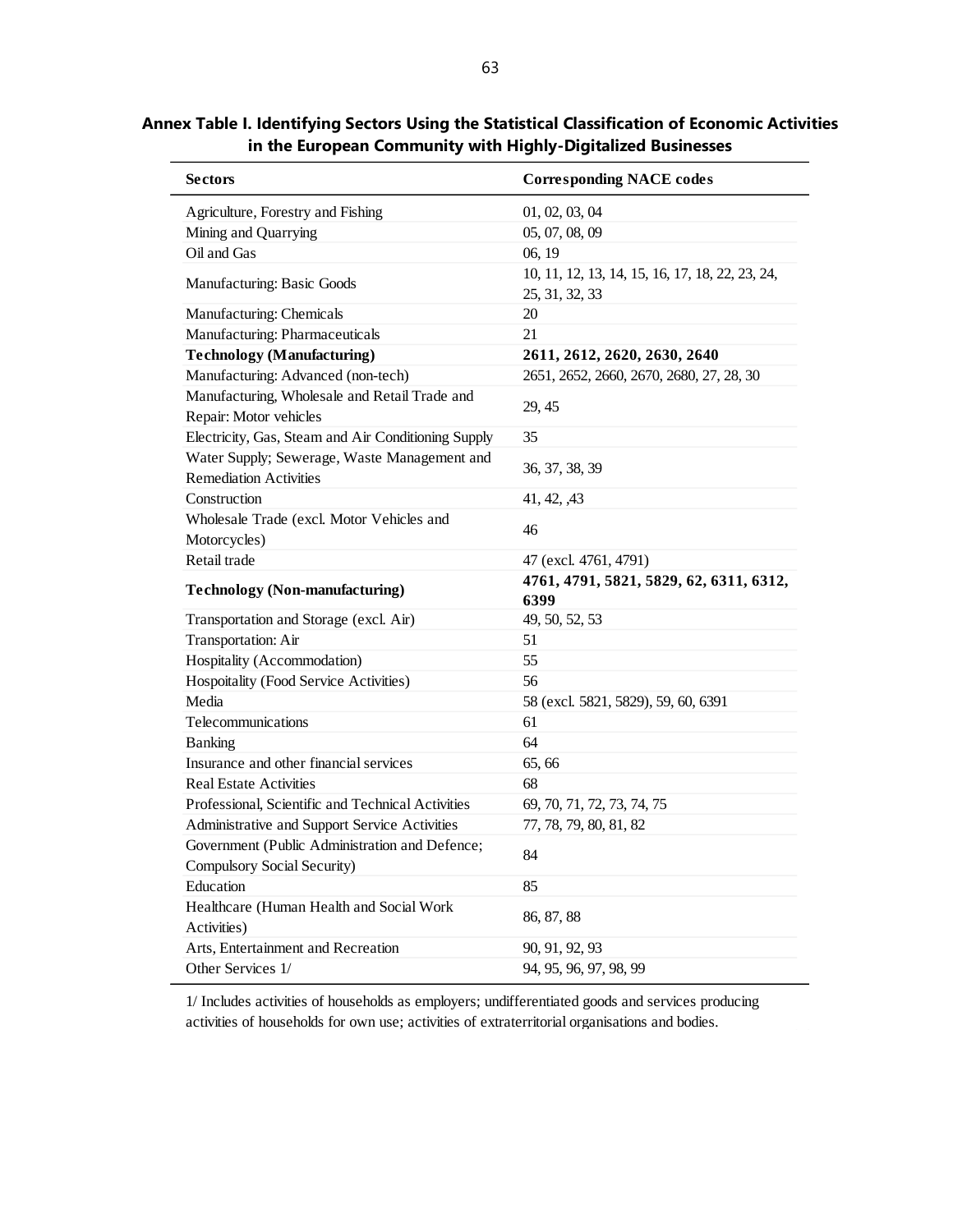**Annex Table I. Identifying Sectors Using the Statistical Classification of Economic Activities in the European Community with Highly-Digitalized Businesses**

| Sectors | Corresponding NACE codes |
|---|---|
| Agriculture, Forestry and Fishing | 01, 02, 03, 04 |
| Mining and Quarrying | 05, 07, 08, 09 |
| Oil and Gas | 06, 19 |
| Manufacturing: Basic Goods | 10, 11, 12, 13, 14, 15, 16, 17, 18, 22, 23, 24, 25, 31, 32, 33 |
| Manufacturing: Chemicals | 20 |
| Manufacturing: Pharmaceuticals | 21 |
| **Technology (Manufacturing)** | **2611, 2612, 2620, 2630, 2640** |
| Manufacturing: Advanced (non-tech) | 2651, 2652, 2660, 2670, 2680, 27, 28, 30 |
| Manufacturing, Wholesale and Retail Trade and Repair: Motor vehicles | 29, 45 |
| Electricity, Gas, Steam and Air Conditioning Supply | 35 |
| Water Supply; Sewerage, Waste Management and Remediation Activities | 36, 37, 38, 39 |
| Construction | 41, 42, ,43 |
| Wholesale Trade (excl. Motor Vehicles and Motorcycles) | 46 |
| Retail trade | 47 (excl. 4761, 4791) |
| **Technology (Non-manufacturing)** | **4761, 4791, 5821, 5829, 62, 6311, 6312, 6399** |
| Transportation and Storage (excl. Air) | 49, 50, 52, 53 |
| Transportation: Air | 51 |
| Hospitality (Accommodation) | 55 |
| Hospoitality (Food Service Activities) | 56 |
| Media | 58 (excl. 5821, 5829), 59, 60, 6391 |
| Telecommunications | 61 |
| Banking | 64 |
| Insurance and other financial services | 65, 66 |
| Real Estate Activities | 68 |
| Professional, Scientific and Technical Activities | 69, 70, 71, 72, 73, 74, 75 |
| Administrative and Support Service Activities | 77, 78, 79, 80, 81, 82 |
| Government (Public Administration and Defence; Compulsory Social Security) | 84 |
| Education | 85 |
| Healthcare (Human Health and Social Work Activities) | 86, 87, 88 |
| Arts, Entertainment and Recreation | 90, 91, 92, 93 |
| Other Services 1/ | 94, 95, 96, 97, 98, 99 |

1/ Includes activities of households as employers; undifferentiated goods and services producing activities of households for own use; activities of extraterritorial organisations and bodies.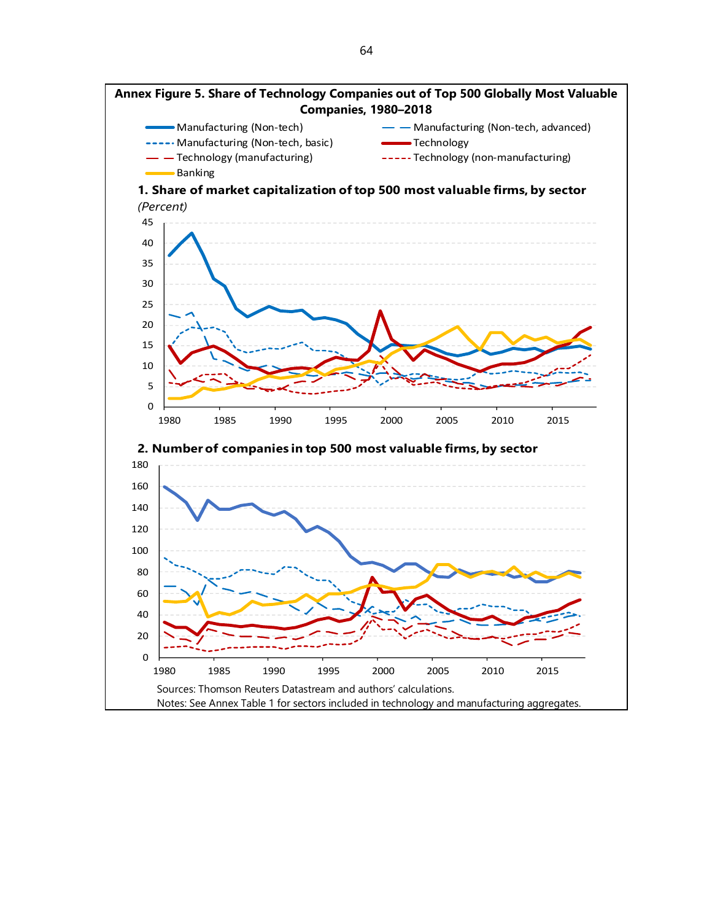**Annex Figure 5. Share of Technology Companies out of Top 500 Globally Most Valuable Companies, 1980–2018**

Manufacturing (Non-tech) | Manufacturing (Non-tech, advanced) | Manufacturing (Non-tech, basic) | Technology | Technology (manufacturing) | Technology (non-manufacturing) | Banking

**1. Share of market capitalization of top 500 most valuable firms, by sector**

*(Percent)*

**2. Number of companies in top 500 most valuable firms, by sector**

Sources: Thomson Reuters Datastream and authors' calculations.

Notes: See Annex Table 1 for sectors included in technology and manufacturing aggregates.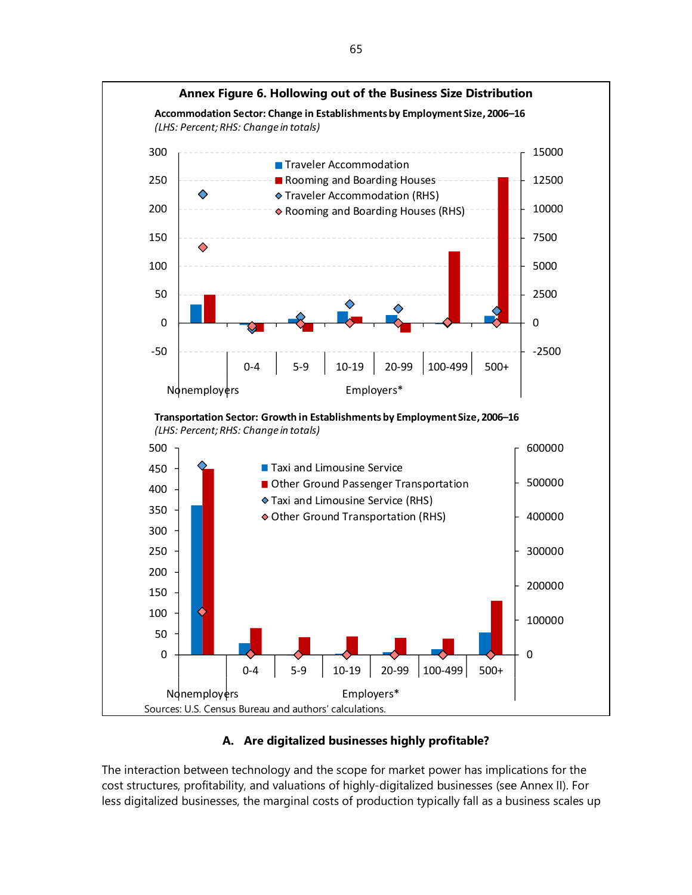**Annex Figure 6. Hollowing out of the Business Size Distribution**

**Accommodation Sector: Change in Establishments by Employment Size, 2006–16**
*(LHS: Percent; RHS: Change in totals)*

300 15000
250 12500
200 10000
150 7500
100 5000
50 2500
0 0
-50 -2500

Traveler Accommodation
Rooming and Boarding Houses
Traveler Accommodation (RHS)
Rooming and Boarding Houses (RHS)

Nonemployers | 0-4 | 5-9 | 10-19 | 20-99 | 100-499 | 500+
Employers*

**Transportation Sector: Growth in Establishments by Employment Size, 2006–16**
*(LHS: Percent; RHS: Change in totals)*

500 600000
450
400 500000
350
300 400000
250
200 300000
150 200000
100 100000
50
0 0

Taxi and Limousine Service
Other Ground Passenger Transportation
Taxi and Limousine Service (RHS)
Other Ground Transportation (RHS)

Nonemployers | 0-4 | 5-9 | 10-19 | 20-99 | 100-499 | 500+
Employers*

Sources: U.S. Census Bureau and authors' calculations.

### A. Are digitalized businesses highly profitable?

The interaction between technology and the scope for market power has implications for the cost structures, profitability, and valuations of highly-digitalized businesses (see Annex II). For less digitalized businesses, the marginal costs of production typically fall as a business scales up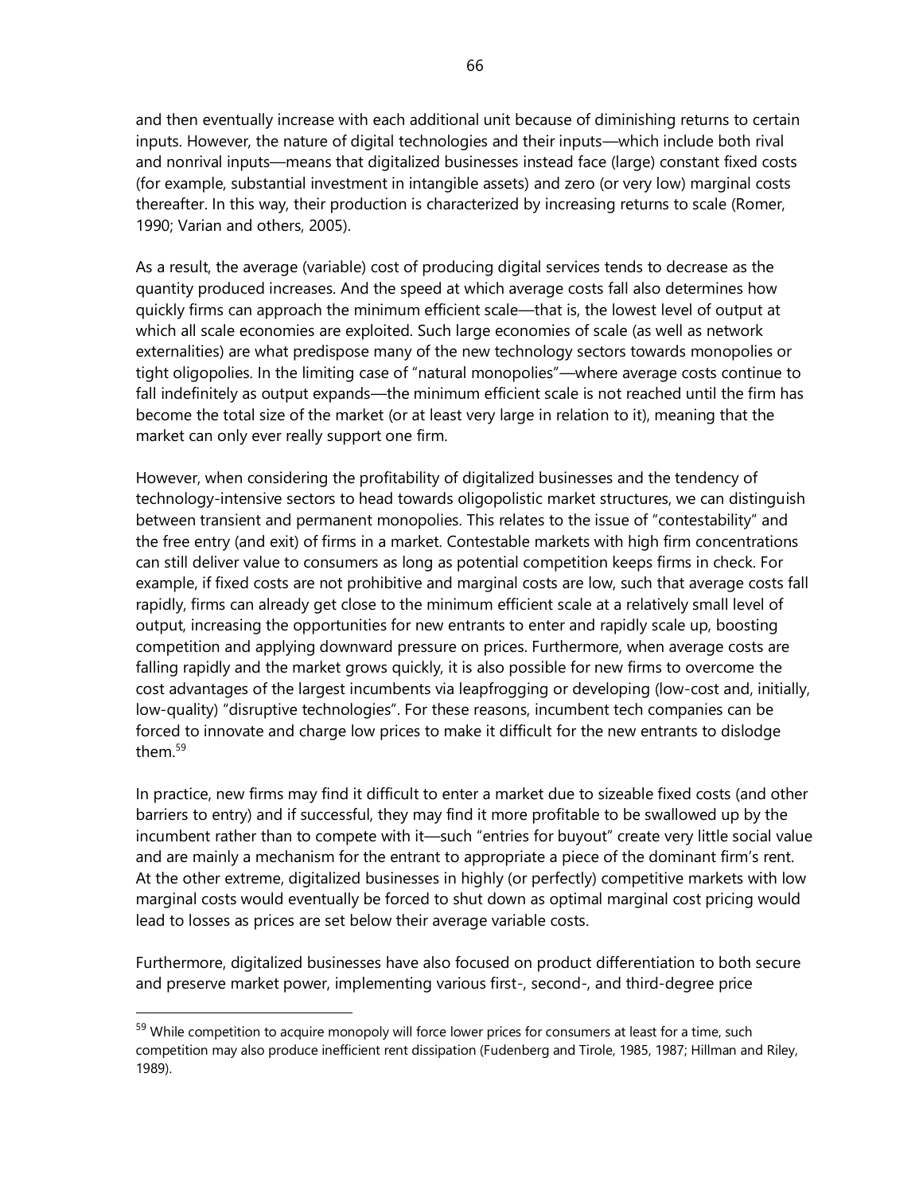and then eventually increase with each additional unit because of diminishing returns to certain inputs. However, the nature of digital technologies and their inputs—which include both rival and nonrival inputs—means that digitalized businesses instead face (large) constant fixed costs (for example, substantial investment in intangible assets) and zero (or very low) marginal costs thereafter. In this way, their production is characterized by increasing returns to scale (Romer, 1990; Varian and others, 2005).

As a result, the average (variable) cost of producing digital services tends to decrease as the quantity produced increases. And the speed at which average costs fall also determines how quickly firms can approach the minimum efficient scale—that is, the lowest level of output at which all scale economies are exploited. Such large economies of scale (as well as network externalities) are what predispose many of the new technology sectors towards monopolies or tight oligopolies. In the limiting case of "natural monopolies"—where average costs continue to fall indefinitely as output expands—the minimum efficient scale is not reached until the firm has become the total size of the market (or at least very large in relation to it), meaning that the market can only ever really support one firm.

However, when considering the profitability of digitalized businesses and the tendency of technology-intensive sectors to head towards oligopolistic market structures, we can distinguish between transient and permanent monopolies. This relates to the issue of "contestability" and the free entry (and exit) of firms in a market. Contestable markets with high firm concentrations can still deliver value to consumers as long as potential competition keeps firms in check. For example, if fixed costs are not prohibitive and marginal costs are low, such that average costs fall rapidly, firms can already get close to the minimum efficient scale at a relatively small level of output, increasing the opportunities for new entrants to enter and rapidly scale up, boosting competition and applying downward pressure on prices. Furthermore, when average costs are falling rapidly and the market grows quickly, it is also possible for new firms to overcome the cost advantages of the largest incumbents via leapfrogging or developing (low-cost and, initially, low-quality) "disruptive technologies". For these reasons, incumbent tech companies can be forced to innovate and charge low prices to make it difficult for the new entrants to dislodge them.[59]

In practice, new firms may find it difficult to enter a market due to sizeable fixed costs (and other barriers to entry) and if successful, they may find it more profitable to be swallowed up by the incumbent rather than to compete with it—such "entries for buyout" create very little social value and are mainly a mechanism for the entrant to appropriate a piece of the dominant firm's rent. At the other extreme, digitalized businesses in highly (or perfectly) competitive markets with low marginal costs would eventually be forced to shut down as optimal marginal cost pricing would lead to losses as prices are set below their average variable costs.

Furthermore, digitalized businesses have also focused on product differentiation to both secure and preserve market power, implementing various first-, second-, and third-degree price

[59] While competition to acquire monopoly will force lower prices for consumers at least for a time, such competition may also produce inefficient rent dissipation (Fudenberg and Tirole, 1985, 1987; Hillman and Riley, 1989).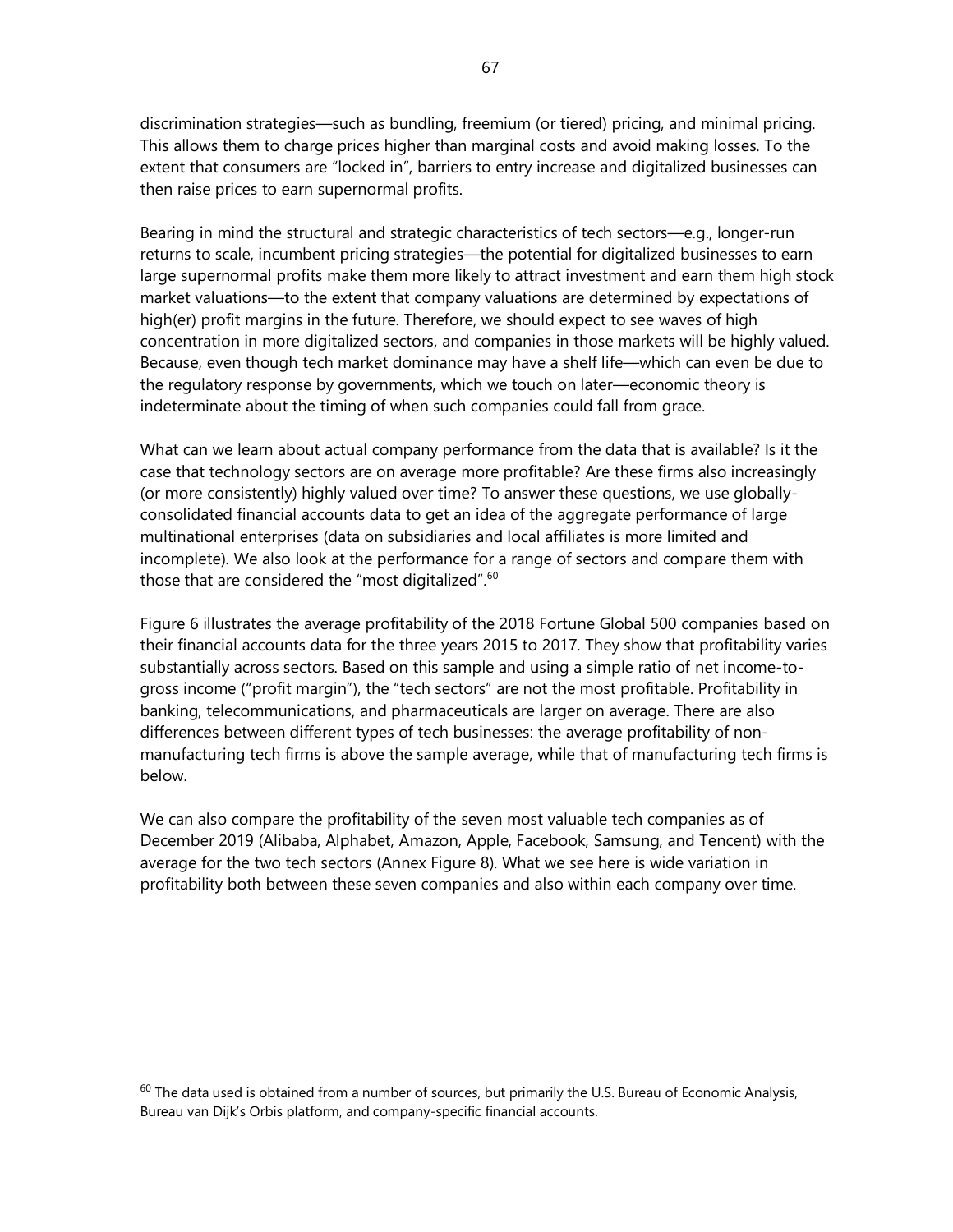discrimination strategies—such as bundling, freemium (or tiered) pricing, and minimal pricing. This allows them to charge prices higher than marginal costs and avoid making losses. To the extent that consumers are "locked in", barriers to entry increase and digitalized businesses can then raise prices to earn supernormal profits.

Bearing in mind the structural and strategic characteristics of tech sectors—e.g., longer-run returns to scale, incumbent pricing strategies—the potential for digitalized businesses to earn large supernormal profits make them more likely to attract investment and earn them high stock market valuations—to the extent that company valuations are determined by expectations of high(er) profit margins in the future. Therefore, we should expect to see waves of high concentration in more digitalized sectors, and companies in those markets will be highly valued. Because, even though tech market dominance may have a shelf life—which can even be due to the regulatory response by governments, which we touch on later—economic theory is indeterminate about the timing of when such companies could fall from grace.

What can we learn about actual company performance from the data that is available? Is it the case that technology sectors are on average more profitable? Are these firms also increasingly (or more consistently) highly valued over time? To answer these questions, we use globally-consolidated financial accounts data to get an idea of the aggregate performance of large multinational enterprises (data on subsidiaries and local affiliates is more limited and incomplete). We also look at the performance for a range of sectors and compare them with those that are considered the "most digitalized".[60]

Figure 6 illustrates the average profitability of the 2018 Fortune Global 500 companies based on their financial accounts data for the three years 2015 to 2017. They show that profitability varies substantially across sectors. Based on this sample and using a simple ratio of net income-to-gross income ("profit margin"), the "tech sectors" are not the most profitable. Profitability in banking, telecommunications, and pharmaceuticals are larger on average. There are also differences between different types of tech businesses: the average profitability of non-manufacturing tech firms is above the sample average, while that of manufacturing tech firms is below.

We can also compare the profitability of the seven most valuable tech companies as of December 2019 (Alibaba, Alphabet, Amazon, Apple, Facebook, Samsung, and Tencent) with the average for the two tech sectors (Annex Figure 8). What we see here is wide variation in profitability both between these seven companies and also within each company over time.

[60] The data used is obtained from a number of sources, but primarily the U.S. Bureau of Economic Analysis, Bureau van Dijk's Orbis platform, and company-specific financial accounts.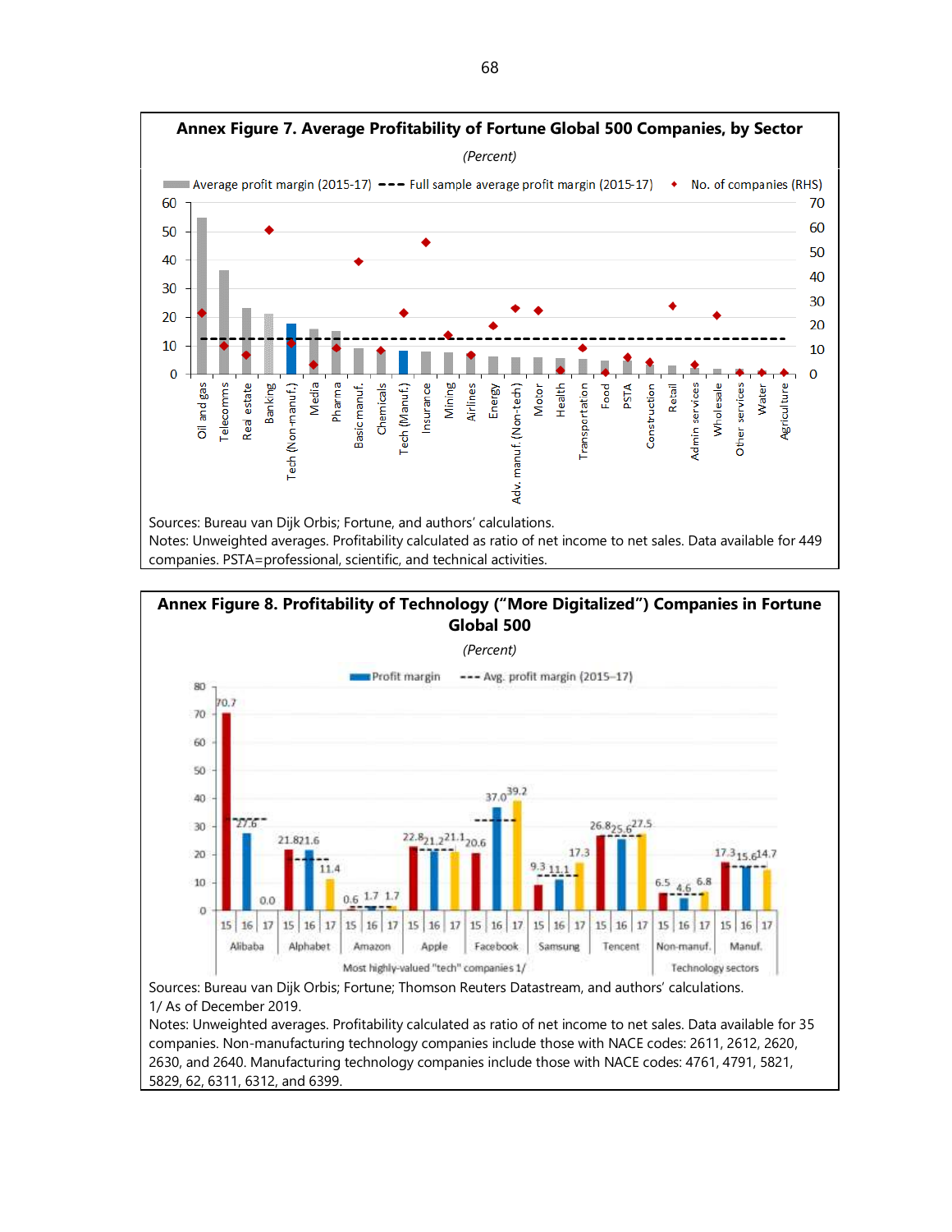### Annex Figure 7. Average Profitability of Fortune Global 500 Companies, by Sector

*(Percent)*

Sources: Bureau van Dijk Orbis; Fortune, and authors' calculations.
Notes: Unweighted averages. Profitability calculated as ratio of net income to net sales. Data available for 449 companies. PSTA=professional, scientific, and technical activities.

### Annex Figure 8. Profitability of Technology ("More Digitalized") Companies in Fortune Global 500

*(Percent)*

Sources: Bureau van Dijk Orbis; Fortune; Thomson Reuters Datastream, and authors' calculations.
1/ As of December 2019.
Notes: Unweighted averages. Profitability calculated as ratio of net income to net sales. Data available for 35 companies. Non-manufacturing technology companies include those with NACE codes: 2611, 2612, 2620, 2630, and 2640. Manufacturing technology companies include those with NACE codes: 4761, 4791, 5821, 5829, 62, 6311, 6312, and 6399.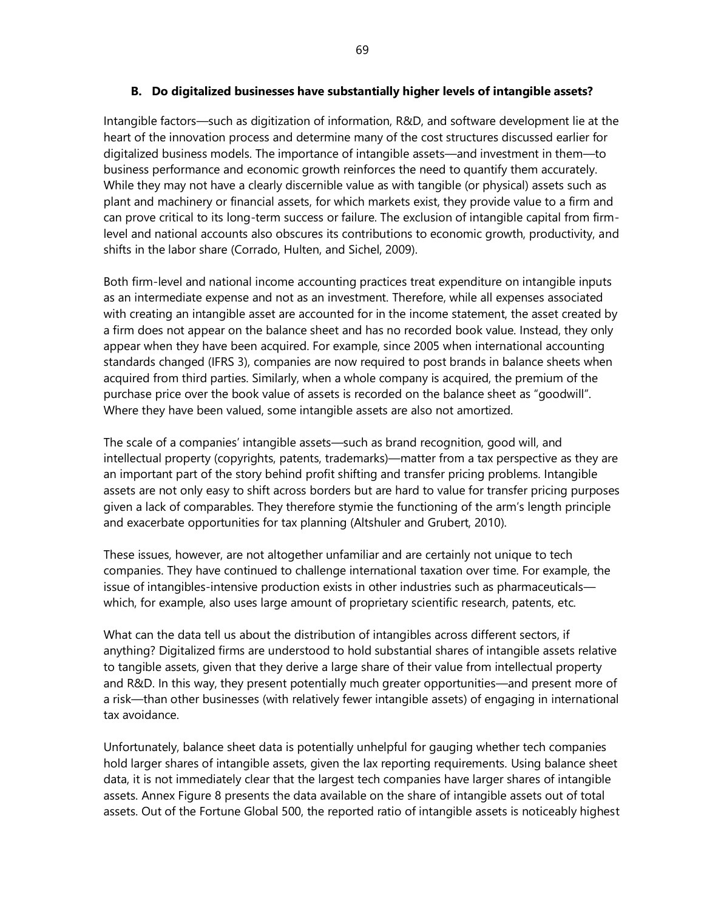### B. Do digitalized businesses have substantially higher levels of intangible assets?

Intangible factors—such as digitization of information, R&D, and software development lie at the heart of the innovation process and determine many of the cost structures discussed earlier for digitalized business models. The importance of intangible assets—and investment in them—to business performance and economic growth reinforces the need to quantify them accurately. While they may not have a clearly discernible value as with tangible (or physical) assets such as plant and machinery or financial assets, for which markets exist, they provide value to a firm and can prove critical to its long-term success or failure. The exclusion of intangible capital from firm-level and national accounts also obscures its contributions to economic growth, productivity, and shifts in the labor share (Corrado, Hulten, and Sichel, 2009).

Both firm-level and national income accounting practices treat expenditure on intangible inputs as an intermediate expense and not as an investment. Therefore, while all expenses associated with creating an intangible asset are accounted for in the income statement, the asset created by a firm does not appear on the balance sheet and has no recorded book value. Instead, they only appear when they have been acquired. For example, since 2005 when international accounting standards changed (IFRS 3), companies are now required to post brands in balance sheets when acquired from third parties. Similarly, when a whole company is acquired, the premium of the purchase price over the book value of assets is recorded on the balance sheet as "goodwill". Where they have been valued, some intangible assets are also not amortized.

The scale of a companies' intangible assets—such as brand recognition, good will, and intellectual property (copyrights, patents, trademarks)—matter from a tax perspective as they are an important part of the story behind profit shifting and transfer pricing problems. Intangible assets are not only easy to shift across borders but are hard to value for transfer pricing purposes given a lack of comparables. They therefore stymie the functioning of the arm's length principle and exacerbate opportunities for tax planning (Altshuler and Grubert, 2010).

These issues, however, are not altogether unfamiliar and are certainly not unique to tech companies. They have continued to challenge international taxation over time. For example, the issue of intangibles-intensive production exists in other industries such as pharmaceuticals—which, for example, also uses large amount of proprietary scientific research, patents, etc.

What can the data tell us about the distribution of intangibles across different sectors, if anything? Digitalized firms are understood to hold substantial shares of intangible assets relative to tangible assets, given that they derive a large share of their value from intellectual property and R&D. In this way, they present potentially much greater opportunities—and present more of a risk—than other businesses (with relatively fewer intangible assets) of engaging in international tax avoidance.

Unfortunately, balance sheet data is potentially unhelpful for gauging whether tech companies hold larger shares of intangible assets, given the lax reporting requirements. Using balance sheet data, it is not immediately clear that the largest tech companies have larger shares of intangible assets. Annex Figure 8 presents the data available on the share of intangible assets out of total assets. Out of the Fortune Global 500, the reported ratio of intangible assets is noticeably highest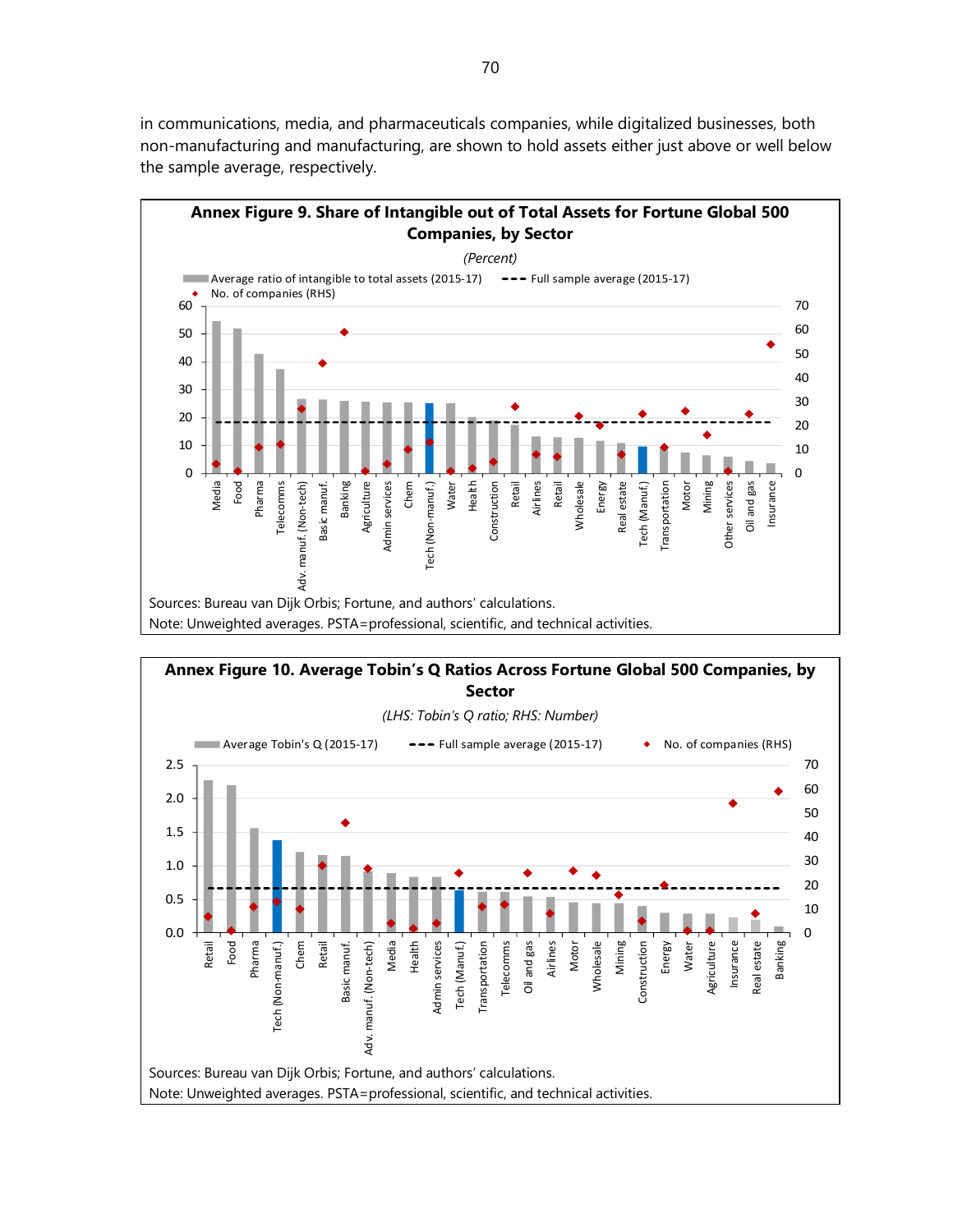in communications, media, and pharmaceuticals companies, while digitalized businesses, both non-manufacturing and manufacturing, are shown to hold assets either just above or well below the sample average, respectively.

**Annex Figure 9. Share of Intangible out of Total Assets for Fortune Global 500 Companies, by Sector**

*(Percent)*

Sources: Bureau van Dijk Orbis; Fortune, and authors' calculations.
Note: Unweighted averages. PSTA=professional, scientific, and technical activities.

**Annex Figure 10. Average Tobin's Q Ratios Across Fortune Global 500 Companies, by Sector**

*(LHS: Tobin's Q ratio; RHS: Number)*

Sources: Bureau van Dijk Orbis; Fortune, and authors' calculations.
Note: Unweighted averages. PSTA=professional, scientific, and technical activities.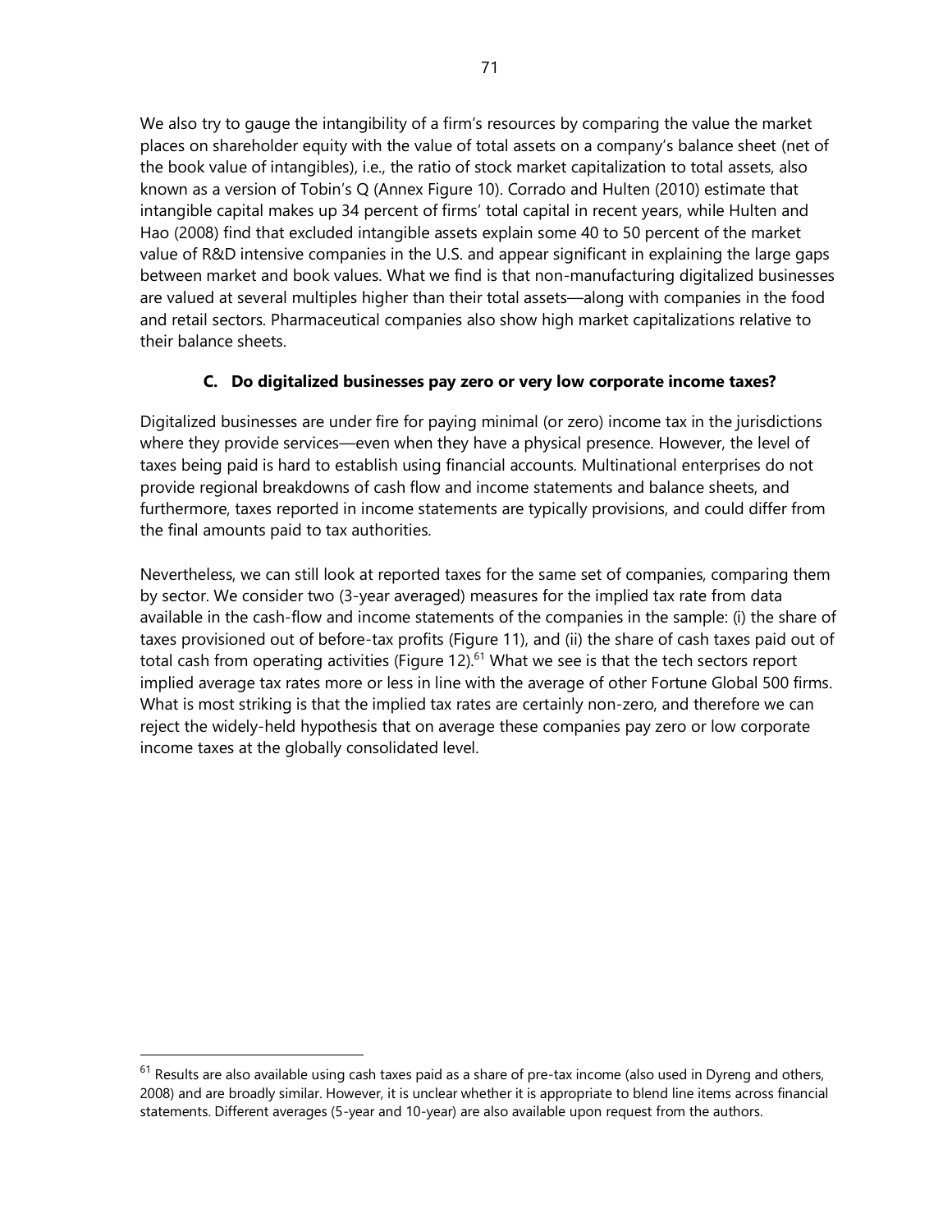We also try to gauge the intangibility of a firm's resources by comparing the value the market places on shareholder equity with the value of total assets on a company's balance sheet (net of the book value of intangibles), i.e., the ratio of stock market capitalization to total assets, also known as a version of Tobin's Q (Annex Figure 10). Corrado and Hulten (2010) estimate that intangible capital makes up 34 percent of firms' total capital in recent years, while Hulten and Hao (2008) find that excluded intangible assets explain some 40 to 50 percent of the market value of R&D intensive companies in the U.S. and appear significant in explaining the large gaps between market and book values. What we find is that non-manufacturing digitalized businesses are valued at several multiples higher than their total assets—along with companies in the food and retail sectors. Pharmaceutical companies also show high market capitalizations relative to their balance sheets.

### C. Do digitalized businesses pay zero or very low corporate income taxes?

Digitalized businesses are under fire for paying minimal (or zero) income tax in the jurisdictions where they provide services—even when they have a physical presence. However, the level of taxes being paid is hard to establish using financial accounts. Multinational enterprises do not provide regional breakdowns of cash flow and income statements and balance sheets, and furthermore, taxes reported in income statements are typically provisions, and could differ from the final amounts paid to tax authorities.

Nevertheless, we can still look at reported taxes for the same set of companies, comparing them by sector. We consider two (3-year averaged) measures for the implied tax rate from data available in the cash-flow and income statements of the companies in the sample: (i) the share of taxes provisioned out of before-tax profits (Figure 11), and (ii) the share of cash taxes paid out of total cash from operating activities (Figure 12).[61] What we see is that the tech sectors report implied average tax rates more or less in line with the average of other Fortune Global 500 firms. What is most striking is that the implied tax rates are certainly non-zero, and therefore we can reject the widely-held hypothesis that on average these companies pay zero or low corporate income taxes at the globally consolidated level.

[61] Results are also available using cash taxes paid as a share of pre-tax income (also used in Dyreng and others, 2008) and are broadly similar. However, it is unclear whether it is appropriate to blend line items across financial statements. Different averages (5-year and 10-year) are also available upon request from the authors.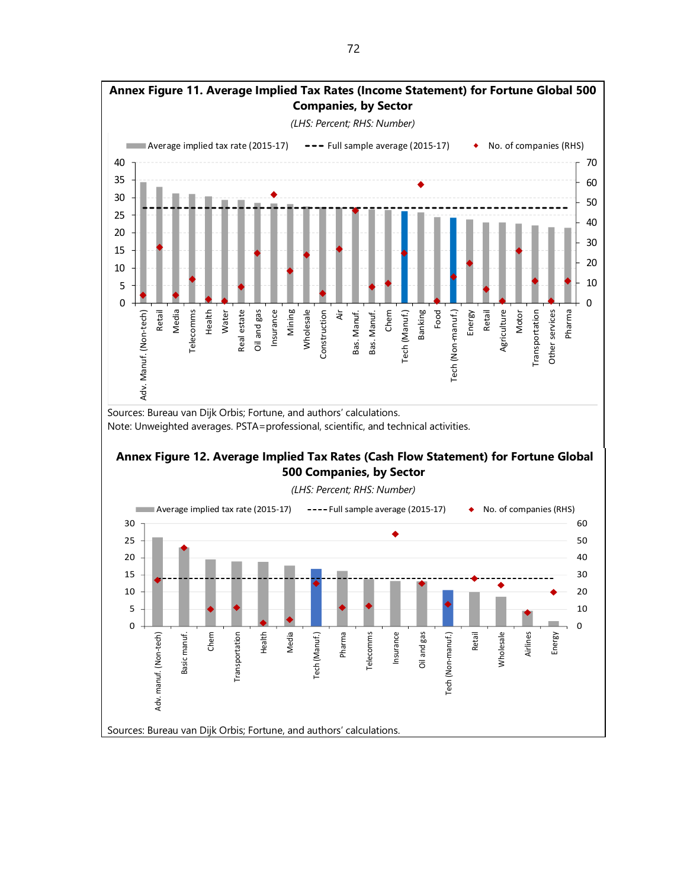**Annex Figure 11. Average Implied Tax Rates (Income Statement) for Fortune Global 500 Companies, by Sector**

*(LHS: Percent; RHS: Number)*

Average implied tax rate (2015-17) | Full sample average (2015-17) | No. of companies (RHS)

Adv. Manuf. (Non-tech), Retail, Media, Telecomms, Health, Water, Real estate, Oil and gas, Insurance, Mining, Wholesale, Construction, Air, Bas. Manuf., Bas. Manuf., Chem, Tech (Manuf.), Banking, Food, Tech (Non-manuf.), Energy, Retail, Agriculture, Motor, Transportation, Other services, Pharma

Sources: Bureau van Dijk Orbis; Fortune, and authors' calculations.
Note: Unweighted averages. PSTA=professional, scientific, and technical activities.

**Annex Figure 12. Average Implied Tax Rates (Cash Flow Statement) for Fortune Global 500 Companies, by Sector**

*(LHS: Percent; RHS: Number)*

Average implied tax rate (2015-17) | Full sample average (2015-17) | No. of companies (RHS)

Adv. manuf. (Non-tech), Basic manuf., Chem, Transportation, Health, Media, Tech (Manuf.), Pharma, Telecomms, Insurance, Oil and gas, Tech (Non-manuf.), Retail, Wholesale, Airlines, Energy

Sources: Bureau van Dijk Orbis; Fortune, and authors' calculations.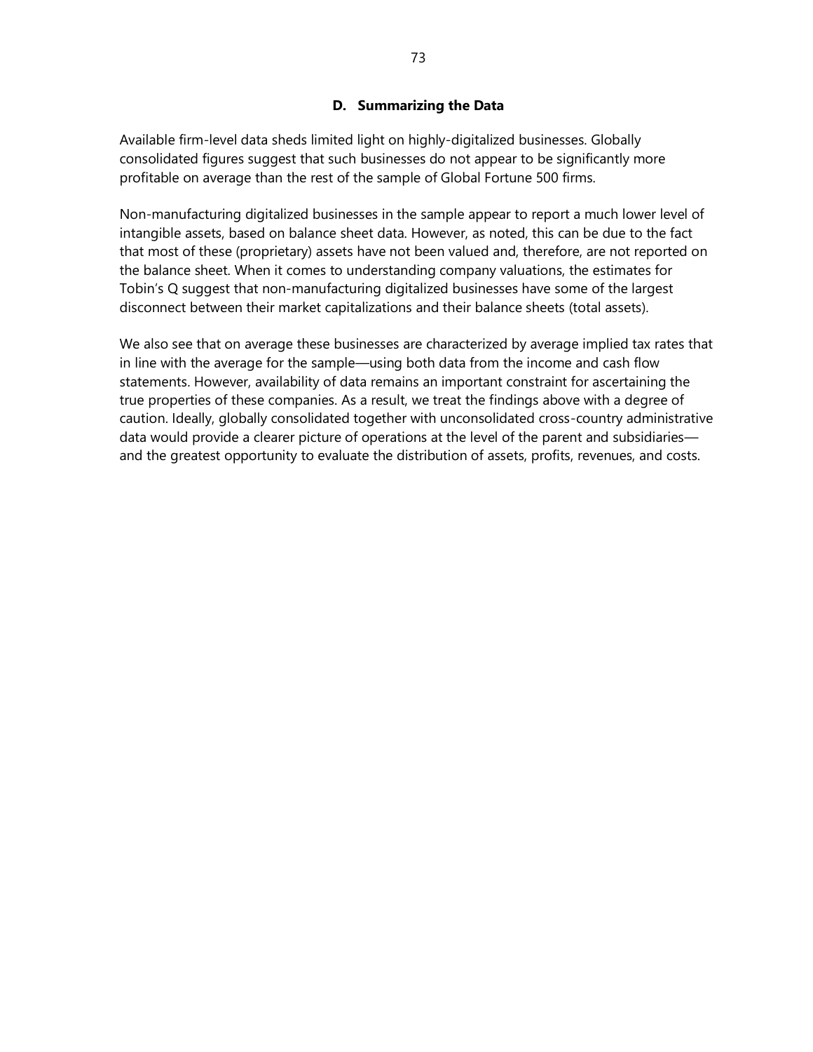### D. Summarizing the Data

Available firm-level data sheds limited light on highly-digitalized businesses. Globally consolidated figures suggest that such businesses do not appear to be significantly more profitable on average than the rest of the sample of Global Fortune 500 firms.

Non-manufacturing digitalized businesses in the sample appear to report a much lower level of intangible assets, based on balance sheet data. However, as noted, this can be due to the fact that most of these (proprietary) assets have not been valued and, therefore, are not reported on the balance sheet. When it comes to understanding company valuations, the estimates for Tobin's Q suggest that non-manufacturing digitalized businesses have some of the largest disconnect between their market capitalizations and their balance sheets (total assets).

We also see that on average these businesses are characterized by average implied tax rates that in line with the average for the sample—using both data from the income and cash flow statements. However, availability of data remains an important constraint for ascertaining the true properties of these companies. As a result, we treat the findings above with a degree of caution. Ideally, globally consolidated together with unconsolidated cross-country administrative data would provide a clearer picture of operations at the level of the parent and subsidiaries—and the greatest opportunity to evaluate the distribution of assets, profits, revenues, and costs.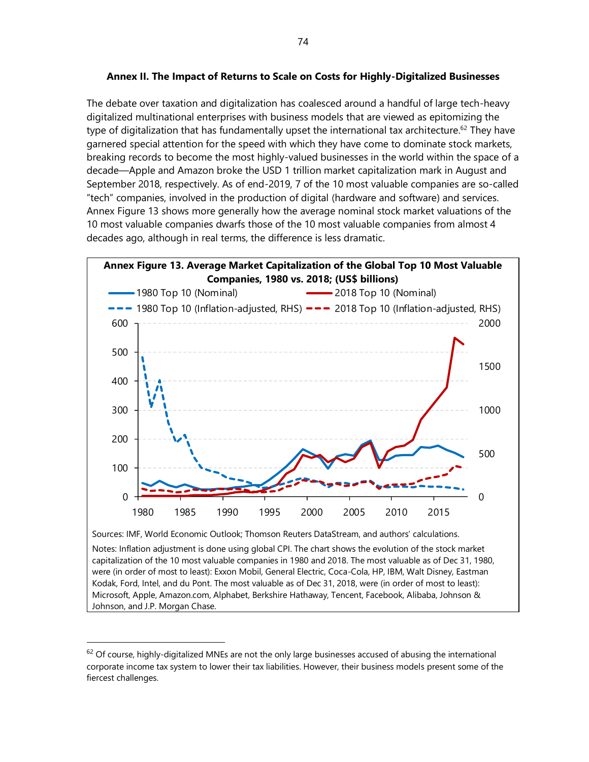**Annex II. The Impact of Returns to Scale on Costs for Highly-Digitalized Businesses**

The debate over taxation and digitalization has coalesced around a handful of large tech-heavy digitalized multinational enterprises with business models that are viewed as epitomizing the type of digitalization that has fundamentally upset the international tax architecture.[62] They have garnered special attention for the speed with which they have come to dominate stock markets, breaking records to become the most highly-valued businesses in the world within the space of a decade—Apple and Amazon broke the USD 1 trillion market capitalization mark in August and September 2018, respectively. As of end-2019, 7 of the 10 most valuable companies are so-called "tech" companies, involved in the production of digital (hardware and software) and services. Annex Figure 13 shows more generally how the average nominal stock market valuations of the 10 most valuable companies dwarfs those of the 10 most valuable companies from almost 4 decades ago, although in real terms, the difference is less dramatic.

**Annex Figure 13. Average Market Capitalization of the Global Top 10 Most Valuable Companies, 1980 vs. 2018; (US$ billions)**

Sources: IMF, World Economic Outlook; Thomson Reuters DataStream, and authors' calculations.

Notes: Inflation adjustment is done using global CPI. The chart shows the evolution of the stock market capitalization of the 10 most valuable companies in 1980 and 2018. The most valuable as of Dec 31, 1980, were (in order of most to least): Exxon Mobil, General Electric, Coca-Cola, HP, IBM, Walt Disney, Eastman Kodak, Ford, Intel, and du Pont. The most valuable as of Dec 31, 2018, were (in order of most to least): Microsoft, Apple, Amazon.com, Alphabet, Berkshire Hathaway, Tencent, Facebook, Alibaba, Johnson & Johnson, and J.P. Morgan Chase.

---

[62] Of course, highly-digitalized MNEs are not the only large businesses accused of abusing the international corporate income tax system to lower their tax liabilities. However, their business models present some of the fiercest challenges.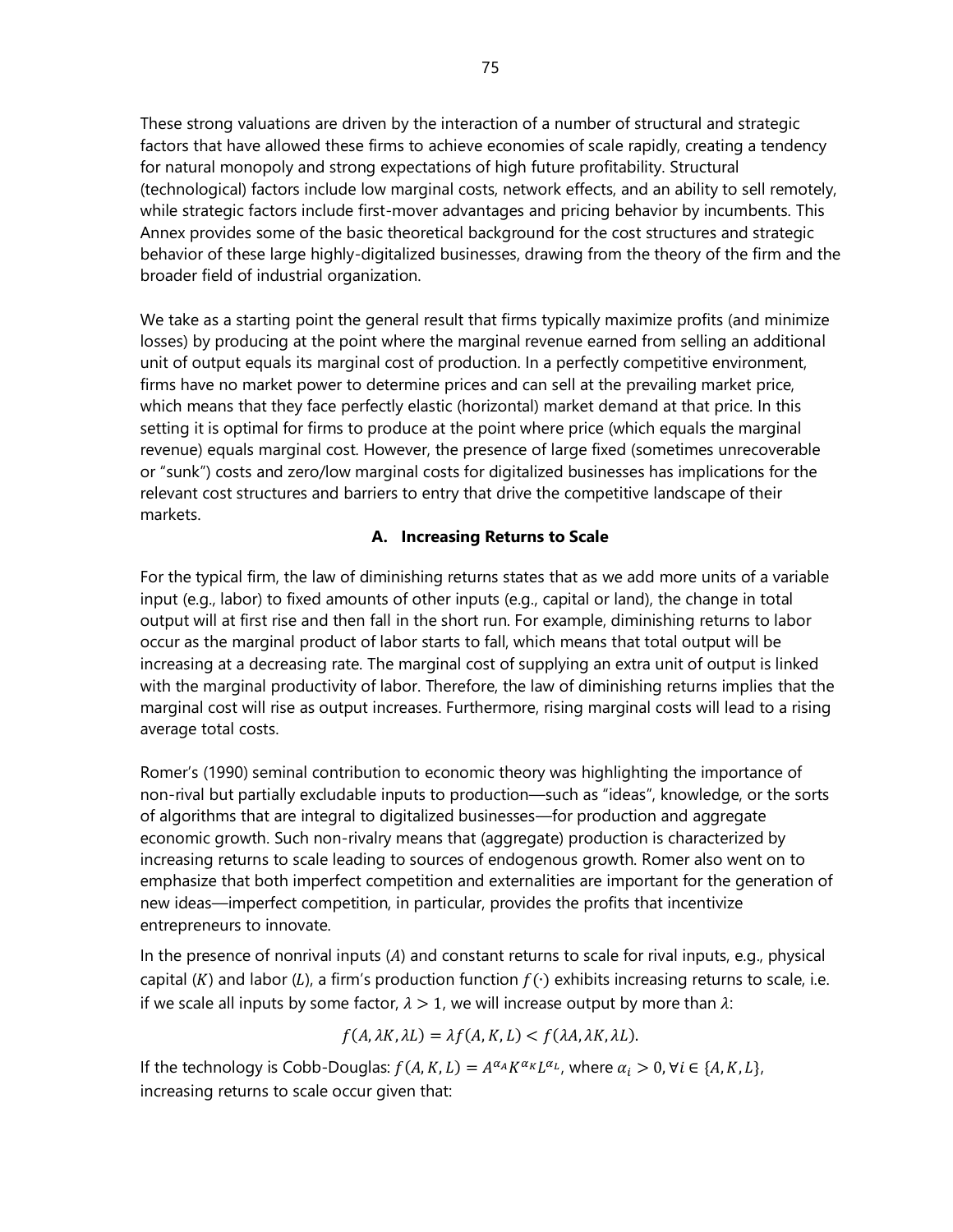These strong valuations are driven by the interaction of a number of structural and strategic factors that have allowed these firms to achieve economies of scale rapidly, creating a tendency for natural monopoly and strong expectations of high future profitability. Structural (technological) factors include low marginal costs, network effects, and an ability to sell remotely, while strategic factors include first-mover advantages and pricing behavior by incumbents. This Annex provides some of the basic theoretical background for the cost structures and strategic behavior of these large highly-digitalized businesses, drawing from the theory of the firm and the broader field of industrial organization.

We take as a starting point the general result that firms typically maximize profits (and minimize losses) by producing at the point where the marginal revenue earned from selling an additional unit of output equals its marginal cost of production. In a perfectly competitive environment, firms have no market power to determine prices and can sell at the prevailing market price, which means that they face perfectly elastic (horizontal) market demand at that price. In this setting it is optimal for firms to produce at the point where price (which equals the marginal revenue) equals marginal cost. However, the presence of large fixed (sometimes unrecoverable or "sunk") costs and zero/low marginal costs for digitalized businesses has implications for the relevant cost structures and barriers to entry that drive the competitive landscape of their markets.

### A. Increasing Returns to Scale

For the typical firm, the law of diminishing returns states that as we add more units of a variable input (e.g., labor) to fixed amounts of other inputs (e.g., capital or land), the change in total output will at first rise and then fall in the short run. For example, diminishing returns to labor occur as the marginal product of labor starts to fall, which means that total output will be increasing at a decreasing rate. The marginal cost of supplying an extra unit of output is linked with the marginal productivity of labor. Therefore, the law of diminishing returns implies that the marginal cost will rise as output increases. Furthermore, rising marginal costs will lead to a rising average total costs.

Romer's (1990) seminal contribution to economic theory was highlighting the importance of non-rival but partially excludable inputs to production—such as "ideas", knowledge, or the sorts of algorithms that are integral to digitalized businesses—for production and aggregate economic growth. Such non-rivalry means that (aggregate) production is characterized by increasing returns to scale leading to sources of endogenous growth. Romer also went on to emphasize that both imperfect competition and externalities are important for the generation of new ideas—imperfect competition, in particular, provides the profits that incentivize entrepreneurs to innovate.

In the presence of nonrival inputs ($A$) and constant returns to scale for rival inputs, e.g., physical capital ($K$) and labor ($L$), a firm's production function $f(\cdot)$ exhibits increasing returns to scale, i.e. if we scale all inputs by some factor, $\lambda > 1$, we will increase output by more than $\lambda$:

$$f(A, \lambda K, \lambda L) = \lambda f(A, K, L) < f(\lambda A, \lambda K, \lambda L).$$

If the technology is Cobb-Douglas: $f(A, K, L) = A^{\alpha_A} K^{\alpha_K} L^{\alpha_L}$, where $\alpha_i > 0, \forall i \in \{A, K, L\}$, increasing returns to scale occur given that: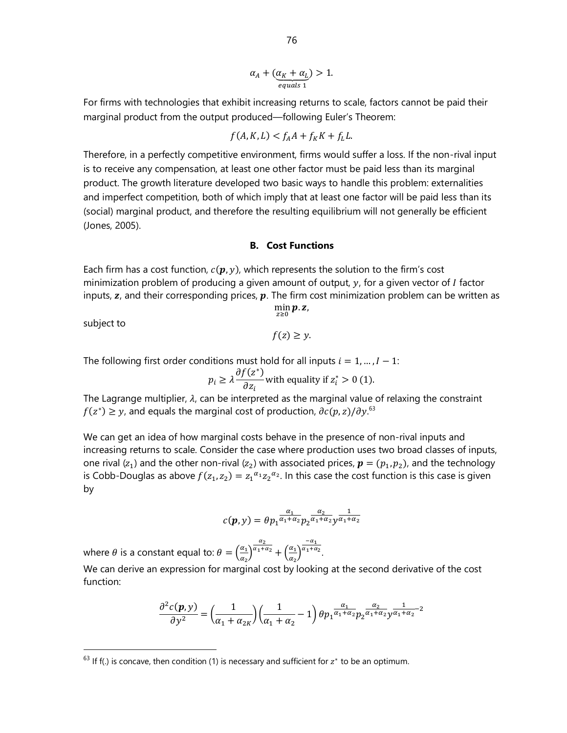$$\alpha_A + (\underbrace{\alpha_K + \alpha_L}_{equals\ 1}) > 1.$$

For firms with technologies that exhibit increasing returns to scale, factors cannot be paid their marginal product from the output produced—following Euler's Theorem:

$$f(A,K,L) < f_A A + f_K K + f_L L.$$

Therefore, in a perfectly competitive environment, firms would suffer a loss. If the non-rival input is to receive any compensation, at least one other factor must be paid less than its marginal product. The growth literature developed two basic ways to handle this problem: externalities and imperfect competition, both of which imply that at least one factor will be paid less than its (social) marginal product, and therefore the resulting equilibrium will not generally be efficient (Jones, 2005).

### B. Cost Functions

Each firm has a cost function, $c(\boldsymbol{p}, y)$, which represents the solution to the firm's cost minimization problem of producing a given amount of output, $y$, for a given vector of $I$ factor inputs, $\boldsymbol{z}$, and their corresponding prices, $\boldsymbol{p}$. The firm cost minimization problem can be written as

$$\min_{z \geq 0} \boldsymbol{p}.\boldsymbol{z},$$

subject to

$$f(z) \geq y.$$

The following first order conditions must hold for all inputs $i = 1, \ldots, I-1$:

$$p_i \geq \lambda \frac{\partial f(z^*)}{\partial z_i} \text{ with equality if } z_i^* > 0 \text{ (1).}$$

The Lagrange multiplier, $\lambda$, can be interpreted as the marginal value of relaxing the constraint $f(z^*) \geq y$, and equals the marginal cost of production, $\partial c(p,z)/\partial y$.[63]

We can get an idea of how marginal costs behave in the presence of non-rival inputs and increasing returns to scale. Consider the case where production uses two broad classes of inputs, one rival ($z_1$) and the other non-rival ($z_2$) with associated prices, $\boldsymbol{p} = (p_1, p_2)$, and the technology is Cobb-Douglas as above $f(z_1, z_2) = {z_1}^{\alpha_1} {z_2}^{\alpha_2}$. In this case the cost function is this case is given by

$$c(\boldsymbol{p}, y) = \theta {p_1}^{\frac{\alpha_1}{\alpha_1+\alpha_2}} {p_2}^{\frac{\alpha_2}{\alpha_1+\alpha_2}} y^{\frac{1}{\alpha_1+\alpha_2}}$$

where $\theta$ is a constant equal to: $\theta = \left(\frac{\alpha_1}{\alpha_2}\right)^{\frac{\alpha_2}{\alpha_1+\alpha_2}} + \left(\frac{\alpha_1}{\alpha_2}\right)^{\frac{-\alpha_1}{\alpha_1+\alpha_2}}$.

We can derive an expression for marginal cost by looking at the second derivative of the cost function:

$$\frac{\partial^2 c(\boldsymbol{p}, y)}{\partial y^2} = \left(\frac{1}{\alpha_1 + \alpha_{2K}}\right)\left(\frac{1}{\alpha_1 + \alpha_2} - 1\right) \theta {p_1}^{\frac{\alpha_1}{\alpha_1+\alpha_2}} {p_2}^{\frac{\alpha_2}{\alpha_1+\alpha_2}} y^{\frac{1}{\alpha_1+\alpha_2}-2}$$

---

[63] If f(.) is concave, then condition (1) is necessary and sufficient for $z^*$ to be an optimum.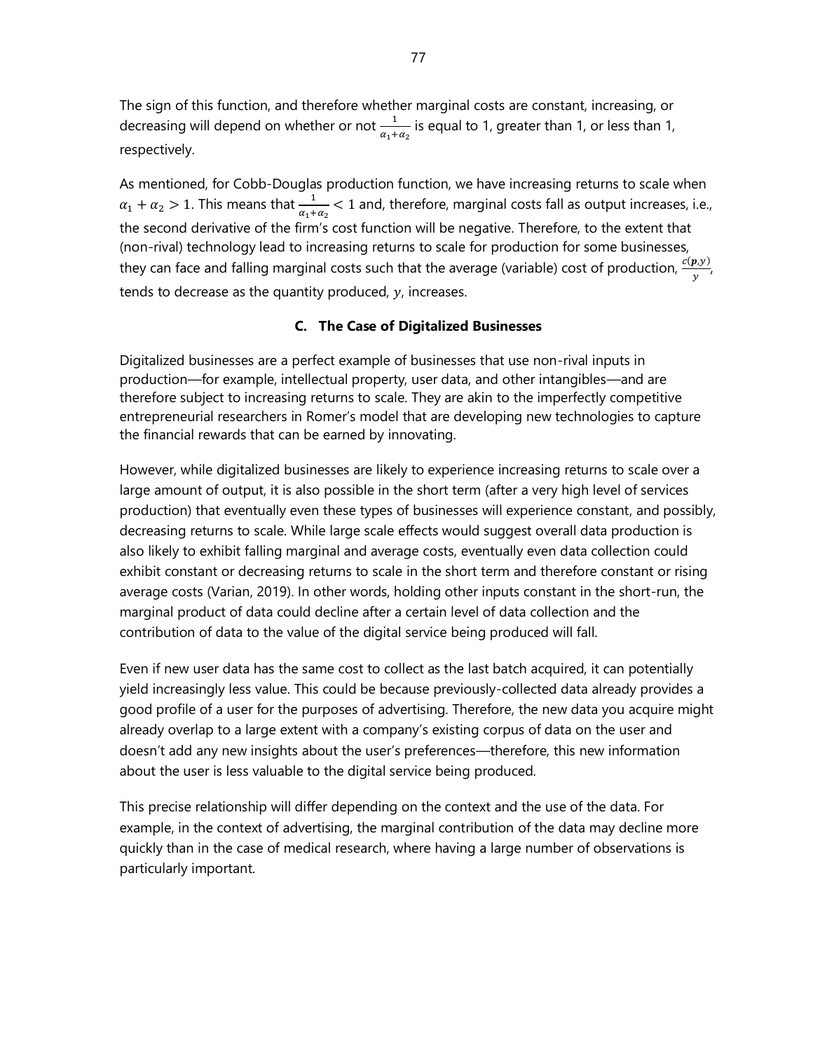The sign of this function, and therefore whether marginal costs are constant, increasing, or decreasing will depend on whether or not $\frac{1}{\alpha_1+\alpha_2}$ is equal to 1, greater than 1, or less than 1, respectively.

As mentioned, for Cobb-Douglas production function, we have increasing returns to scale when $\alpha_1 + \alpha_2 > 1$. This means that $\frac{1}{\alpha_1+\alpha_2} < 1$ and, therefore, marginal costs fall as output increases, i.e., the second derivative of the firm's cost function will be negative. Therefore, to the extent that (non-rival) technology lead to increasing returns to scale for production for some businesses, they can face and falling marginal costs such that the average (variable) cost of production, $\frac{c(\boldsymbol{p},y)}{y}$, tends to decrease as the quantity produced, $y$, increases.

### C. The Case of Digitalized Businesses

Digitalized businesses are a perfect example of businesses that use non-rival inputs in production—for example, intellectual property, user data, and other intangibles—and are therefore subject to increasing returns to scale. They are akin to the imperfectly competitive entrepreneurial researchers in Romer's model that are developing new technologies to capture the financial rewards that can be earned by innovating.

However, while digitalized businesses are likely to experience increasing returns to scale over a large amount of output, it is also possible in the short term (after a very high level of services production) that eventually even these types of businesses will experience constant, and possibly, decreasing returns to scale. While large scale effects would suggest overall data production is also likely to exhibit falling marginal and average costs, eventually even data collection could exhibit constant or decreasing returns to scale in the short term and therefore constant or rising average costs (Varian, 2019). In other words, holding other inputs constant in the short-run, the marginal product of data could decline after a certain level of data collection and the contribution of data to the value of the digital service being produced will fall.

Even if new user data has the same cost to collect as the last batch acquired, it can potentially yield increasingly less value. This could be because previously-collected data already provides a good profile of a user for the purposes of advertising. Therefore, the new data you acquire might already overlap to a large extent with a company's existing corpus of data on the user and doesn't add any new insights about the user's preferences—therefore, this new information about the user is less valuable to the digital service being produced.

This precise relationship will differ depending on the context and the use of the data. For example, in the context of advertising, the marginal contribution of the data may decline more quickly than in the case of medical research, where having a large number of observations is particularly important.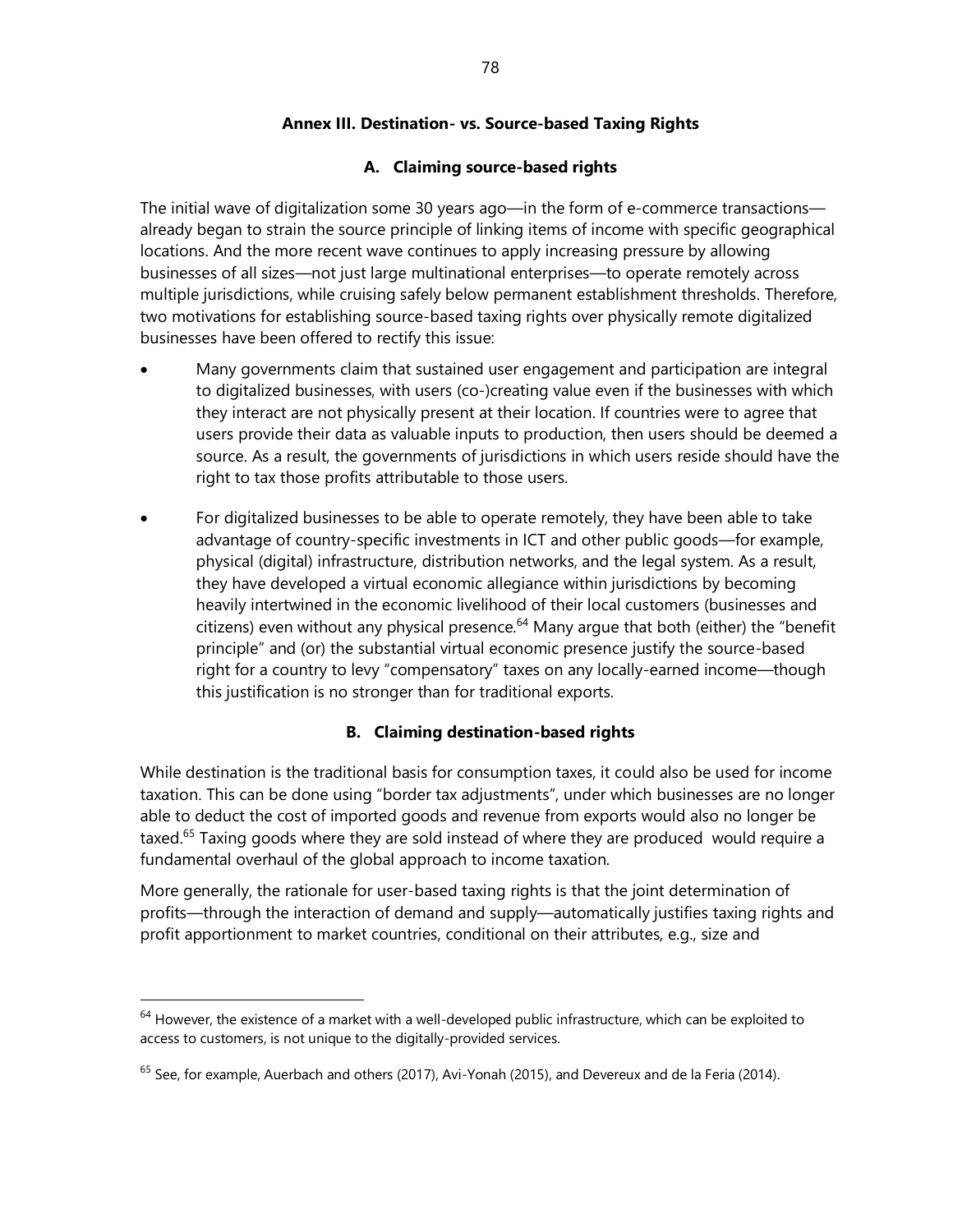## Annex III. Destination- vs. Source-based Taxing Rights

### A. Claiming source-based rights

The initial wave of digitalization some 30 years ago—in the form of e-commerce transactions—already began to strain the source principle of linking items of income with specific geographical locations. And the more recent wave continues to apply increasing pressure by allowing businesses of all sizes—not just large multinational enterprises—to operate remotely across multiple jurisdictions, while cruising safely below permanent establishment thresholds. Therefore, two motivations for establishing source-based taxing rights over physically remote digitalized businesses have been offered to rectify this issue:

- Many governments claim that sustained user engagement and participation are integral to digitalized businesses, with users (co-)creating value even if the businesses with which they interact are not physically present at their location. If countries were to agree that users provide their data as valuable inputs to production, then users should be deemed a source. As a result, the governments of jurisdictions in which users reside should have the right to tax those profits attributable to those users.

- For digitalized businesses to be able to operate remotely, they have been able to take advantage of country-specific investments in ICT and other public goods—for example, physical (digital) infrastructure, distribution networks, and the legal system. As a result, they have developed a virtual economic allegiance within jurisdictions by becoming heavily intertwined in the economic livelihood of their local customers (businesses and citizens) even without any physical presence.[64] Many argue that both (either) the "benefit principle" and (or) the substantial virtual economic presence justify the source-based right for a country to levy "compensatory" taxes on any locally-earned income—though this justification is no stronger than for traditional exports.

### B. Claiming destination-based rights

While destination is the traditional basis for consumption taxes, it could also be used for income taxation. This can be done using "border tax adjustments", under which businesses are no longer able to deduct the cost of imported goods and revenue from exports would also no longer be taxed.[65] Taxing goods where they are sold instead of where they are produced would require a fundamental overhaul of the global approach to income taxation.

More generally, the rationale for user-based taxing rights is that the joint determination of profits—through the interaction of demand and supply—automatically justifies taxing rights and profit apportionment to market countries, conditional on their attributes, e.g., size and

---

[64] However, the existence of a market with a well-developed public infrastructure, which can be exploited to access to customers, is not unique to the digitally-provided services.

[65] See, for example, Auerbach and others (2017), Avi-Yonah (2015), and Devereux and de la Feria (2014).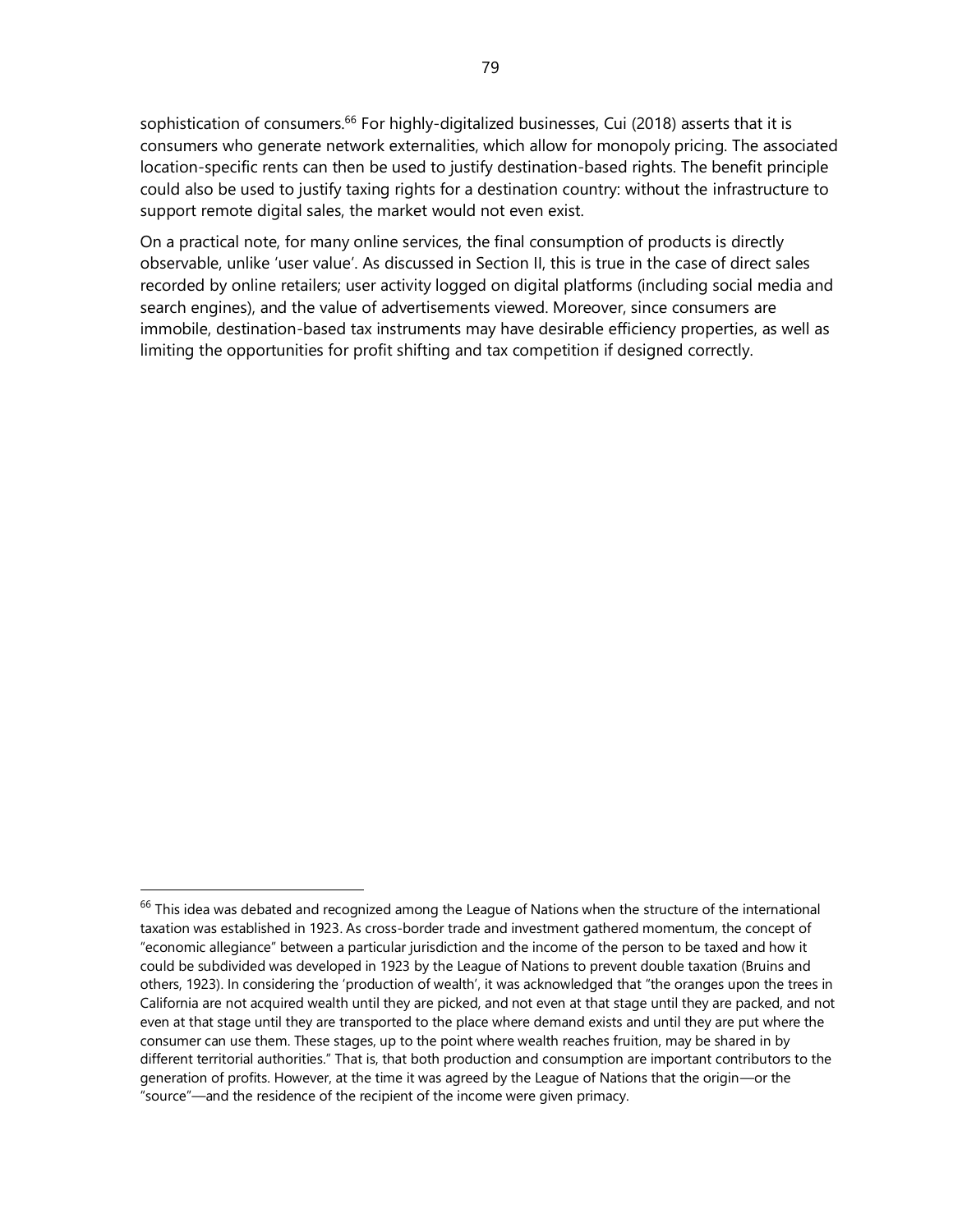sophistication of consumers.[66] For highly-digitalized businesses, Cui (2018) asserts that it is consumers who generate network externalities, which allow for monopoly pricing. The associated location-specific rents can then be used to justify destination-based rights. The benefit principle could also be used to justify taxing rights for a destination country: without the infrastructure to support remote digital sales, the market would not even exist.

On a practical note, for many online services, the final consumption of products is directly observable, unlike 'user value'. As discussed in Section II, this is true in the case of direct sales recorded by online retailers; user activity logged on digital platforms (including social media and search engines), and the value of advertisements viewed. Moreover, since consumers are immobile, destination-based tax instruments may have desirable efficiency properties, as well as limiting the opportunities for profit shifting and tax competition if designed correctly.

---

[66] This idea was debated and recognized among the League of Nations when the structure of the international taxation was established in 1923. As cross-border trade and investment gathered momentum, the concept of "economic allegiance" between a particular jurisdiction and the income of the person to be taxed and how it could be subdivided was developed in 1923 by the League of Nations to prevent double taxation (Bruins and others, 1923). In considering the 'production of wealth', it was acknowledged that "the oranges upon the trees in California are not acquired wealth until they are picked, and not even at that stage until they are packed, and not even at that stage until they are transported to the place where demand exists and until they are put where the consumer can use them. These stages, up to the point where wealth reaches fruition, may be shared in by different territorial authorities." That is, that both production and consumption are important contributors to the generation of profits. However, at the time it was agreed by the League of Nations that the origin—or the "source"—and the residence of the recipient of the income were given primacy.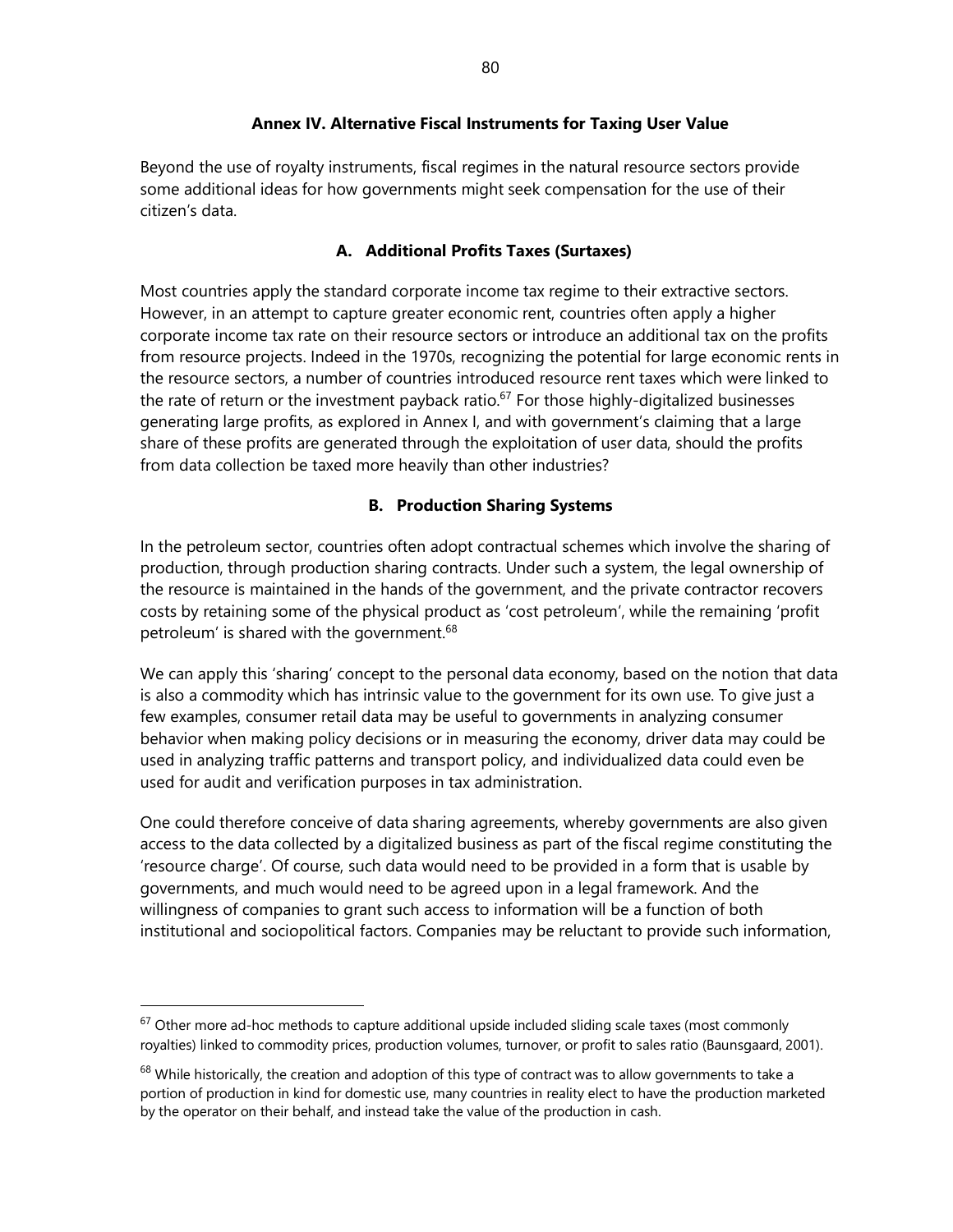## Annex IV. Alternative Fiscal Instruments for Taxing User Value

Beyond the use of royalty instruments, fiscal regimes in the natural resource sectors provide some additional ideas for how governments might seek compensation for the use of their citizen's data.

### A. Additional Profits Taxes (Surtaxes)

Most countries apply the standard corporate income tax regime to their extractive sectors. However, in an attempt to capture greater economic rent, countries often apply a higher corporate income tax rate on their resource sectors or introduce an additional tax on the profits from resource projects. Indeed in the 1970s, recognizing the potential for large economic rents in the resource sectors, a number of countries introduced resource rent taxes which were linked to the rate of return or the investment payback ratio.[67] For those highly-digitalized businesses generating large profits, as explored in Annex I, and with government's claiming that a large share of these profits are generated through the exploitation of user data, should the profits from data collection be taxed more heavily than other industries?

### B. Production Sharing Systems

In the petroleum sector, countries often adopt contractual schemes which involve the sharing of production, through production sharing contracts. Under such a system, the legal ownership of the resource is maintained in the hands of the government, and the private contractor recovers costs by retaining some of the physical product as 'cost petroleum', while the remaining 'profit petroleum' is shared with the government.[68]

We can apply this 'sharing' concept to the personal data economy, based on the notion that data is also a commodity which has intrinsic value to the government for its own use. To give just a few examples, consumer retail data may be useful to governments in analyzing consumer behavior when making policy decisions or in measuring the economy, driver data may could be used in analyzing traffic patterns and transport policy, and individualized data could even be used for audit and verification purposes in tax administration.

One could therefore conceive of data sharing agreements, whereby governments are also given access to the data collected by a digitalized business as part of the fiscal regime constituting the 'resource charge'. Of course, such data would need to be provided in a form that is usable by governments, and much would need to be agreed upon in a legal framework. And the willingness of companies to grant such access to information will be a function of both institutional and sociopolitical factors. Companies may be reluctant to provide such information,

---

[67] Other more ad-hoc methods to capture additional upside included sliding scale taxes (most commonly royalties) linked to commodity prices, production volumes, turnover, or profit to sales ratio (Baunsgaard, 2001).

[68] While historically, the creation and adoption of this type of contract was to allow governments to take a portion of production in kind for domestic use, many countries in reality elect to have the production marketed by the operator on their behalf, and instead take the value of the production in cash.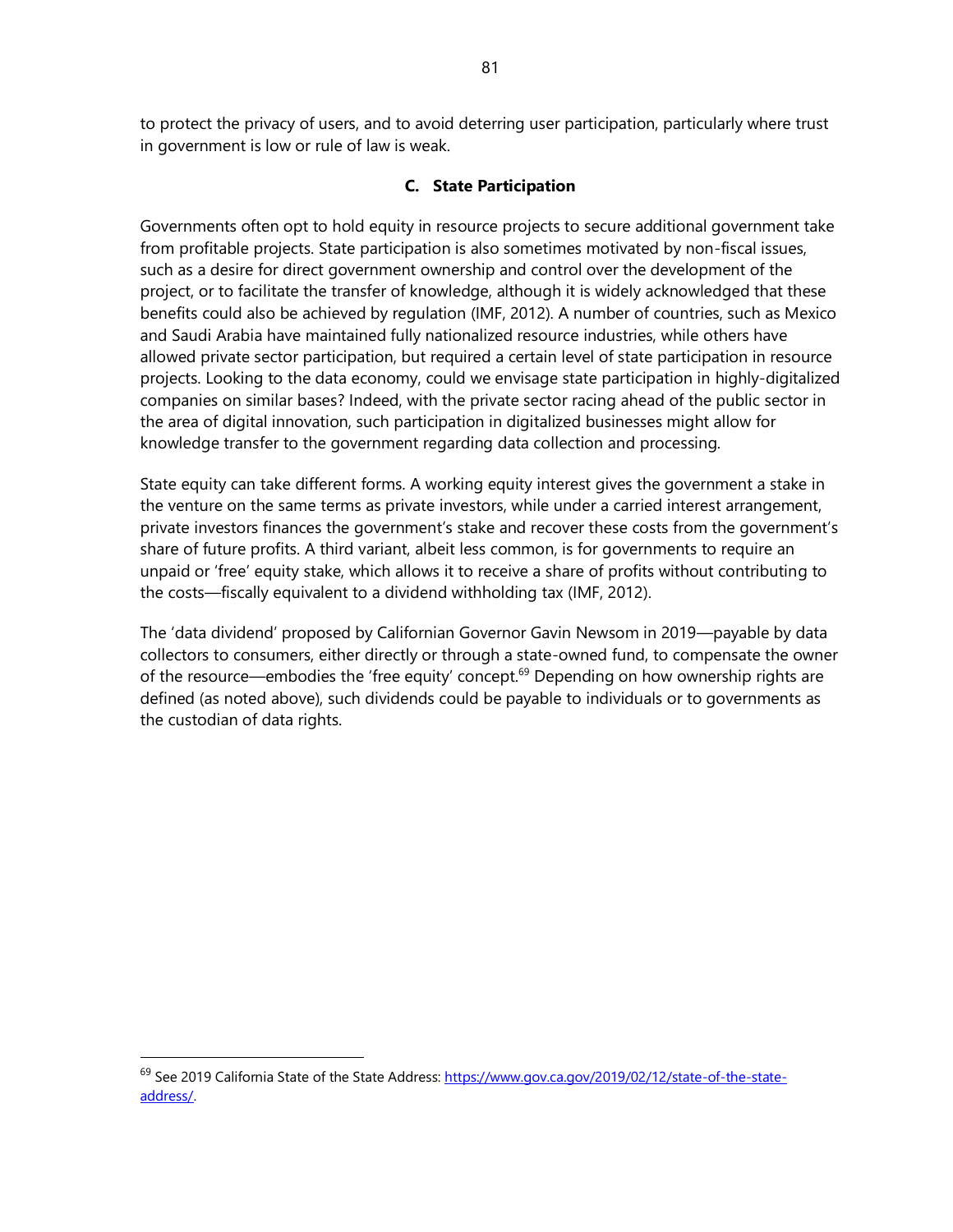to protect the privacy of users, and to avoid deterring user participation, particularly where trust in government is low or rule of law is weak.

### C. State Participation

Governments often opt to hold equity in resource projects to secure additional government take from profitable projects. State participation is also sometimes motivated by non-fiscal issues, such as a desire for direct government ownership and control over the development of the project, or to facilitate the transfer of knowledge, although it is widely acknowledged that these benefits could also be achieved by regulation (IMF, 2012). A number of countries, such as Mexico and Saudi Arabia have maintained fully nationalized resource industries, while others have allowed private sector participation, but required a certain level of state participation in resource projects. Looking to the data economy, could we envisage state participation in highly-digitalized companies on similar bases? Indeed, with the private sector racing ahead of the public sector in the area of digital innovation, such participation in digitalized businesses might allow for knowledge transfer to the government regarding data collection and processing.

State equity can take different forms. A working equity interest gives the government a stake in the venture on the same terms as private investors, while under a carried interest arrangement, private investors finances the government's stake and recover these costs from the government's share of future profits. A third variant, albeit less common, is for governments to require an unpaid or 'free' equity stake, which allows it to receive a share of profits without contributing to the costs—fiscally equivalent to a dividend withholding tax (IMF, 2012).

The 'data dividend' proposed by Californian Governor Gavin Newsom in 2019—payable by data collectors to consumers, either directly or through a state-owned fund, to compensate the owner of the resource—embodies the 'free equity' concept.[69] Depending on how ownership rights are defined (as noted above), such dividends could be payable to individuals or to governments as the custodian of data rights.

[69] See 2019 California State of the State Address: https://www.gov.ca.gov/2019/02/12/state-of-the-state-address/.